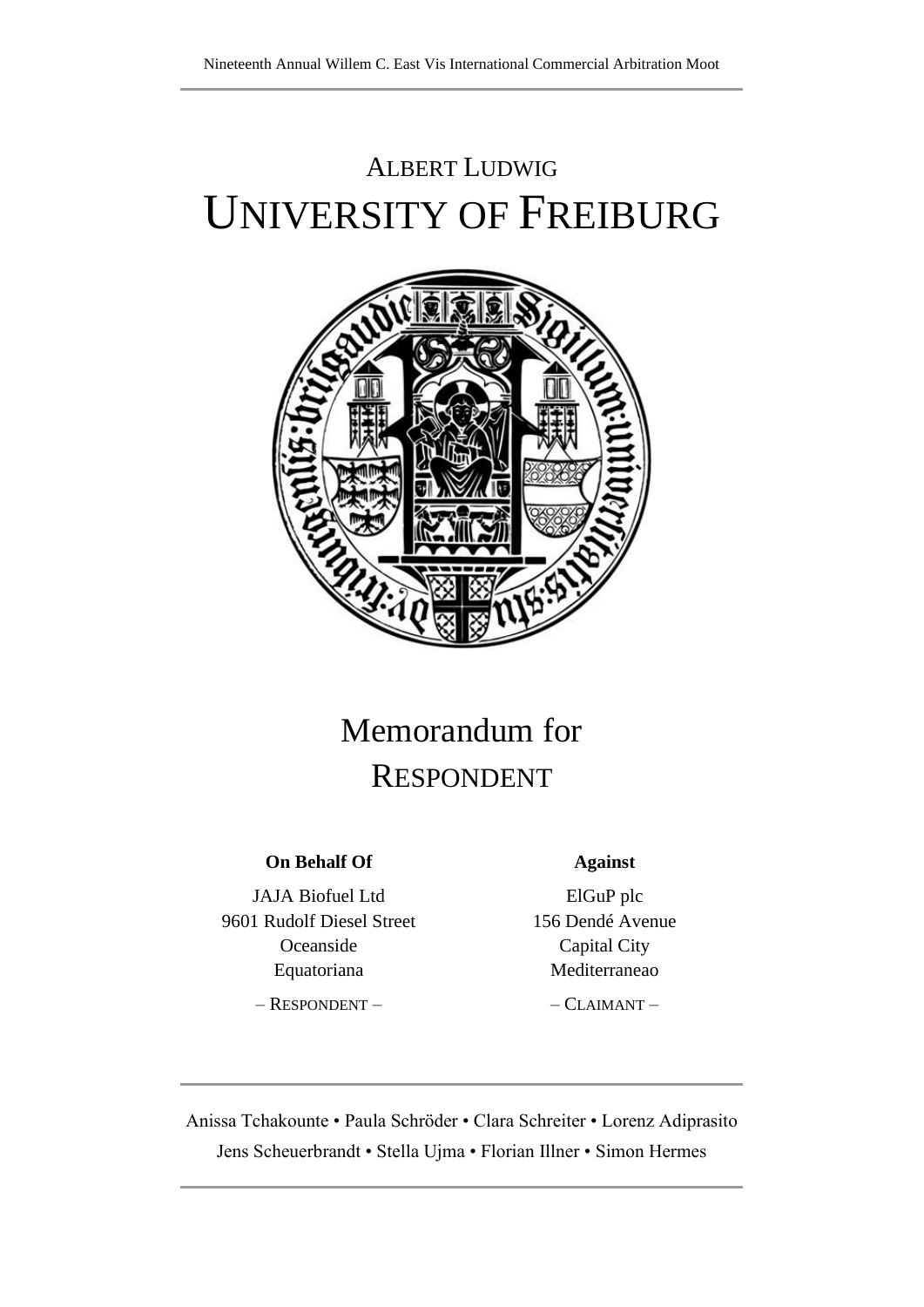Nineteenth Annual Willem C. East Vis International Commercial Arbitration Moot

# ALBERT LUDWIG
# UNIVERSITY OF FREIBURG

## Memorandum for RESPONDENT

| On Behalf Of | Against |
|---|---|
| JAJA Biofuel Ltd | ElGuP plc |
| 9601 Rudolf Diesel Street | 156 Dendé Avenue |
| Oceanside | Capital City |
| Equatoriana | Mediterraneao |
| – RESPONDENT – | – CLAIMANT – |

Anissa Tchakounte • Paula Schröder • Clara Schreiter • Lorenz Adiprasito
Jens Scheuerbrandt • Stella Ujma • Florian Illner • Simon Hermes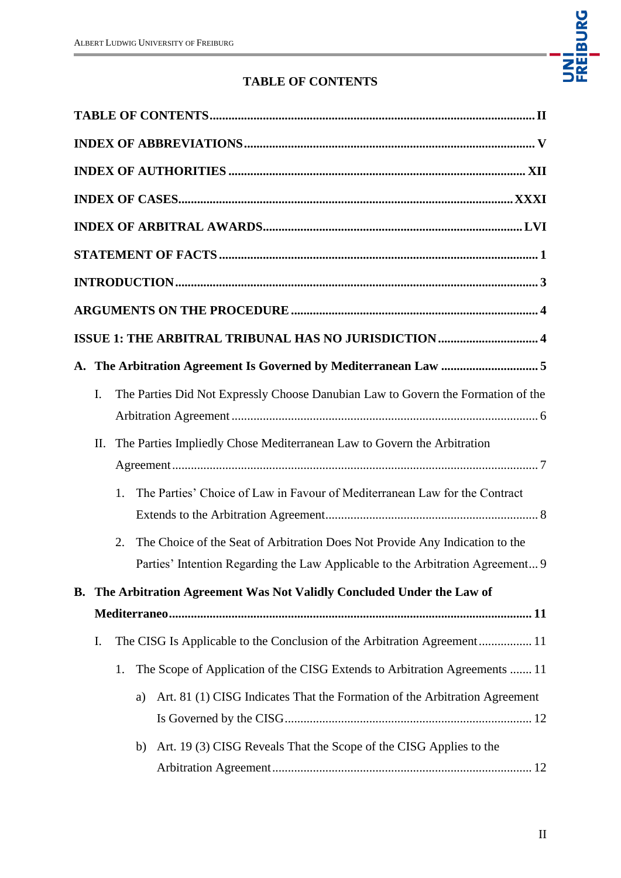# TABLE OF CONTENTS

**TABLE OF CONTENTS** ..... **II**

**INDEX OF ABBREVIATIONS** ..... **V**

**INDEX OF AUTHORITIES** ..... **XII**

**INDEX OF CASES** ..... **XXXI**

**INDEX OF ARBITRAL AWARDS** ..... **LVI**

**STATEMENT OF FACTS** ..... **1**

**INTRODUCTION** ..... **3**

**ARGUMENTS ON THE PROCEDURE** ..... **4**

**ISSUE 1: THE ARBITRAL TRIBUNAL HAS NO JURISDICTION** ..... **4**

**A. The Arbitration Agreement Is Governed by Mediterranean Law** ..... **5**

- I. The Parties Did Not Expressly Choose Danubian Law to Govern the Formation of the Arbitration Agreement ..... 6
- II. The Parties Impliedly Chose Mediterranean Law to Govern the Arbitration Agreement ..... 7
  - 1. The Parties' Choice of Law in Favour of Mediterranean Law for the Contract Extends to the Arbitration Agreement ..... 8
  - 2. The Choice of the Seat of Arbitration Does Not Provide Any Indication to the Parties' Intention Regarding the Law Applicable to the Arbitration Agreement ..... 9

**B. The Arbitration Agreement Was Not Validly Concluded Under the Law of Mediterraneo** ..... **11**

- I. The CISG Is Applicable to the Conclusion of the Arbitration Agreement ..... 11
  - 1. The Scope of Application of the CISG Extends to Arbitration Agreements ..... 11
    - a) Art. 81 (1) CISG Indicates That the Formation of the Arbitration Agreement Is Governed by the CISG ..... 12
    - b) Art. 19 (3) CISG Reveals That the Scope of the CISG Applies to the Arbitration Agreement ..... 12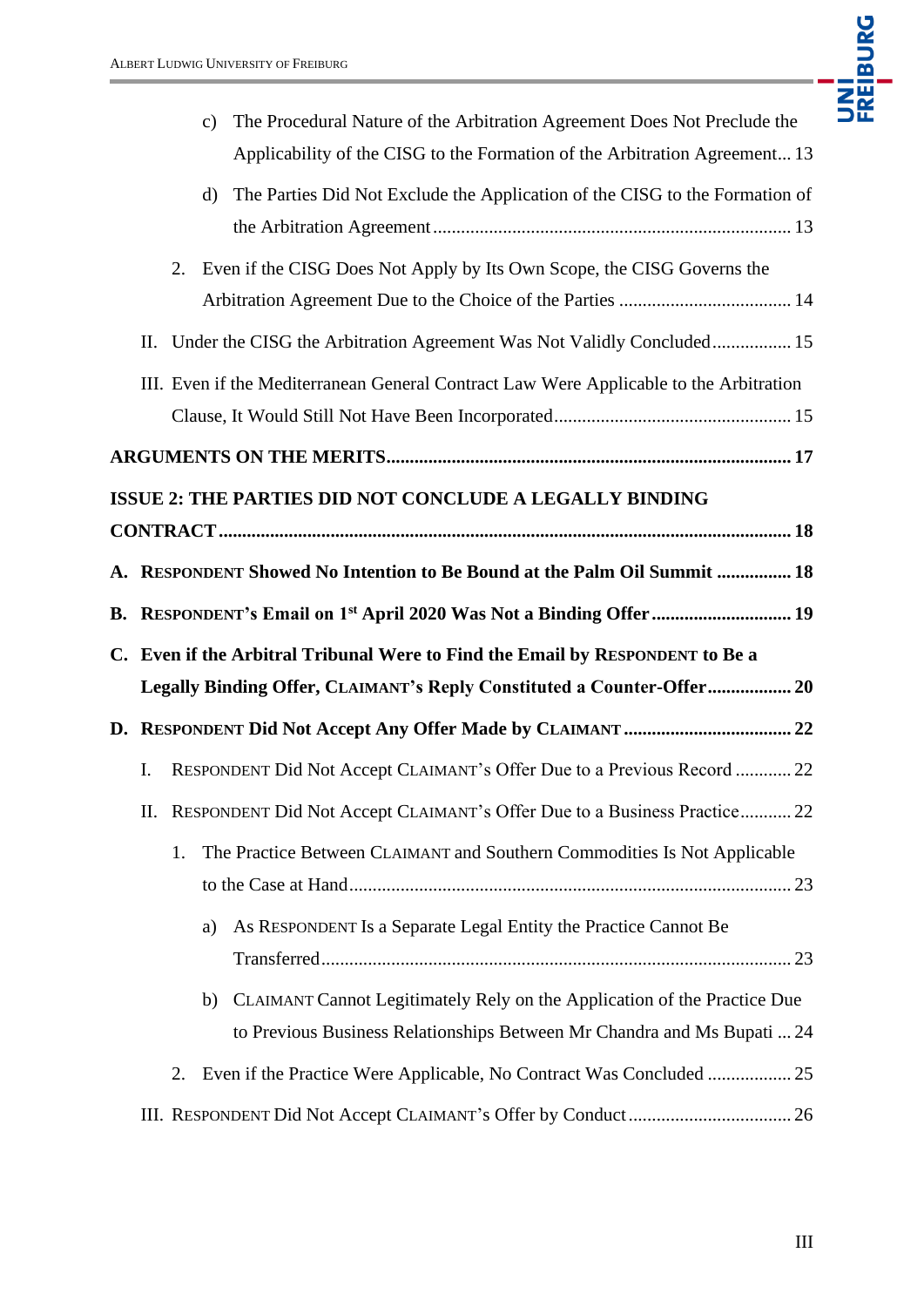c) The Procedural Nature of the Arbitration Agreement Does Not Preclude the Applicability of the CISG to the Formation of the Arbitration Agreement... 13

d) The Parties Did Not Exclude the Application of the CISG to the Formation of the Arbitration Agreement ... 13

2. Even if the CISG Does Not Apply by Its Own Scope, the CISG Governs the Arbitration Agreement Due to the Choice of the Parties ... 14

II. Under the CISG the Arbitration Agreement Was Not Validly Concluded ... 15

III. Even if the Mediterranean General Contract Law Were Applicable to the Arbitration Clause, It Would Still Not Have Been Incorporated ... 15

**ARGUMENTS ON THE MERITS ... 17**

**ISSUE 2: THE PARTIES DID NOT CONCLUDE A LEGALLY BINDING CONTRACT ... 18**

**A. RESPONDENT Showed No Intention to Be Bound at the Palm Oil Summit ... 18**

**B. RESPONDENT's Email on 1st April 2020 Was Not a Binding Offer ... 19**

**C. Even if the Arbitral Tribunal Were to Find the Email by RESPONDENT to Be a Legally Binding Offer, CLAIMANT's Reply Constituted a Counter-Offer ... 20**

**D. RESPONDENT Did Not Accept Any Offer Made by CLAIMANT ... 22**

I. RESPONDENT Did Not Accept CLAIMANT's Offer Due to a Previous Record ... 22

II. RESPONDENT Did Not Accept CLAIMANT's Offer Due to a Business Practice ... 22

1. The Practice Between CLAIMANT and Southern Commodities Is Not Applicable to the Case at Hand ... 23

a) As RESPONDENT Is a Separate Legal Entity the Practice Cannot Be Transferred ... 23

b) CLAIMANT Cannot Legitimately Rely on the Application of the Practice Due to Previous Business Relationships Between Mr Chandra and Ms Bupati ... 24

2. Even if the Practice Were Applicable, No Contract Was Concluded ... 25

III. RESPONDENT Did Not Accept CLAIMANT's Offer by Conduct ... 26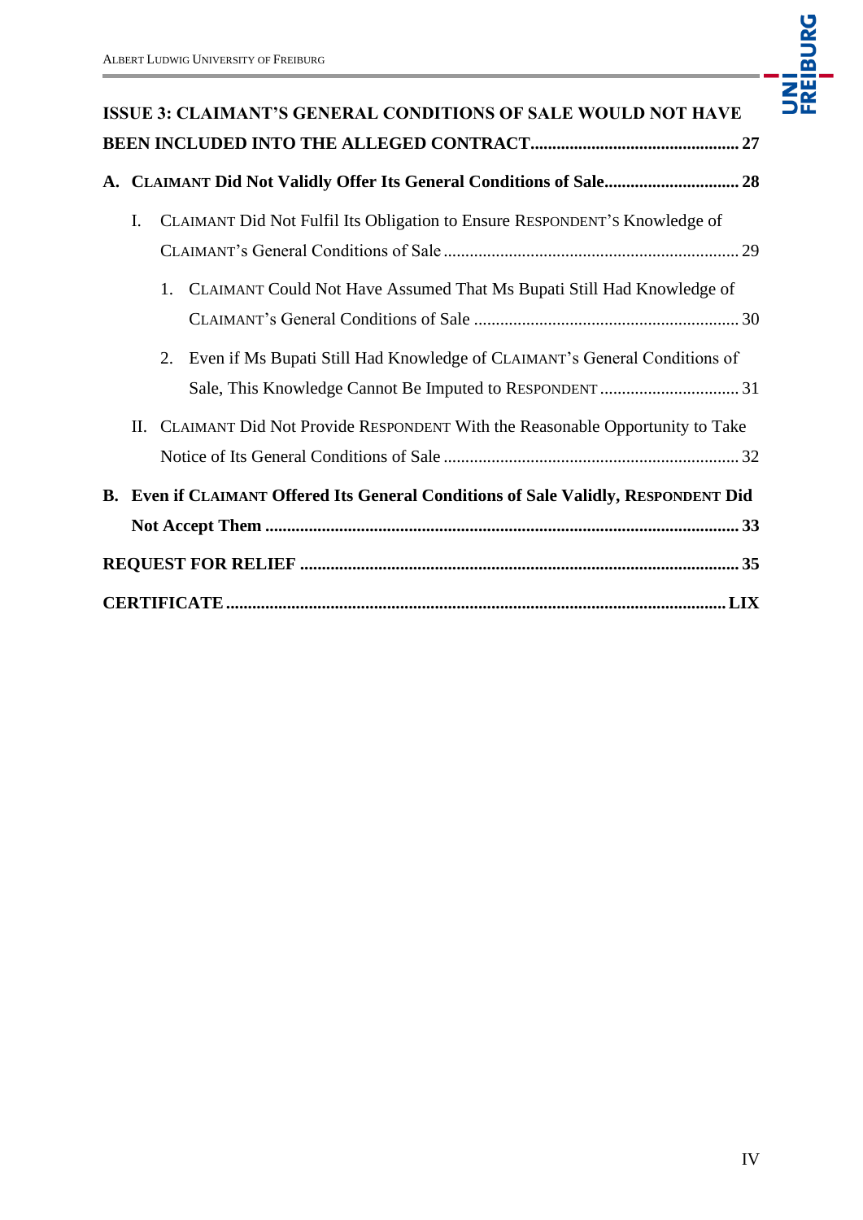**ISSUE 3: CLAIMANT'S GENERAL CONDITIONS OF SALE WOULD NOT HAVE BEEN INCLUDED INTO THE ALLEGED CONTRACT ................................................ 27**

**A. CLAIMANT Did Not Validly Offer Its General Conditions of Sale .............................. 28**

I. CLAIMANT Did Not Fulfil Its Obligation to Ensure RESPONDENT'S Knowledge of CLAIMANT's General Conditions of Sale .................................................................... 29

1. CLAIMANT Could Not Have Assumed That Ms Bupati Still Had Knowledge of CLAIMANT's General Conditions of Sale ............................................................. 30

2. Even if Ms Bupati Still Had Knowledge of CLAIMANT's General Conditions of Sale, This Knowledge Cannot Be Imputed to RESPONDENT ................................ 31

II. CLAIMANT Did Not Provide RESPONDENT With the Reasonable Opportunity to Take Notice of Its General Conditions of Sale .................................................................. 32

**B. Even if CLAIMANT Offered Its General Conditions of Sale Validly, RESPONDENT Did Not Accept Them ............................................................................................................ 33**

**REQUEST FOR RELIEF .................................................................................................... 35**

**CERTIFICATE ................................................................................................................ LIX**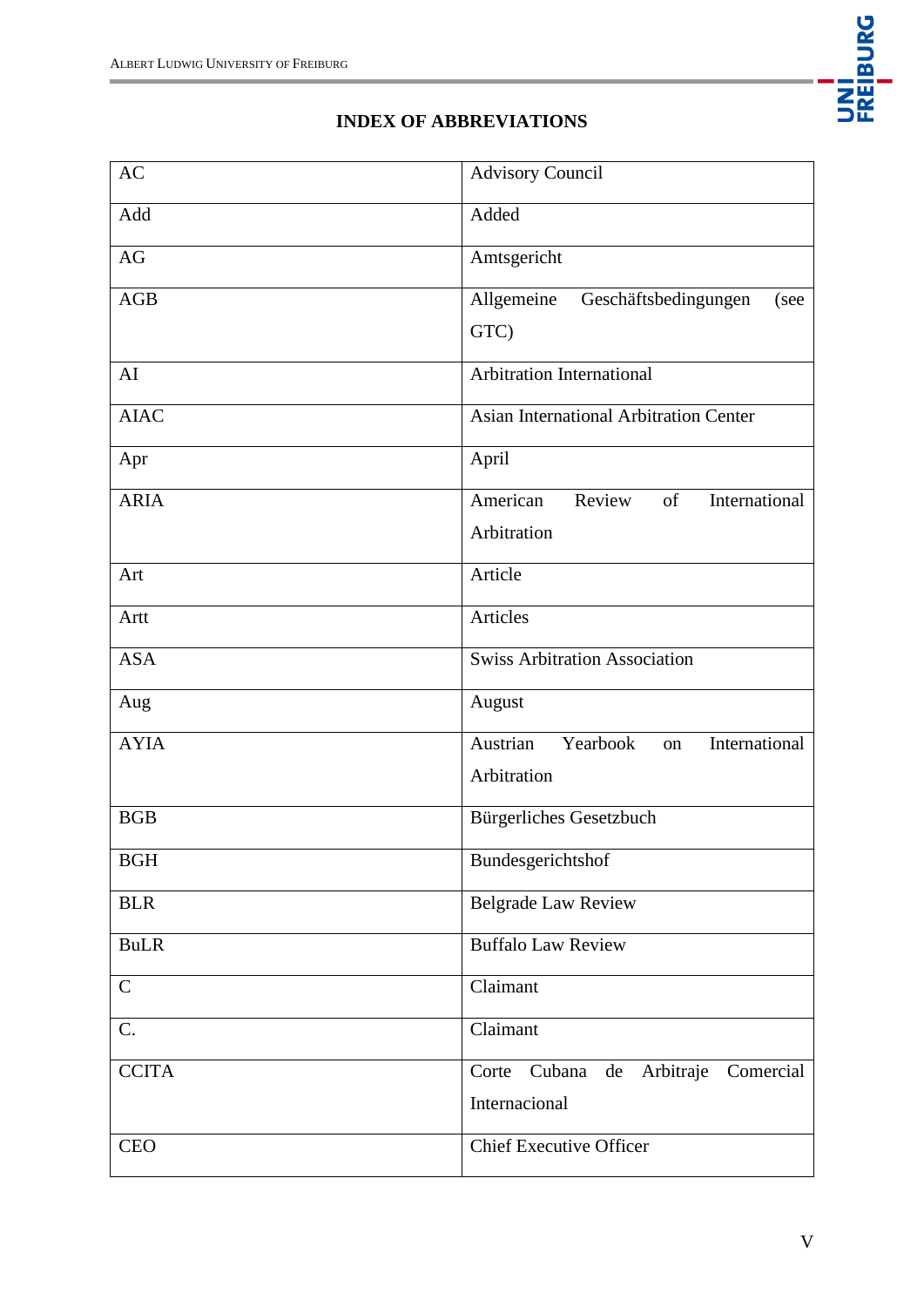## INDEX OF ABBREVIATIONS

| | |
|---|---|
| AC | Advisory Council |
| Add | Added |
| AG | Amtsgericht |
| AGB | Allgemeine Geschäftsbedingungen (see GTC) |
| AI | Arbitration International |
| AIAC | Asian International Arbitration Center |
| Apr | April |
| ARIA | American Review of International Arbitration |
| Art | Article |
| Artt | Articles |
| ASA | Swiss Arbitration Association |
| Aug | August |
| AYIA | Austrian Yearbook on International Arbitration |
| BGB | Bürgerliches Gesetzbuch |
| BGH | Bundesgerichtshof |
| BLR | Belgrade Law Review |
| BuLR | Buffalo Law Review |
| C | Claimant |
| C. | Claimant |
| CCITA | Corte Cubana de Arbitraje Comercial Internacional |
| CEO | Chief Executive Officer |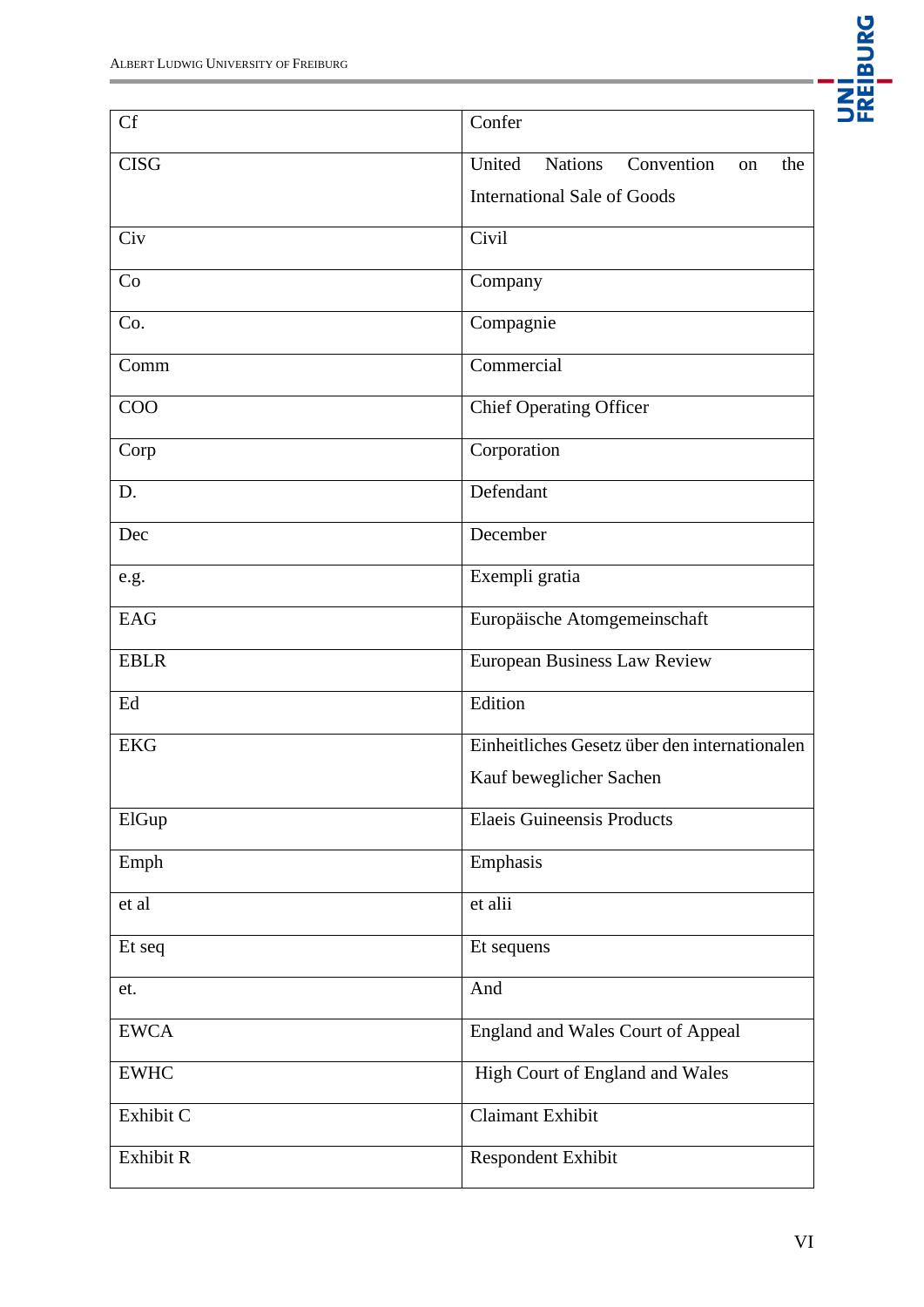| | |
|---|---|
| Cf | Confer |
| CISG | United Nations Convention on the International Sale of Goods |
| Civ | Civil |
| Co | Company |
| Co. | Compagnie |
| Comm | Commercial |
| COO | Chief Operating Officer |
| Corp | Corporation |
| D. | Defendant |
| Dec | December |
| e.g. | Exempli gratia |
| EAG | Europäische Atomgemeinschaft |
| EBLR | European Business Law Review |
| Ed | Edition |
| EKG | Einheitliches Gesetz über den internationalen Kauf beweglicher Sachen |
| ElGup | Elaeis Guineensis Products |
| Emph | Emphasis |
| et al | et alii |
| Et seq | Et sequens |
| et. | And |
| EWCA | England and Wales Court of Appeal |
| EWHC | High Court of England and Wales |
| Exhibit C | Claimant Exhibit |
| Exhibit R | Respondent Exhibit |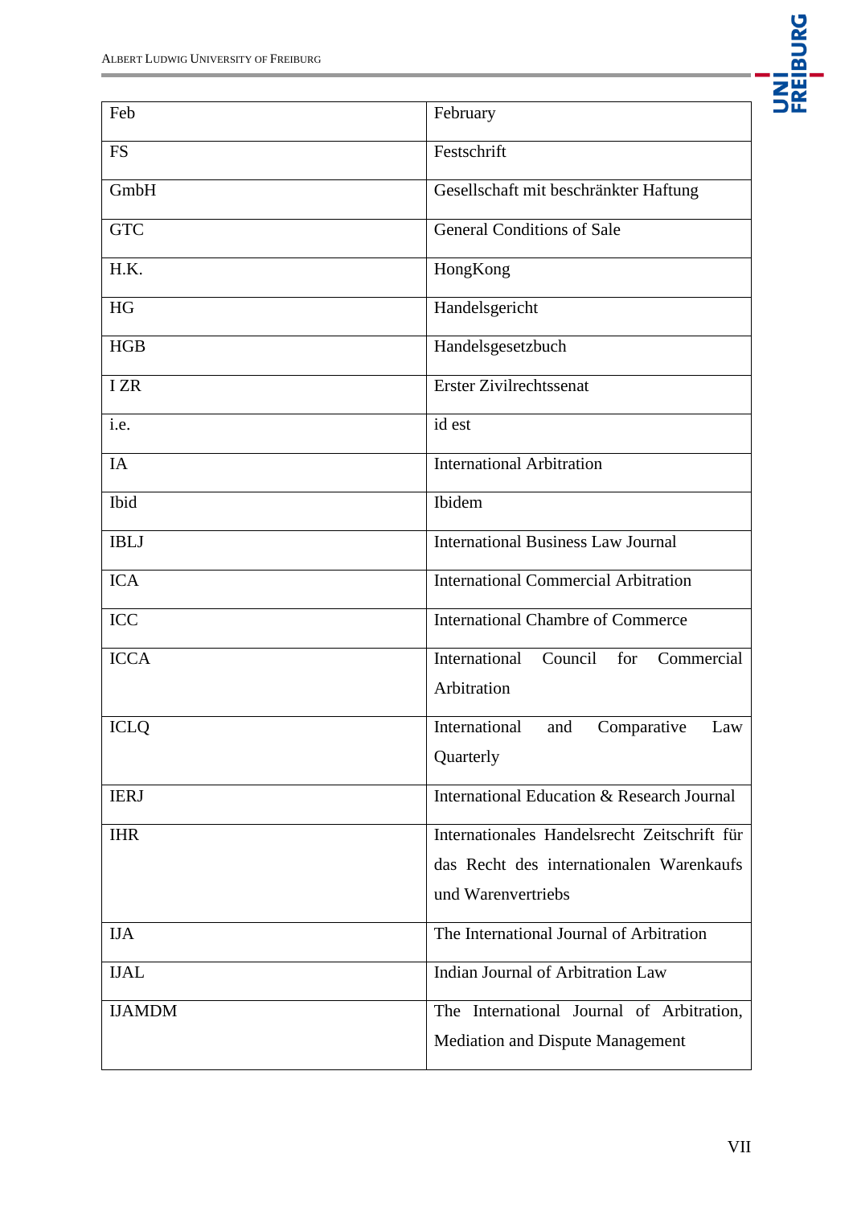| | |
|---|---|
| Feb | February |
| FS | Festschrift |
| GmbH | Gesellschaft mit beschränkter Haftung |
| GTC | General Conditions of Sale |
| H.K. | HongKong |
| HG | Handelsgericht |
| HGB | Handelsgesetzbuch |
| I ZR | Erster Zivilrechtssenat |
| i.e. | id est |
| IA | International Arbitration |
| Ibid | Ibidem |
| IBLJ | International Business Law Journal |
| ICA | International Commercial Arbitration |
| ICC | International Chambre of Commerce |
| ICCA | International Council for Commercial Arbitration |
| ICLQ | International and Comparative Law Quarterly |
| IERJ | International Education & Research Journal |
| IHR | Internationales Handelsrecht Zeitschrift für das Recht des internationalen Warenkaufs und Warenvertriebs |
| IJA | The International Journal of Arbitration |
| IJAL | Indian Journal of Arbitration Law |
| IJAMDM | The International Journal of Arbitration, Mediation and Dispute Management |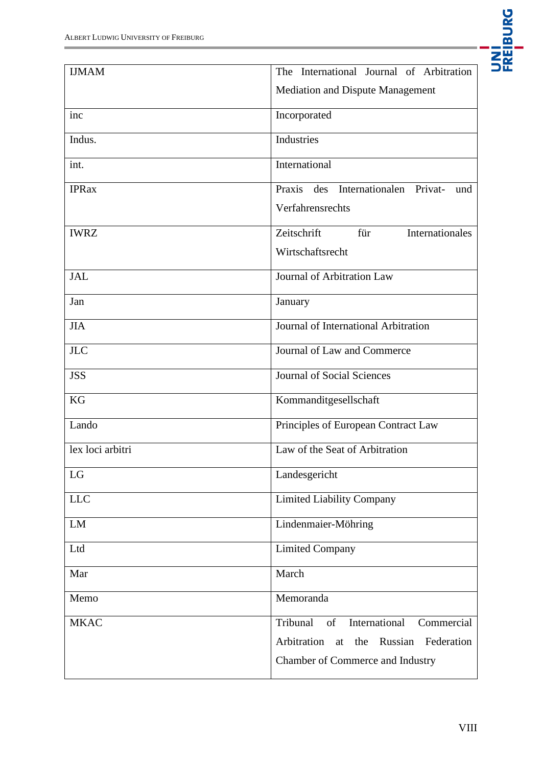| | |
|---|---|
| IJMAM | The International Journal of Arbitration Mediation and Dispute Management |
| inc | Incorporated |
| Indus. | Industries |
| int. | International |
| IPRax | Praxis des Internationalen Privat- und Verfahrensrechts |
| IWRZ | Zeitschrift für Internationales Wirtschaftsrecht |
| JAL | Journal of Arbitration Law |
| Jan | January |
| JIA | Journal of International Arbitration |
| JLC | Journal of Law and Commerce |
| JSS | Journal of Social Sciences |
| KG | Kommanditgesellschaft |
| Lando | Principles of European Contract Law |
| lex loci arbitri | Law of the Seat of Arbitration |
| LG | Landesgericht |
| LLC | Limited Liability Company |
| LM | Lindenmaier-Möhring |
| Ltd | Limited Company |
| Mar | March |
| Memo | Memoranda |
| MKAC | Tribunal of International Commercial Arbitration at the Russian Federation Chamber of Commerce and Industry |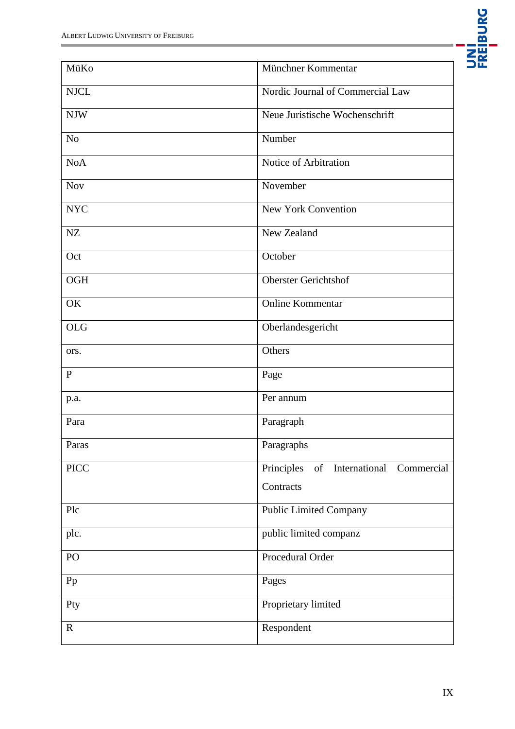| MüKo | Münchner Kommentar |
|---|---|
| NJCL | Nordic Journal of Commercial Law |
| NJW | Neue Juristische Wochenschrift |
| No | Number |
| NoA | Notice of Arbitration |
| Nov | November |
| NYC | New York Convention |
| NZ | New Zealand |
| Oct | October |
| OGH | Oberster Gerichtshof |
| OK | Online Kommentar |
| OLG | Oberlandesgericht |
| ors. | Others |
| P | Page |
| p.a. | Per annum |
| Para | Paragraph |
| Paras | Paragraphs |
| PICC | Principles of International Commercial Contracts |
| Plc | Public Limited Company |
| plc. | public limited companz |
| PO | Procedural Order |
| Pp | Pages |
| Pty | Proprietary limited |
| R | Respondent |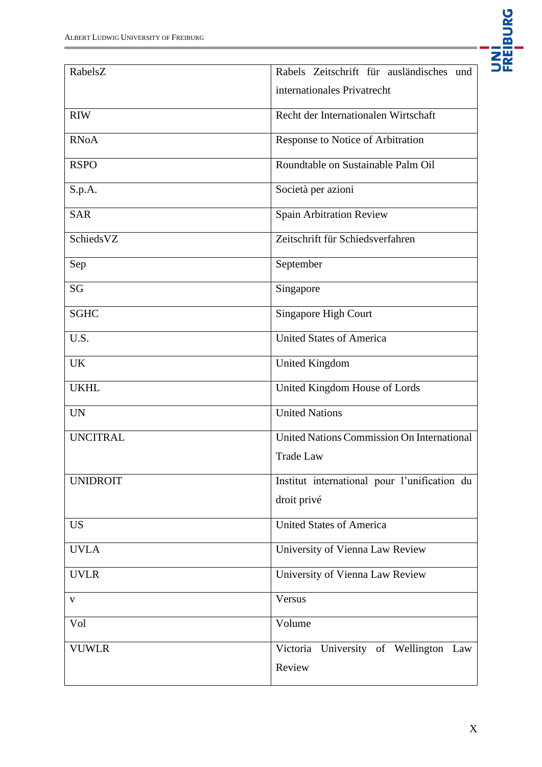| | |
|---|---|
| RabelsZ | Rabels Zeitschrift für ausländisches und internationales Privatrecht |
| RIW | Recht der Internationalen Wirtschaft |
| RNoA | Response to Notice of Arbitration |
| RSPO | Roundtable on Sustainable Palm Oil |
| S.p.A. | Società per azioni |
| SAR | Spain Arbitration Review |
| SchiedsVZ | Zeitschrift für Schiedsverfahren |
| Sep | September |
| SG | Singapore |
| SGHC | Singapore High Court |
| U.S. | United States of America |
| UK | United Kingdom |
| UKHL | United Kingdom House of Lords |
| UN | United Nations |
| UNCITRAL | United Nations Commission On International Trade Law |
| UNIDROIT | Institut international pour l'unification du droit privé |
| US | United States of America |
| UVLA | University of Vienna Law Review |
| UVLR | University of Vienna Law Review |
| v | Versus |
| Vol | Volume |
| VUWLR | Victoria University of Wellington Law Review |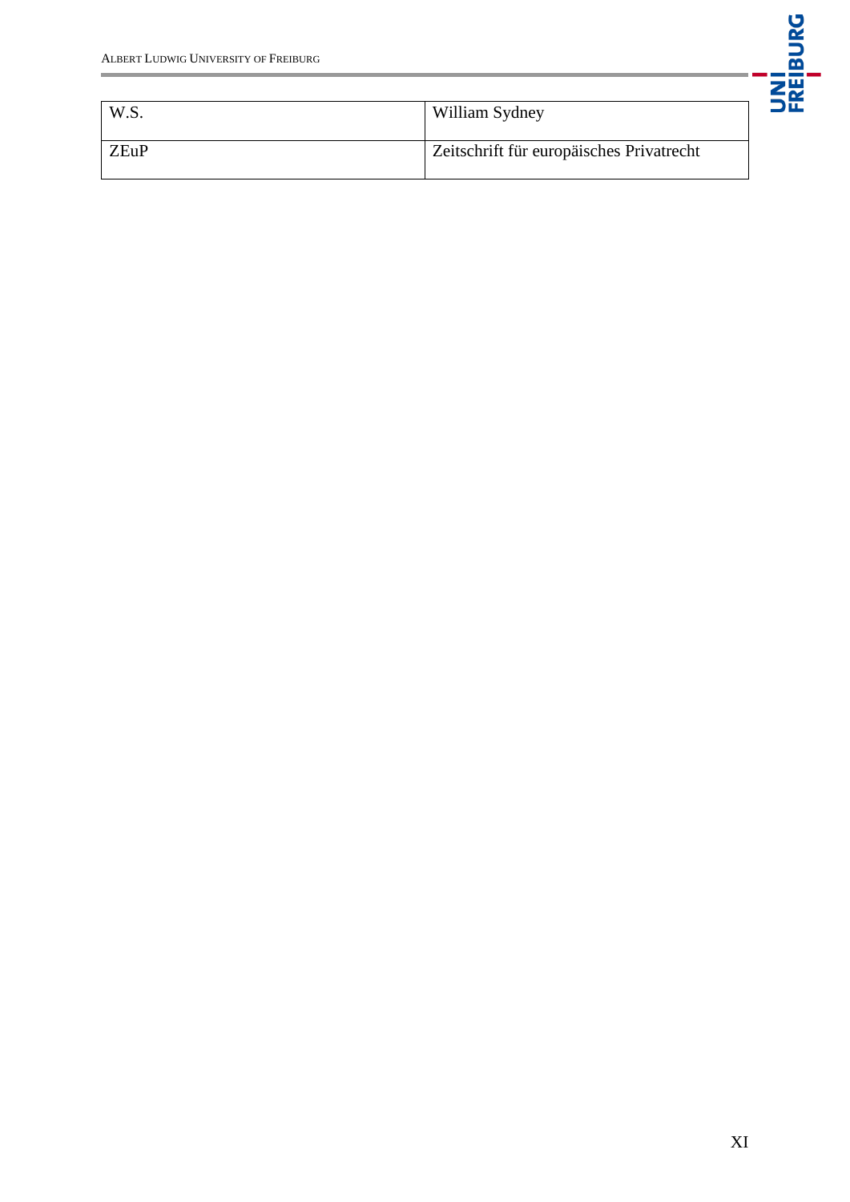| | |
|---|---|
| W.S. | William Sydney |
| ZEuP | Zeitschrift für europäisches Privatrecht |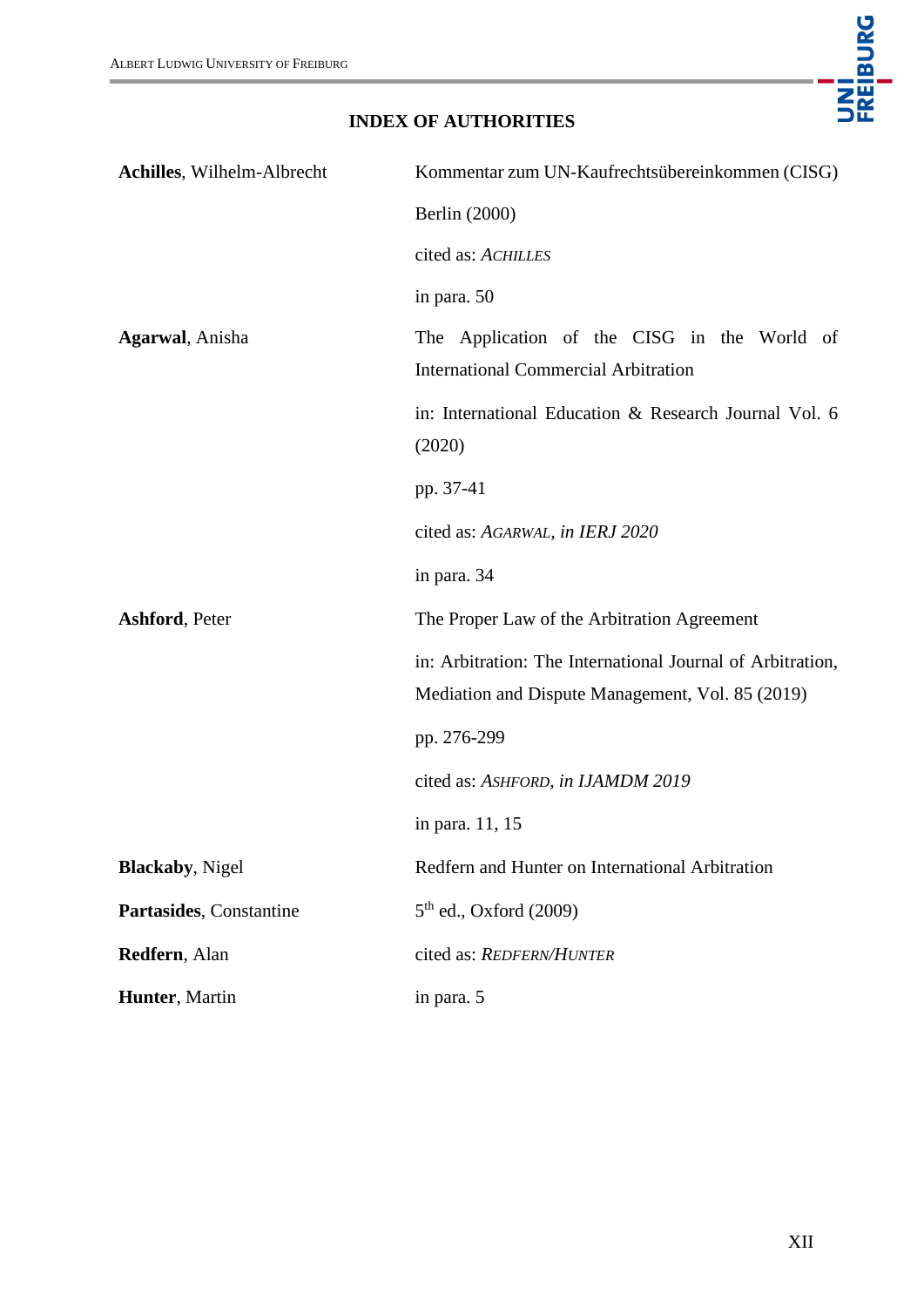# INDEX OF AUTHORITIES

| | |
|---|---|
| **Achilles**, Wilhelm-Albrecht | Kommentar zum UN-Kaufrechtsübereinkommen (CISG) |
| | Berlin (2000) |
| | cited as: *ACHILLES* |
| | in para. 50 |
| **Agarwal**, Anisha | The Application of the CISG in the World of International Commercial Arbitration |
| | in: International Education & Research Journal Vol. 6 (2020) |
| | pp. 37-41 |
| | cited as: *AGARWAL, in IERJ 2020* |
| | in para. 34 |
| **Ashford**, Peter | The Proper Law of the Arbitration Agreement |
| | in: Arbitration: The International Journal of Arbitration, Mediation and Dispute Management, Vol. 85 (2019) |
| | pp. 276-299 |
| | cited as: *ASHFORD, in IJAMDM 2019* |
| | in para. 11, 15 |
| **Blackaby**, Nigel | Redfern and Hunter on International Arbitration |
| **Partasides**, Constantine | 5th ed., Oxford (2009) |
| **Redfern**, Alan | cited as: *REDFERN/HUNTER* |
| **Hunter**, Martin | in para. 5 |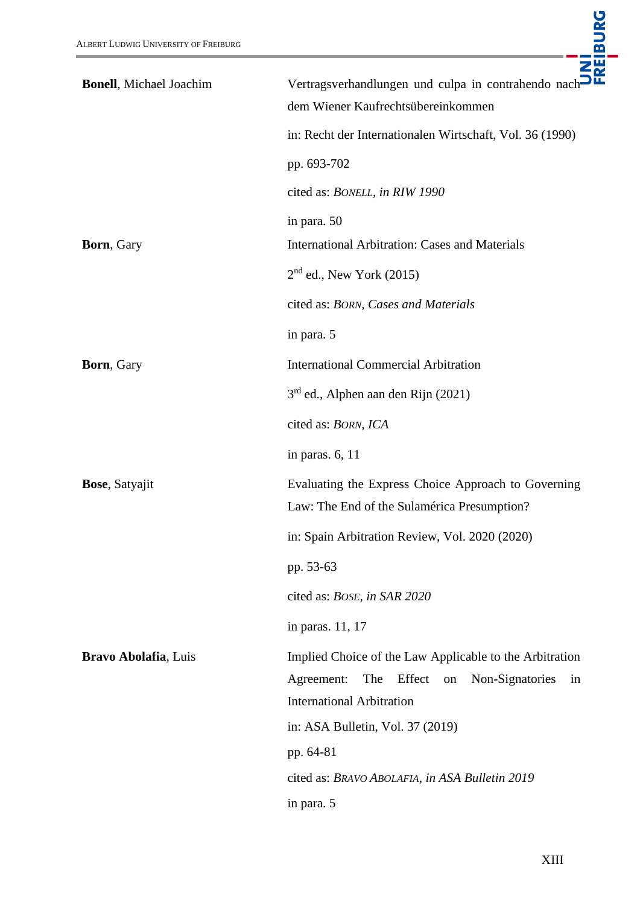| | |
|---|---|
| **Bonell**, Michael Joachim | Vertragsverhandlungen und culpa in contrahendo nach dem Wiener Kaufrechtsübereinkommen<br>in: Recht der Internationalen Wirtschaft, Vol. 36 (1990)<br>pp. 693-702<br>cited as: *Bonell, in RIW 1990*<br>in para. 50 |
| **Born**, Gary | International Arbitration: Cases and Materials<br>2nd ed., New York (2015)<br>cited as: *Born, Cases and Materials*<br>in para. 5 |
| **Born**, Gary | International Commercial Arbitration<br>3rd ed., Alphen aan den Rijn (2021)<br>cited as: *Born, ICA*<br>in paras. 6, 11 |
| **Bose**, Satyajit | Evaluating the Express Choice Approach to Governing Law: The End of the Sulamérica Presumption?<br>in: Spain Arbitration Review, Vol. 2020 (2020)<br>pp. 53-63<br>cited as: *Bose, in SAR 2020*<br>in paras. 11, 17 |
| **Bravo Abolafia**, Luis | Implied Choice of the Law Applicable to the Arbitration Agreement: The Effect on Non-Signatories in International Arbitration<br>in: ASA Bulletin, Vol. 37 (2019)<br>pp. 64-81<br>cited as: *Bravo Abolafia, in ASA Bulletin 2019*<br>in para. 5 |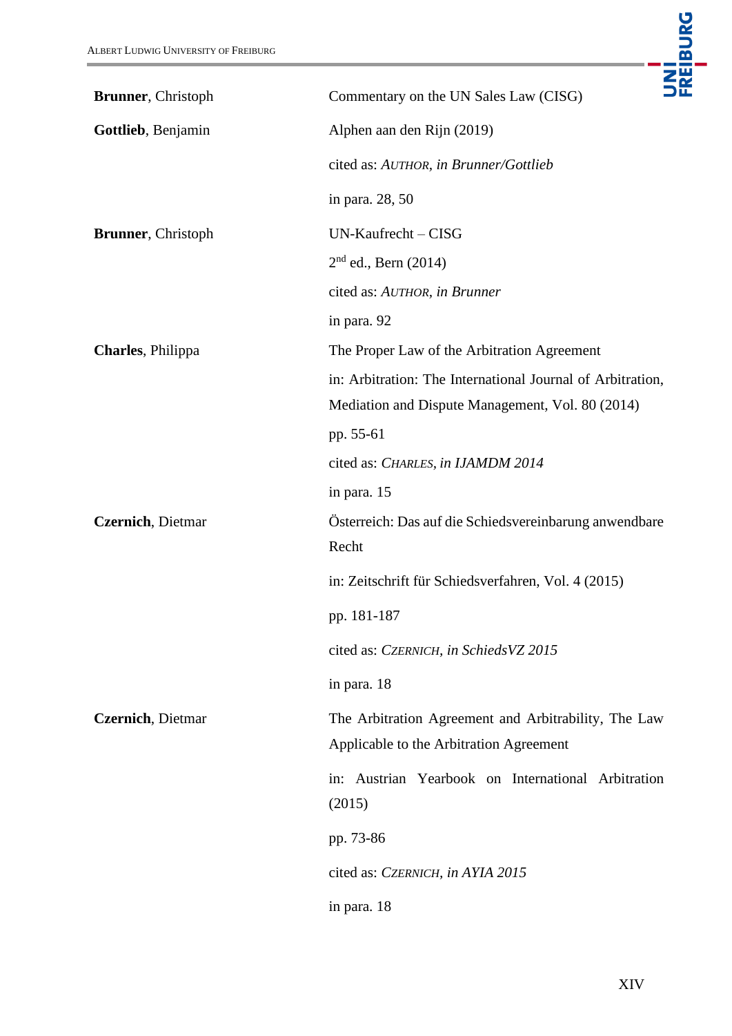| | |
|---|---|
| **Brunner**, Christoph<br>**Gottlieb**, Benjamin | Commentary on the UN Sales Law (CISG)<br>Alphen aan den Rijn (2019)<br>cited as: *AUTHOR, in Brunner/Gottlieb*<br>in para. 28, 50 |
| **Brunner**, Christoph | UN-Kaufrecht – CISG<br>2nd ed., Bern (2014)<br>cited as: *AUTHOR, in Brunner*<br>in para. 92 |
| **Charles**, Philippa | The Proper Law of the Arbitration Agreement<br>in: Arbitration: The International Journal of Arbitration, Mediation and Dispute Management, Vol. 80 (2014)<br>pp. 55-61<br>cited as: *CHARLES, in IJAMDM 2014*<br>in para. 15 |
| **Czernich**, Dietmar | Österreich: Das auf die Schiedsvereinbarung anwendbare Recht<br>in: Zeitschrift für Schiedsverfahren, Vol. 4 (2015)<br>pp. 181-187<br>cited as: *CZERNICH, in SchiedsVZ 2015*<br>in para. 18 |
| **Czernich**, Dietmar | The Arbitration Agreement and Arbitrability, The Law Applicable to the Arbitration Agreement<br>in: Austrian Yearbook on International Arbitration (2015)<br>pp. 73-86<br>cited as: *CZERNICH, in AYIA 2015*<br>in para. 18 |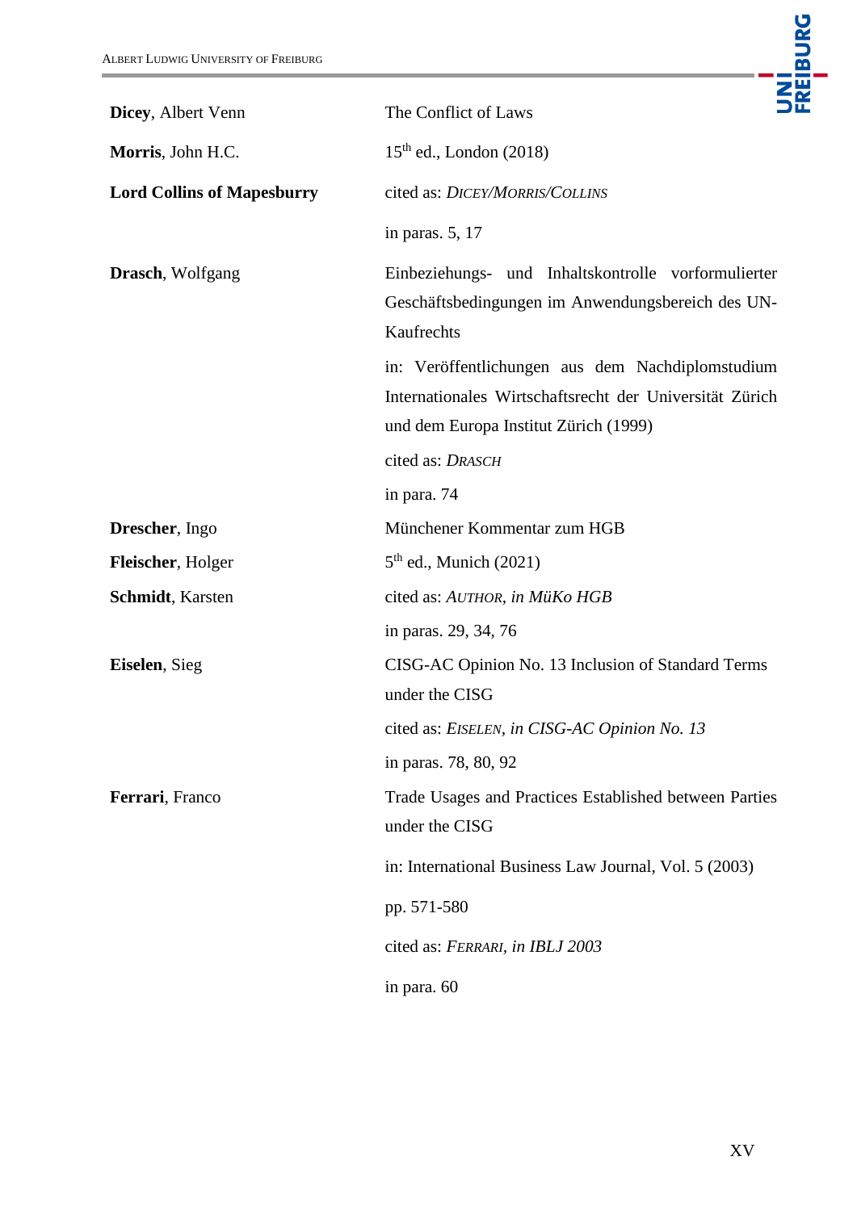| | |
|---|---|
| **Dicey**, Albert Venn<br>**Morris**, John H.C.<br>**Lord Collins of Mapesburry** | The Conflict of Laws<br>15th ed., London (2018)<br>cited as: *DICEY/MORRIS/COLLINS*<br>in paras. 5, 17 |
| **Drasch**, Wolfgang | Einbeziehungs- und Inhaltskontrolle vorformulierter Geschäftsbedingungen im Anwendungsbereich des UN-Kaufrechts<br>in: Veröffentlichungen aus dem Nachdiplomstudium Internationales Wirtschaftsrecht der Universität Zürich und dem Europa Institut Zürich (1999)<br>cited as: *DRASCH*<br>in para. 74 |
| **Drescher**, Ingo<br>**Fleischer**, Holger<br>**Schmidt**, Karsten | Münchener Kommentar zum HGB<br>5th ed., Munich (2021)<br>cited as: *AUTHOR, in MüKo HGB*<br>in paras. 29, 34, 76 |
| **Eiselen**, Sieg | CISG-AC Opinion No. 13 Inclusion of Standard Terms under the CISG<br>cited as: *EISELEN, in CISG-AC Opinion No. 13*<br>in paras. 78, 80, 92 |
| **Ferrari**, Franco | Trade Usages and Practices Established between Parties under the CISG<br>in: International Business Law Journal, Vol. 5 (2003)<br>pp. 571-580<br>cited as: *FERRARI, in IBLJ 2003*<br>in para. 60 |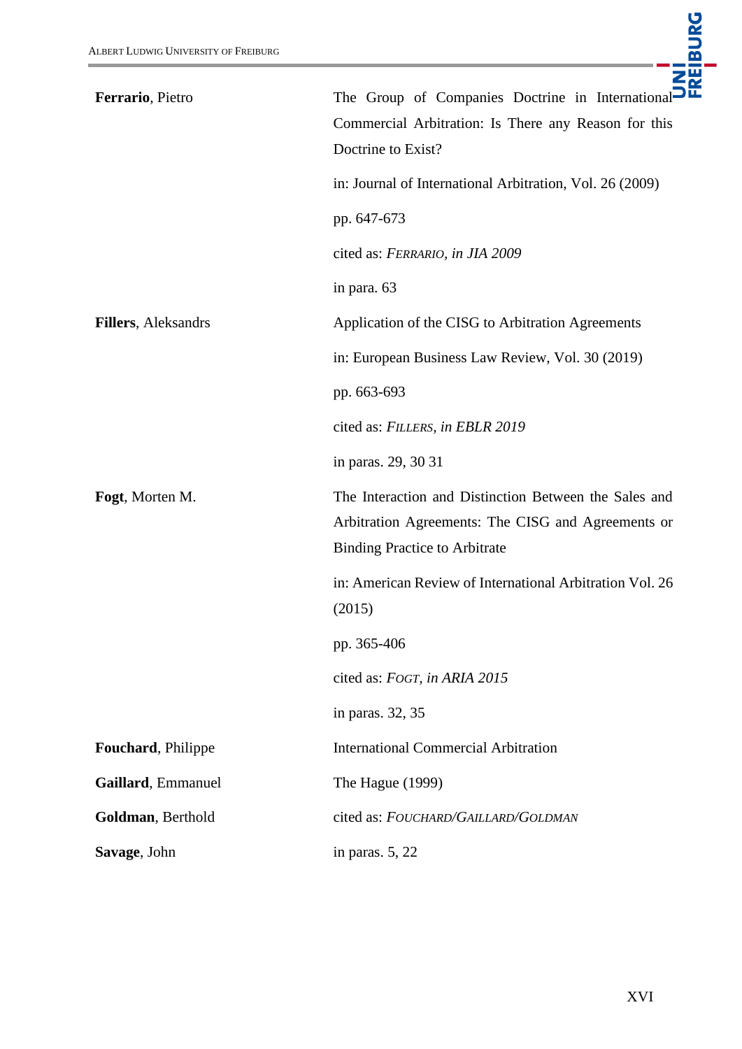| | |
|---|---|
| **Ferrario**, Pietro | The Group of Companies Doctrine in International Commercial Arbitration: Is There any Reason for this Doctrine to Exist?<br>in: Journal of International Arbitration, Vol. 26 (2009)<br>pp. 647-673<br>cited as: *FERRARIO, in JIA 2009*<br>in para. 63 |
| **Fillers**, Aleksandrs | Application of the CISG to Arbitration Agreements<br>in: European Business Law Review, Vol. 30 (2019)<br>pp. 663-693<br>cited as: *FILLERS, in EBLR 2019*<br>in paras. 29, 30 31 |
| **Fogt**, Morten M. | The Interaction and Distinction Between the Sales and Arbitration Agreements: The CISG and Agreements or Binding Practice to Arbitrate<br>in: American Review of International Arbitration Vol. 26 (2015)<br>pp. 365-406<br>cited as: *FOGT, in ARIA 2015*<br>in paras. 32, 35 |
| **Fouchard**, Philippe<br>**Gaillard**, Emmanuel<br>**Goldman**, Berthold<br>**Savage**, John | International Commercial Arbitration<br>The Hague (1999)<br>cited as: *FOUCHARD/GAILLARD/GOLDMAN*<br>in paras. 5, 22 |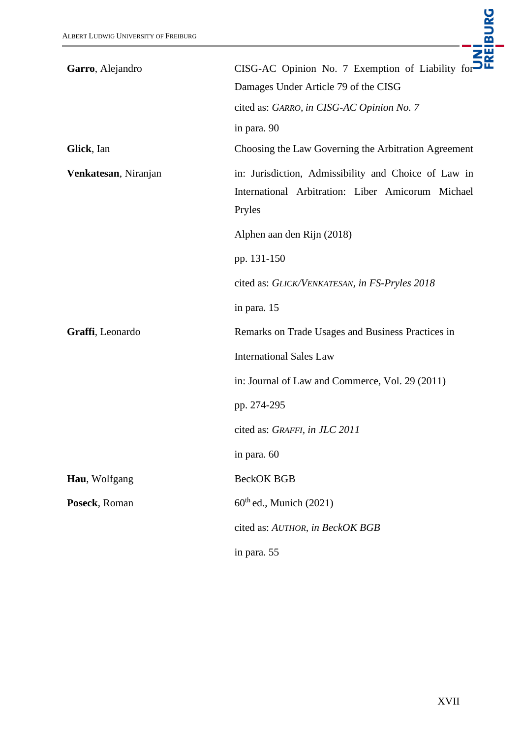| | |
|---|---|
| **Garro**, Alejandro | CISG-AC Opinion No. 7 Exemption of Liability for Damages Under Article 79 of the CISG<br><br>cited as: *GARRO, in CISG-AC Opinion No. 7*<br><br>in para. 90 |
| **Glick**, Ian<br><br>**Venkatesan**, Niranjan | Choosing the Law Governing the Arbitration Agreement<br><br>in: Jurisdiction, Admissibility and Choice of Law in International Arbitration: Liber Amicorum Michael Pryles<br><br>Alphen aan den Rijn (2018)<br><br>pp. 131-150<br><br>cited as: *GLICK/VENKATESAN, in FS-Pryles 2018*<br><br>in para. 15 |
| **Graffi**, Leonardo | Remarks on Trade Usages and Business Practices in International Sales Law<br><br>in: Journal of Law and Commerce, Vol. 29 (2011)<br><br>pp. 274-295<br><br>cited as: *GRAFFI, in JLC 2011*<br><br>in para. 60 |
| **Hau**, Wolfgang<br><br>**Poseck**, Roman | BeckOK BGB<br><br>60th ed., Munich (2021)<br><br>cited as: *AUTHOR, in BeckOK BGB*<br><br>in para. 55 |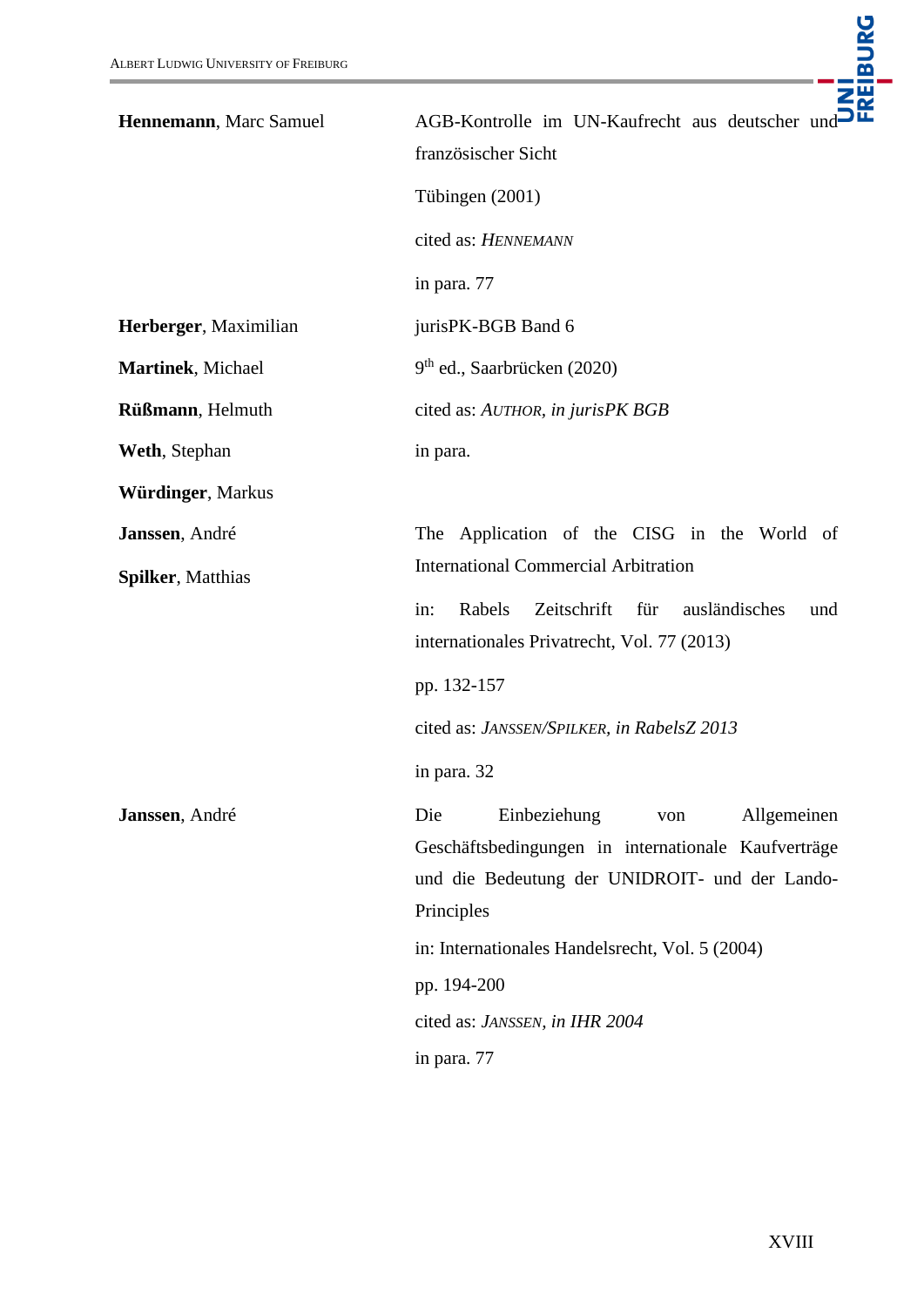| | |
|---|---|
| **Hennemann**, Marc Samuel | AGB-Kontrolle im UN-Kaufrecht aus deutscher und französischer Sicht<br><br>Tübingen (2001)<br><br>cited as: *HENNEMANN*<br><br>in para. 77 |
| **Herberger**, Maximilian<br><br>**Martinek**, Michael<br><br>**Rüßmann**, Helmuth<br><br>**Weth**, Stephan<br><br>**Würdinger**, Markus | jurisPK-BGB Band 6<br><br>9th ed., Saarbrücken (2020)<br><br>cited as: *AUTHOR, in jurisPK BGB*<br><br>in para. |
| **Janssen**, André<br><br>**Spilker**, Matthias | The Application of the CISG in the World of International Commercial Arbitration<br><br>in: Rabels Zeitschrift für ausländisches und internationales Privatrecht, Vol. 77 (2013)<br><br>pp. 132-157<br><br>cited as: *JANSSEN/SPILKER, in RabelsZ 2013*<br><br>in para. 32 |
| **Janssen**, André | Die Einbeziehung von Allgemeinen Geschäftsbedingungen in internationale Kaufverträge und die Bedeutung der UNIDROIT- und der Lando-Principles<br><br>in: Internationales Handelsrecht, Vol. 5 (2004)<br><br>pp. 194-200<br><br>cited as: *JANSSEN, in IHR 2004*<br><br>in para. 77 |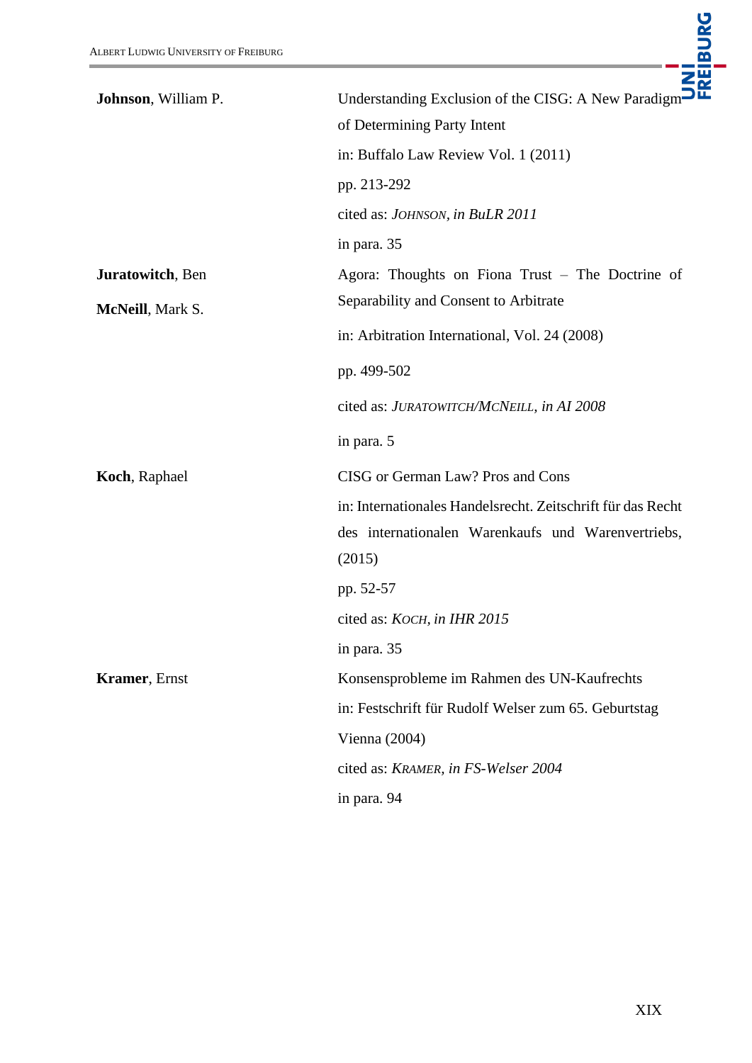| | |
|---|---|
| **Johnson**, William P. | Understanding Exclusion of the CISG: A New Paradigm of Determining Party Intent<br>in: Buffalo Law Review Vol. 1 (2011)<br>pp. 213-292<br>cited as: *JOHNSON, in BuLR 2011*<br>in para. 35 |
| **Juratowitch**, Ben<br>**McNeill**, Mark S. | Agora: Thoughts on Fiona Trust – The Doctrine of Separability and Consent to Arbitrate<br>in: Arbitration International, Vol. 24 (2008)<br>pp. 499-502<br>cited as: *JURATOWITCH/MCNEILL, in AI 2008*<br>in para. 5 |
| **Koch**, Raphael | CISG or German Law? Pros and Cons<br>in: Internationales Handelsrecht. Zeitschrift für das Recht des internationalen Warenkaufs und Warenvertriebs, (2015)<br>pp. 52-57<br>cited as: *KOCH, in IHR 2015*<br>in para. 35 |
| **Kramer**, Ernst | Konsensprobleme im Rahmen des UN-Kaufrechts<br>in: Festschrift für Rudolf Welser zum 65. Geburtstag<br>Vienna (2004)<br>cited as: *KRAMER, in FS-Welser 2004*<br>in para. 94 |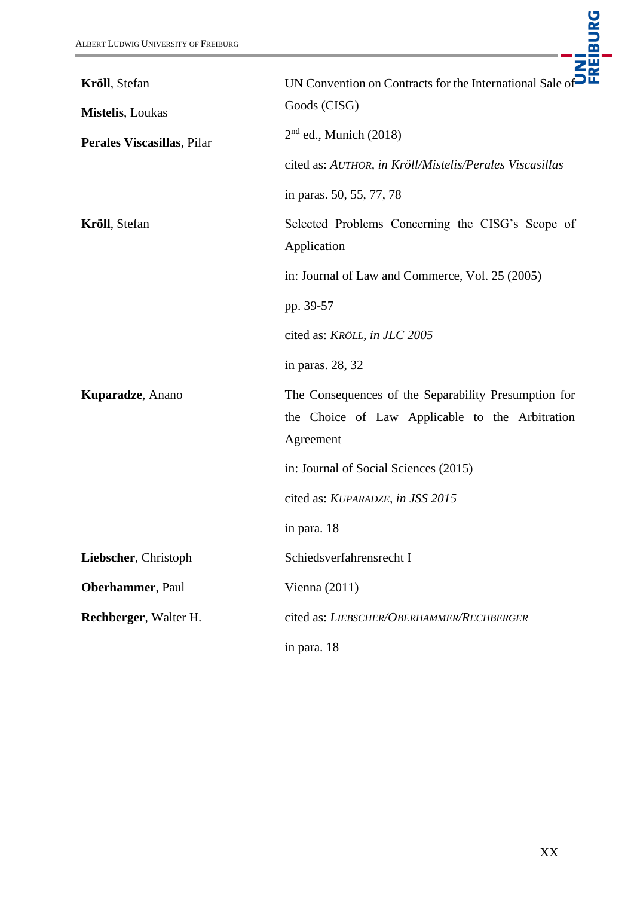| | |
|---|---|
| **Kröll**, Stefan<br>**Mistelis**, Loukas<br>**Perales Viscasillas**, Pilar | UN Convention on Contracts for the International Sale of Goods (CISG)<br><br>2nd ed., Munich (2018)<br><br>cited as: *AUTHOR, in Kröll/Mistelis/Perales Viscasillas*<br><br>in paras. 50, 55, 77, 78 |
| **Kröll**, Stefan | Selected Problems Concerning the CISG's Scope of Application<br><br>in: Journal of Law and Commerce, Vol. 25 (2005)<br><br>pp. 39-57<br><br>cited as: *KRÖLL, in JLC 2005*<br><br>in paras. 28, 32 |
| **Kuparadze**, Anano | The Consequences of the Separability Presumption for the Choice of Law Applicable to the Arbitration Agreement<br><br>in: Journal of Social Sciences (2015)<br><br>cited as: *KUPARADZE, in JSS 2015*<br><br>in para. 18 |
| **Liebscher**, Christoph<br>**Oberhammer**, Paul<br>**Rechberger**, Walter H. | Schiedsverfahrensrecht I<br><br>Vienna (2011)<br><br>cited as: *LIEBSCHER/OBERHAMMER/RECHBERGER*<br><br>in para. 18 |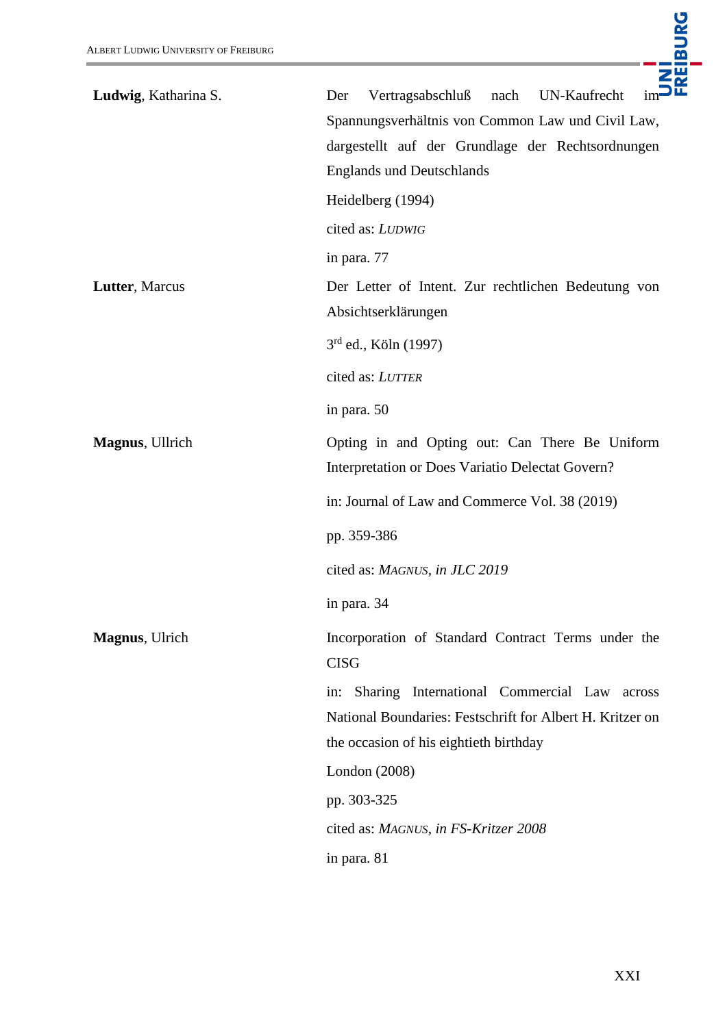| | |
|---|---|
| **Ludwig**, Katharina S. | Der Vertragsabschluß nach UN-Kaufrecht im Spannungsverhältnis von Common Law und Civil Law, dargestellt auf der Grundlage der Rechtsordnungen Englands und Deutschlands<br>Heidelberg (1994)<br>cited as: *LUDWIG*<br>in para. 77 |
| **Lutter**, Marcus | Der Letter of Intent. Zur rechtlichen Bedeutung von Absichtserklärungen<br>3rd ed., Köln (1997)<br>cited as: *LUTTER*<br>in para. 50 |
| **Magnus**, Ullrich | Opting in and Opting out: Can There Be Uniform Interpretation or Does Variatio Delectat Govern?<br>in: Journal of Law and Commerce Vol. 38 (2019)<br>pp. 359-386<br>cited as: *MAGNUS, in JLC 2019*<br>in para. 34 |
| **Magnus**, Ulrich | Incorporation of Standard Contract Terms under the CISG<br>in: Sharing International Commercial Law across National Boundaries: Festschrift for Albert H. Kritzer on the occasion of his eightieth birthday<br>London (2008)<br>pp. 303-325<br>cited as: *MAGNUS, in FS-Kritzer 2008*<br>in para. 81 |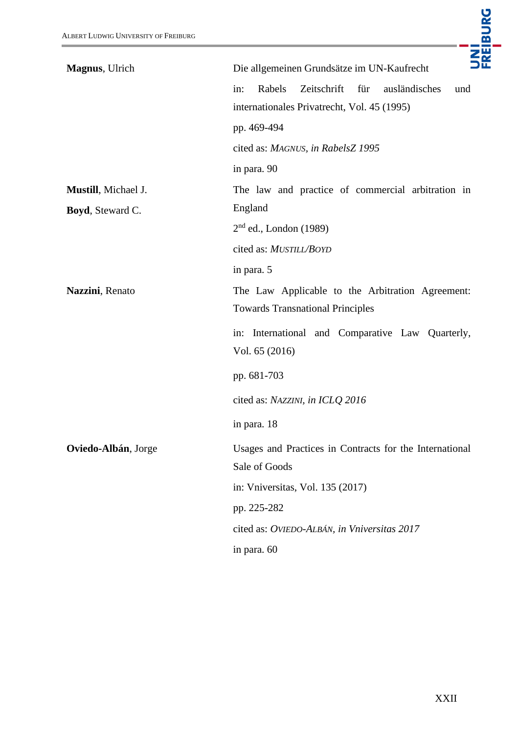| | |
|---|---|
| **Magnus**, Ulrich | Die allgemeinen Grundsätze im UN-Kaufrecht<br>in: Rabels Zeitschrift für ausländisches und internationales Privatrecht, Vol. 45 (1995)<br>pp. 469-494<br>cited as: *MAGNUS, in RabelsZ 1995*<br>in para. 90 |
| **Mustill**, Michael J.<br>**Boyd**, Steward C. | The law and practice of commercial arbitration in England<br>2nd ed., London (1989)<br>cited as: *MUSTILL/BOYD*<br>in para. 5 |
| **Nazzini**, Renato | The Law Applicable to the Arbitration Agreement: Towards Transnational Principles<br>in: International and Comparative Law Quarterly, Vol. 65 (2016)<br>pp. 681-703<br>cited as: *NAZZINI, in ICLQ 2016*<br>in para. 18 |
| **Oviedo-Albán**, Jorge | Usages and Practices in Contracts for the International Sale of Goods<br>in: Vniversitas, Vol. 135 (2017)<br>pp. 225-282<br>cited as: *OVIEDO-ALBÁN, in Vniversitas 2017*<br>in para. 60 |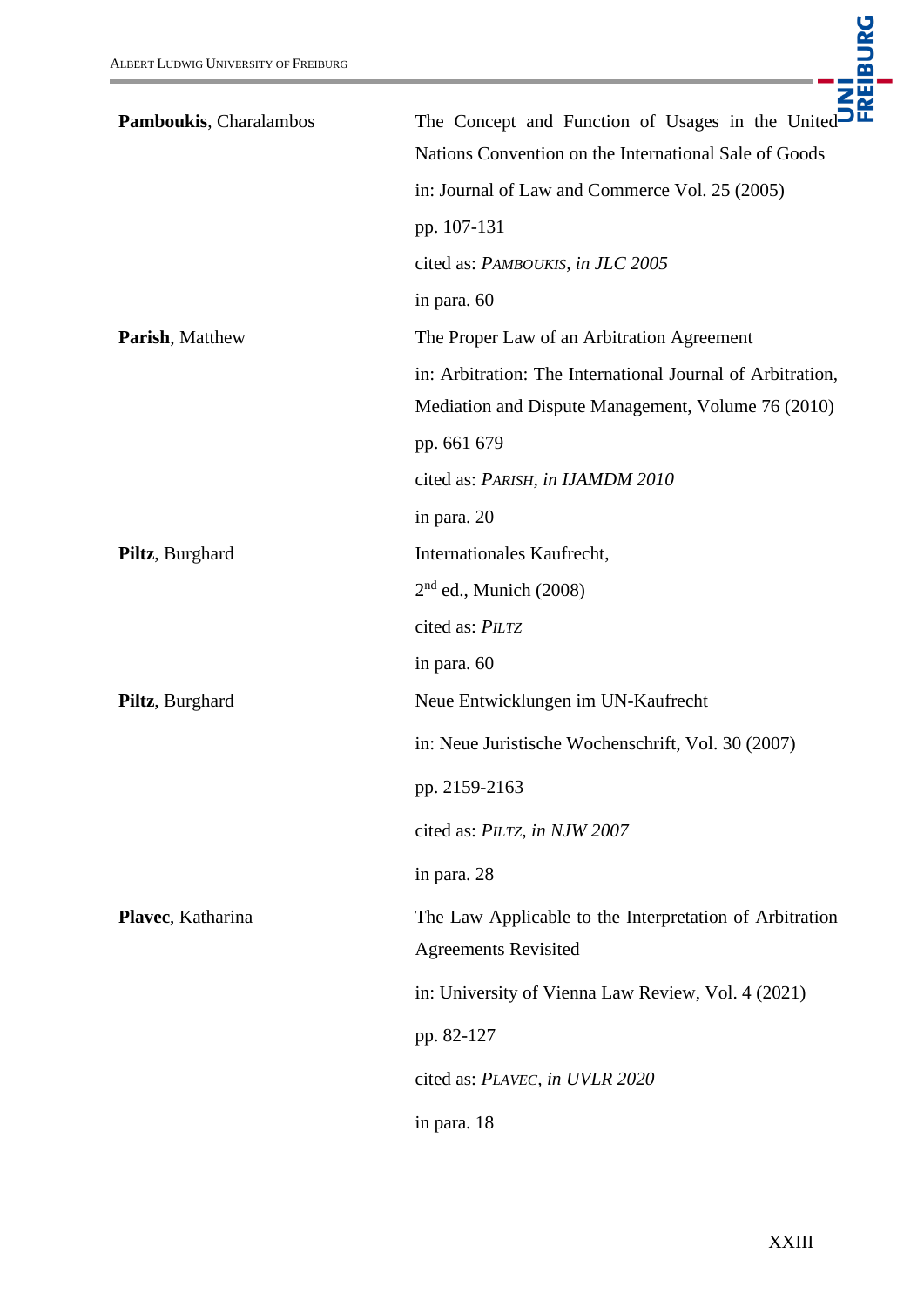| | |
|---|---|
| **Pamboukis**, Charalambos | The Concept and Function of Usages in the United Nations Convention on the International Sale of Goods<br>in: Journal of Law and Commerce Vol. 25 (2005)<br>pp. 107-131<br>cited as: *PAMBOUKIS, in JLC 2005*<br>in para. 60 |
| **Parish**, Matthew | The Proper Law of an Arbitration Agreement<br>in: Arbitration: The International Journal of Arbitration, Mediation and Dispute Management, Volume 76 (2010)<br>pp. 661 679<br>cited as: *PARISH, in IJAMDM 2010*<br>in para. 20 |
| **Piltz**, Burghard | Internationales Kaufrecht,<br>2nd ed., Munich (2008)<br>cited as: *PILTZ*<br>in para. 60 |
| **Piltz**, Burghard | Neue Entwicklungen im UN-Kaufrecht<br>in: Neue Juristische Wochenschrift, Vol. 30 (2007)<br>pp. 2159-2163<br>cited as: *PILTZ, in NJW 2007*<br>in para. 28 |
| **Plavec**, Katharina | The Law Applicable to the Interpretation of Arbitration Agreements Revisited<br>in: University of Vienna Law Review, Vol. 4 (2021)<br>pp. 82-127<br>cited as: *PLAVEC, in UVLR 2020*<br>in para. 18 |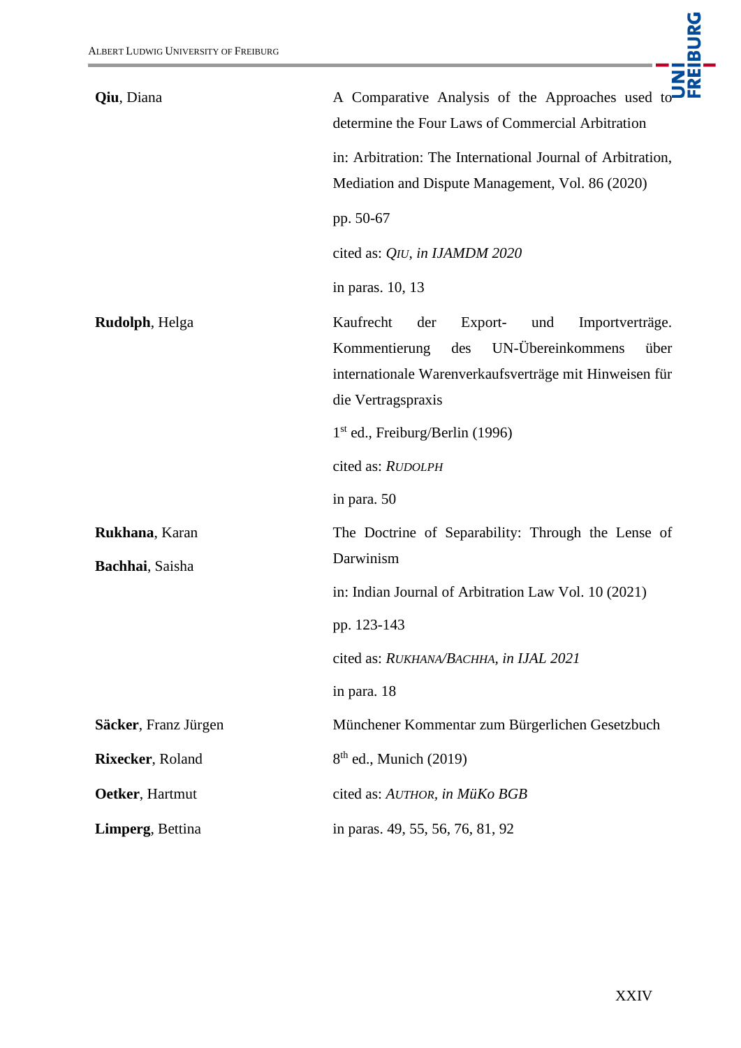| | |
|---|---|
| **Qiu**, Diana | A Comparative Analysis of the Approaches used to determine the Four Laws of Commercial Arbitration<br><br>in: Arbitration: The International Journal of Arbitration, Mediation and Dispute Management, Vol. 86 (2020)<br><br>pp. 50-67<br><br>cited as: *QIU, in IJAMDM 2020*<br><br>in paras. 10, 13 |
| **Rudolph**, Helga | Kaufrecht der Export- und Importverträge. Kommentierung des UN-Übereinkommens über internationale Warenverkaufsverträge mit Hinweisen für die Vertragspraxis<br><br>1st ed., Freiburg/Berlin (1996)<br><br>cited as: *RUDOLPH*<br><br>in para. 50 |
| **Rukhana**, Karan<br><br>**Bachhai**, Saisha | The Doctrine of Separability: Through the Lense of Darwinism<br><br>in: Indian Journal of Arbitration Law Vol. 10 (2021)<br><br>pp. 123-143<br><br>cited as: *RUKHANA/BACHHA, in IJAL 2021*<br><br>in para. 18 |
| **Säcker**, Franz Jürgen<br><br>**Rixecker**, Roland<br><br>**Oetker**, Hartmut<br><br>**Limperg**, Bettina | Münchener Kommentar zum Bürgerlichen Gesetzbuch<br><br>8th ed., Munich (2019)<br><br>cited as: *AUTHOR, in MüKo BGB*<br><br>in paras. 49, 55, 56, 76, 81, 92 |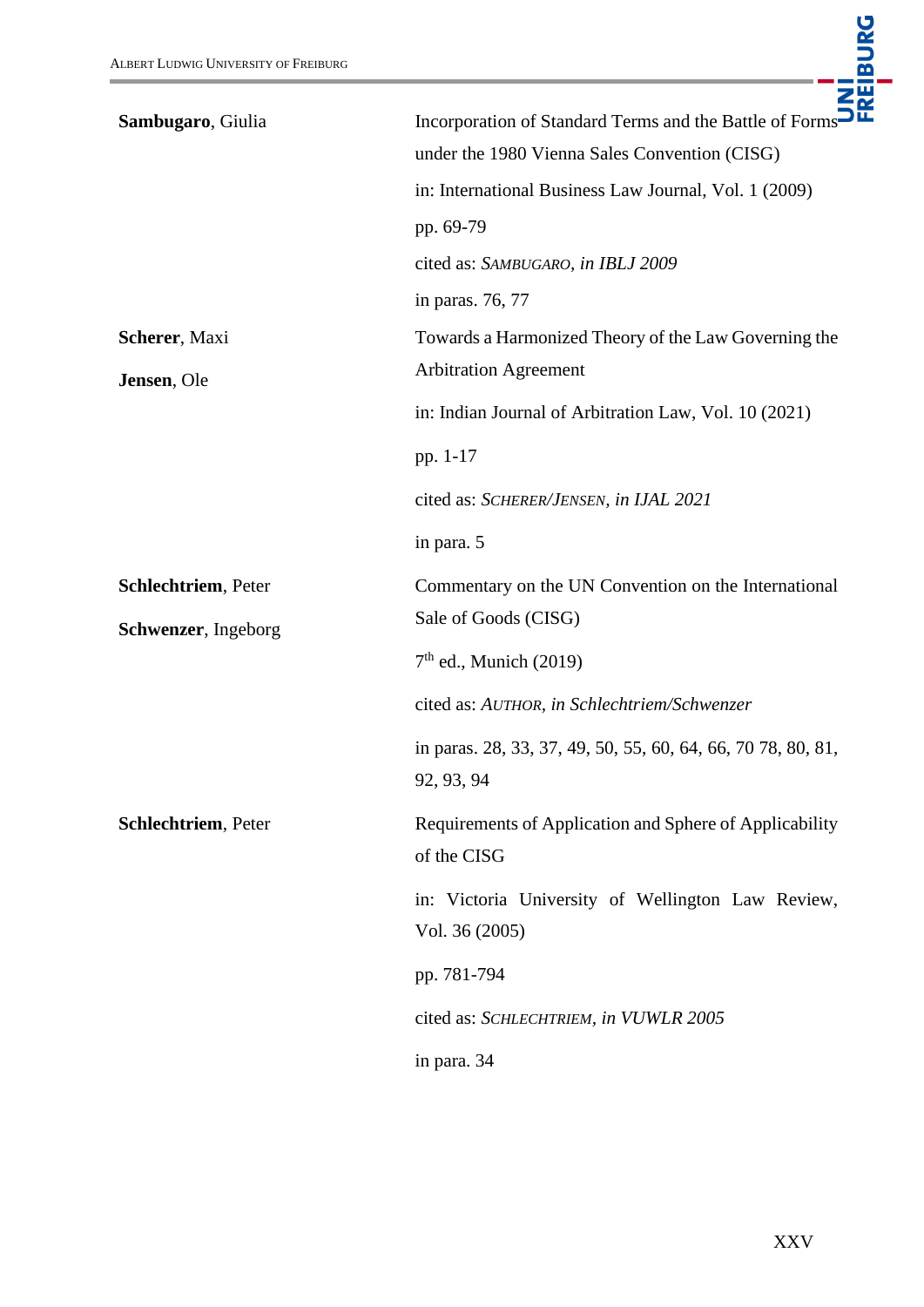| | |
|---|---|
| **Sambugaro**, Giulia | Incorporation of Standard Terms and the Battle of Forms under the 1980 Vienna Sales Convention (CISG)<br>in: International Business Law Journal, Vol. 1 (2009)<br>pp. 69-79<br>cited as: *SAMBUGARO, in IBLJ 2009*<br>in paras. 76, 77 |
| **Scherer**, Maxi<br>**Jensen**, Ole | Towards a Harmonized Theory of the Law Governing the Arbitration Agreement<br>in: Indian Journal of Arbitration Law, Vol. 10 (2021)<br>pp. 1-17<br>cited as: *SCHERER/JENSEN, in IJAL 2021*<br>in para. 5 |
| **Schlechtriem**, Peter<br>**Schwenzer**, Ingeborg | Commentary on the UN Convention on the International Sale of Goods (CISG)<br>7th ed., Munich (2019)<br>cited as: *AUTHOR, in Schlechtriem/Schwenzer*<br>in paras. 28, 33, 37, 49, 50, 55, 60, 64, 66, 70 78, 80, 81, 92, 93, 94 |
| **Schlechtriem**, Peter | Requirements of Application and Sphere of Applicability of the CISG<br>in: Victoria University of Wellington Law Review, Vol. 36 (2005)<br>pp. 781-794<br>cited as: *SCHLECHTRIEM, in VUWLR 2005*<br>in para. 34 |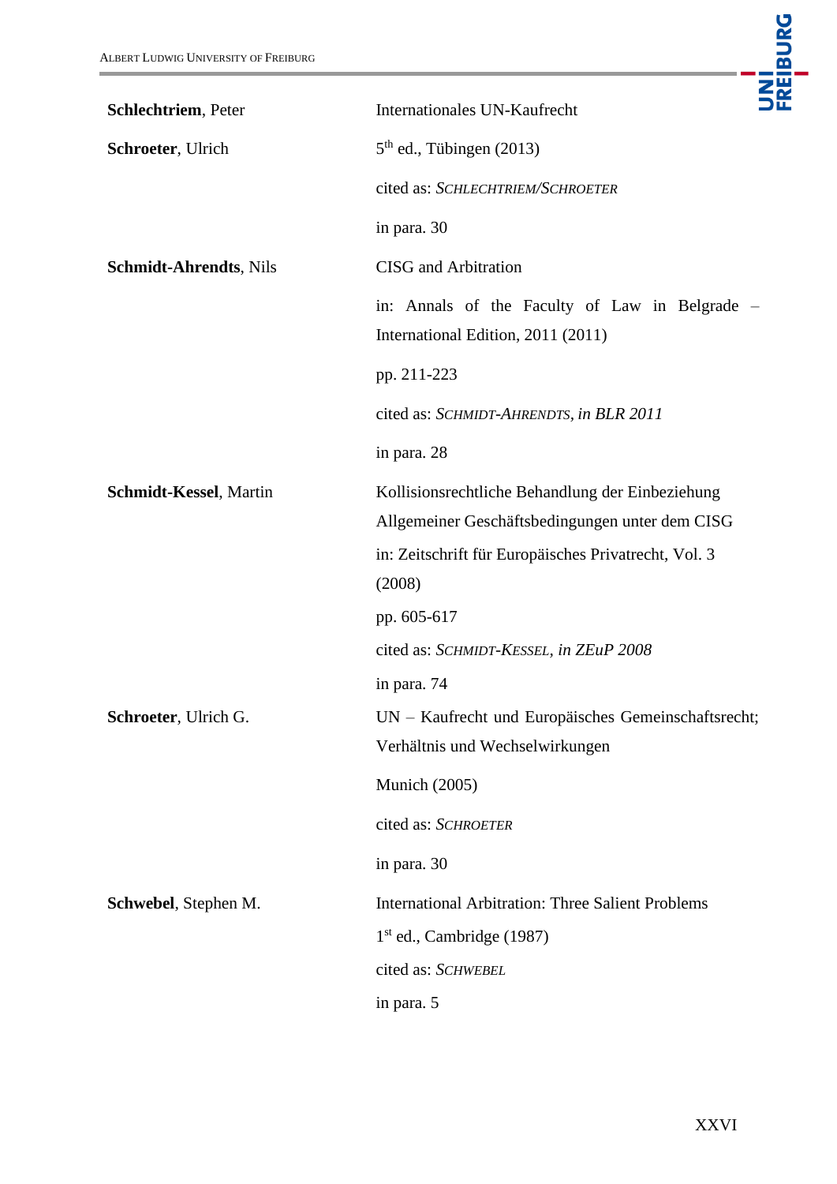| | |
|---|---|
| **Schlechtriem**, Peter<br>**Schroeter**, Ulrich | Internationales UN-Kaufrecht<br>5th ed., Tübingen (2013)<br>cited as: *SCHLECHTRIEM/SCHROETER*<br>in para. 30 |
| **Schmidt-Ahrendts**, Nils | CISG and Arbitration<br>in: Annals of the Faculty of Law in Belgrade – International Edition, 2011 (2011)<br>pp. 211-223<br>cited as: *SCHMIDT-AHRENDTS, in BLR 2011*<br>in para. 28 |
| **Schmidt-Kessel**, Martin | Kollisionsrechtliche Behandlung der Einbeziehung Allgemeiner Geschäftsbedingungen unter dem CISG<br>in: Zeitschrift für Europäisches Privatrecht, Vol. 3 (2008)<br>pp. 605-617<br>cited as: *SCHMIDT-KESSEL, in ZEuP 2008*<br>in para. 74 |
| **Schroeter**, Ulrich G. | UN – Kaufrecht und Europäisches Gemeinschaftsrecht; Verhältnis und Wechselwirkungen<br>Munich (2005)<br>cited as: *SCHROETER*<br>in para. 30 |
| **Schwebel**, Stephen M. | International Arbitration: Three Salient Problems<br>1st ed., Cambridge (1987)<br>cited as: *SCHWEBEL*<br>in para. 5 |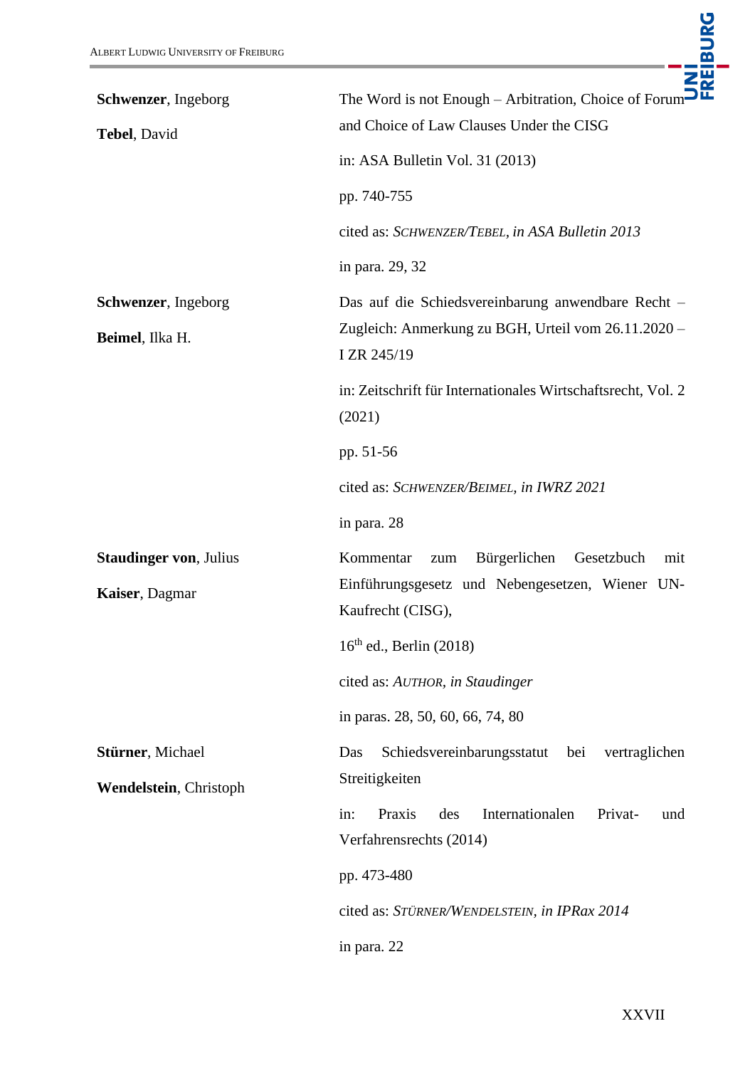| | |
|---|---|
| **Schwenzer**, Ingeborg<br><br>**Tebel**, David | The Word is not Enough – Arbitration, Choice of Forum and Choice of Law Clauses Under the CISG<br><br>in: ASA Bulletin Vol. 31 (2013)<br><br>pp. 740-755<br><br>cited as: *SCHWENZER/TEBEL, in ASA Bulletin 2013*<br><br>in para. 29, 32 |
| **Schwenzer**, Ingeborg<br><br>**Beimel**, Ilka H. | Das auf die Schiedsvereinbarung anwendbare Recht – Zugleich: Anmerkung zu BGH, Urteil vom 26.11.2020 – I ZR 245/19<br><br>in: Zeitschrift für Internationales Wirtschaftsrecht, Vol. 2 (2021)<br><br>pp. 51-56<br><br>cited as: *SCHWENZER/BEIMEL, in IWRZ 2021*<br><br>in para. 28 |
| **Staudinger von**, Julius<br><br>**Kaiser**, Dagmar | Kommentar zum Bürgerlichen Gesetzbuch mit Einführungsgesetz und Nebengesetzen, Wiener UN-Kaufrecht (CISG),<br><br>16th ed., Berlin (2018)<br><br>cited as: *AUTHOR, in Staudinger*<br><br>in paras. 28, 50, 60, 66, 74, 80 |
| **Stürner**, Michael<br><br>**Wendelstein**, Christoph | Das Schiedsvereinbarungsstatut bei vertraglichen Streitigkeiten<br><br>in: Praxis des Internationalen Privat- und Verfahrensrechts (2014)<br><br>pp. 473-480<br><br>cited as: *STÜRNER/WENDELSTEIN, in IPRax 2014*<br><br>in para. 22 |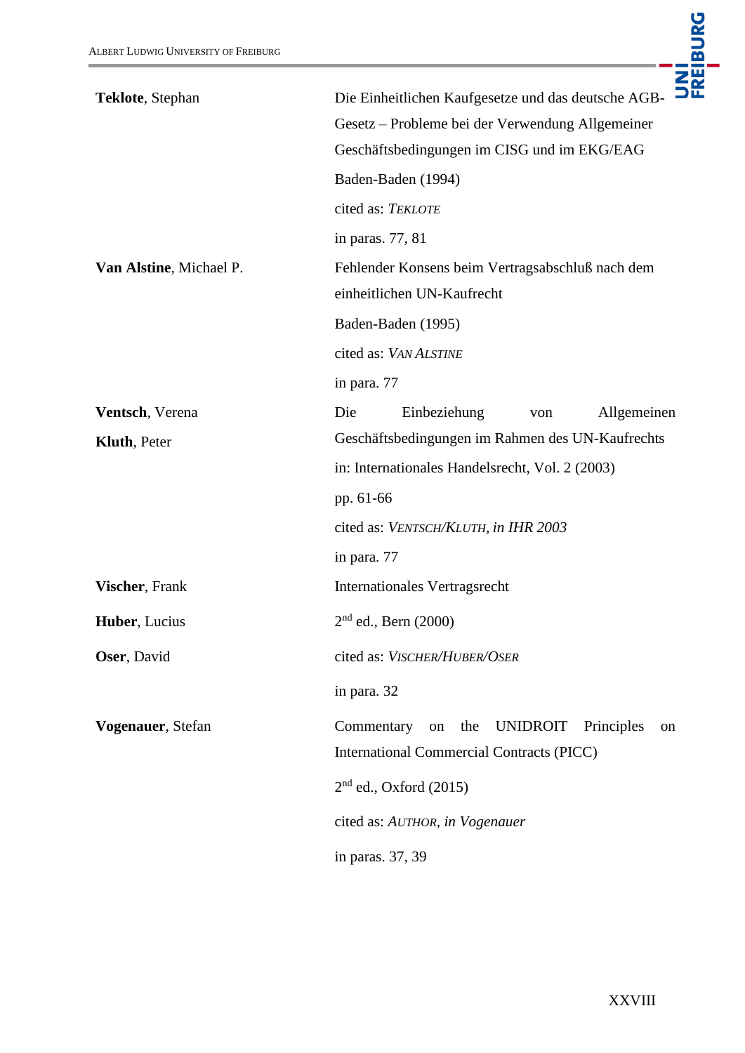| | |
|---|---|
| **Teklote**, Stephan | Die Einheitlichen Kaufgesetze und das deutsche AGB-Gesetz – Probleme bei der Verwendung Allgemeiner Geschäftsbedingungen im CISG und im EKG/EAG<br>Baden-Baden (1994)<br>cited as: *TEKLOTE*<br>in paras. 77, 81 |
| **Van Alstine**, Michael P. | Fehlender Konsens beim Vertragsabschluß nach dem einheitlichen UN-Kaufrecht<br>Baden-Baden (1995)<br>cited as: *VAN ALSTINE*<br>in para. 77 |
| **Ventsch**, Verena<br>**Kluth**, Peter | Die Einbeziehung von Allgemeinen Geschäftsbedingungen im Rahmen des UN-Kaufrechts<br>in: Internationales Handelsrecht, Vol. 2 (2003)<br>pp. 61-66<br>cited as: *VENTSCH/KLUTH, in IHR 2003*<br>in para. 77 |
| **Vischer**, Frank<br>**Huber**, Lucius<br>**Oser**, David | Internationales Vertragsrecht<br>2nd ed., Bern (2000)<br>cited as: *VISCHER/HUBER/OSER*<br>in para. 32 |
| **Vogenauer**, Stefan | Commentary on the UNIDROIT Principles on International Commercial Contracts (PICC)<br>2nd ed., Oxford (2015)<br>cited as: *AUTHOR, in Vogenauer*<br>in paras. 37, 39 |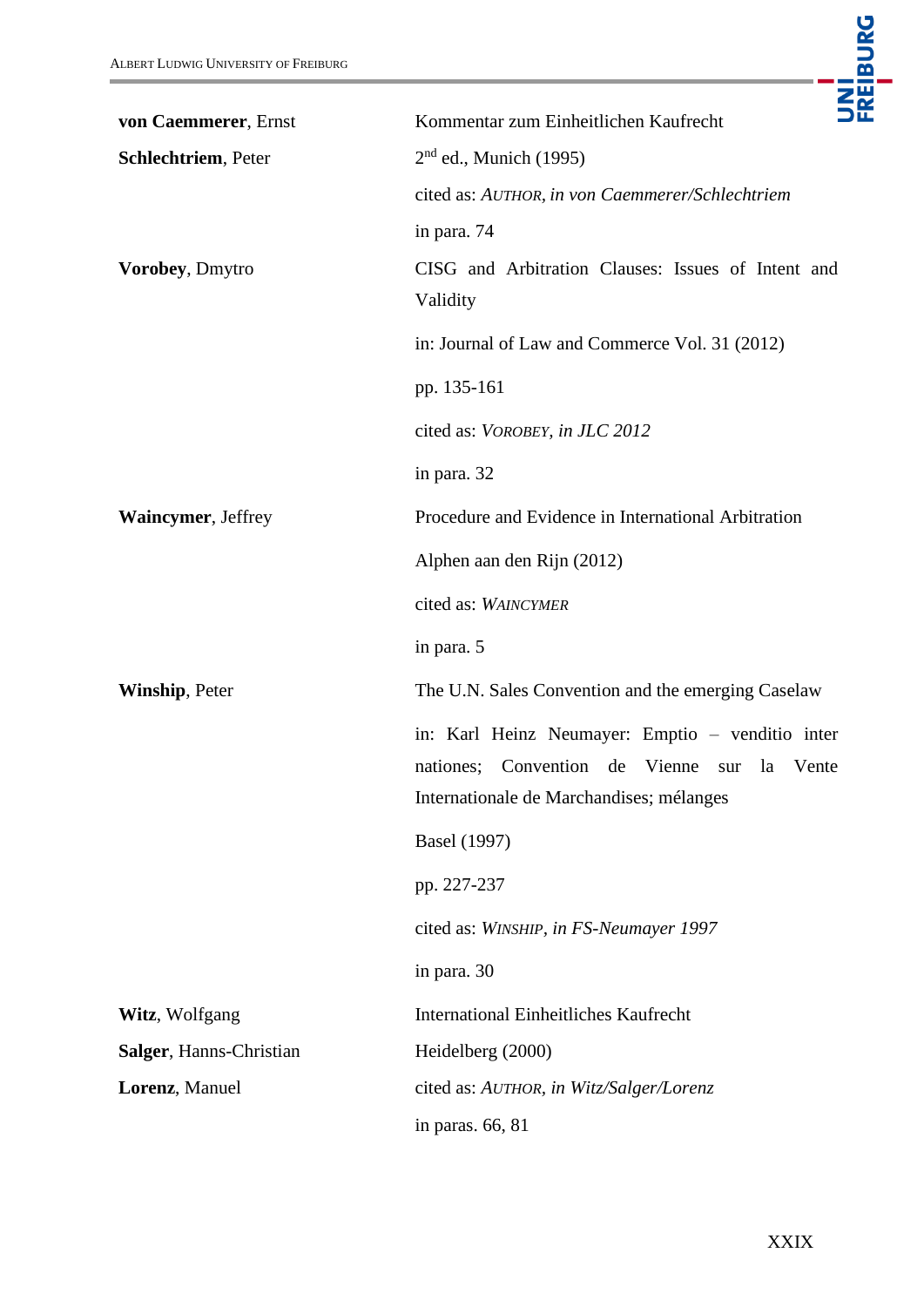| | |
|---|---|
| **von Caemmerer**, Ernst<br>**Schlechtriem**, Peter | Kommentar zum Einheitlichen Kaufrecht<br>2nd ed., Munich (1995)<br>cited as: *AUTHOR, in von Caemmerer/Schlechtriem*<br>in para. 74 |
| **Vorobey**, Dmytro | CISG and Arbitration Clauses: Issues of Intent and Validity<br>in: Journal of Law and Commerce Vol. 31 (2012)<br>pp. 135-161<br>cited as: *VOROBEY, in JLC 2012*<br>in para. 32 |
| **Waincymer**, Jeffrey | Procedure and Evidence in International Arbitration<br>Alphen aan den Rijn (2012)<br>cited as: *WAINCYMER*<br>in para. 5 |
| **Winship**, Peter | The U.N. Sales Convention and the emerging Caselaw<br>in: Karl Heinz Neumayer: Emptio – venditio inter nationes; Convention de Vienne sur la Vente Internationale de Marchandises; mélanges<br>Basel (1997)<br>pp. 227-237<br>cited as: *WINSHIP, in FS-Neumayer 1997*<br>in para. 30 |
| **Witz**, Wolfgang<br>**Salger**, Hanns-Christian<br>**Lorenz**, Manuel | International Einheitliches Kaufrecht<br>Heidelberg (2000)<br>cited as: *AUTHOR, in Witz/Salger/Lorenz*<br>in paras. 66, 81 |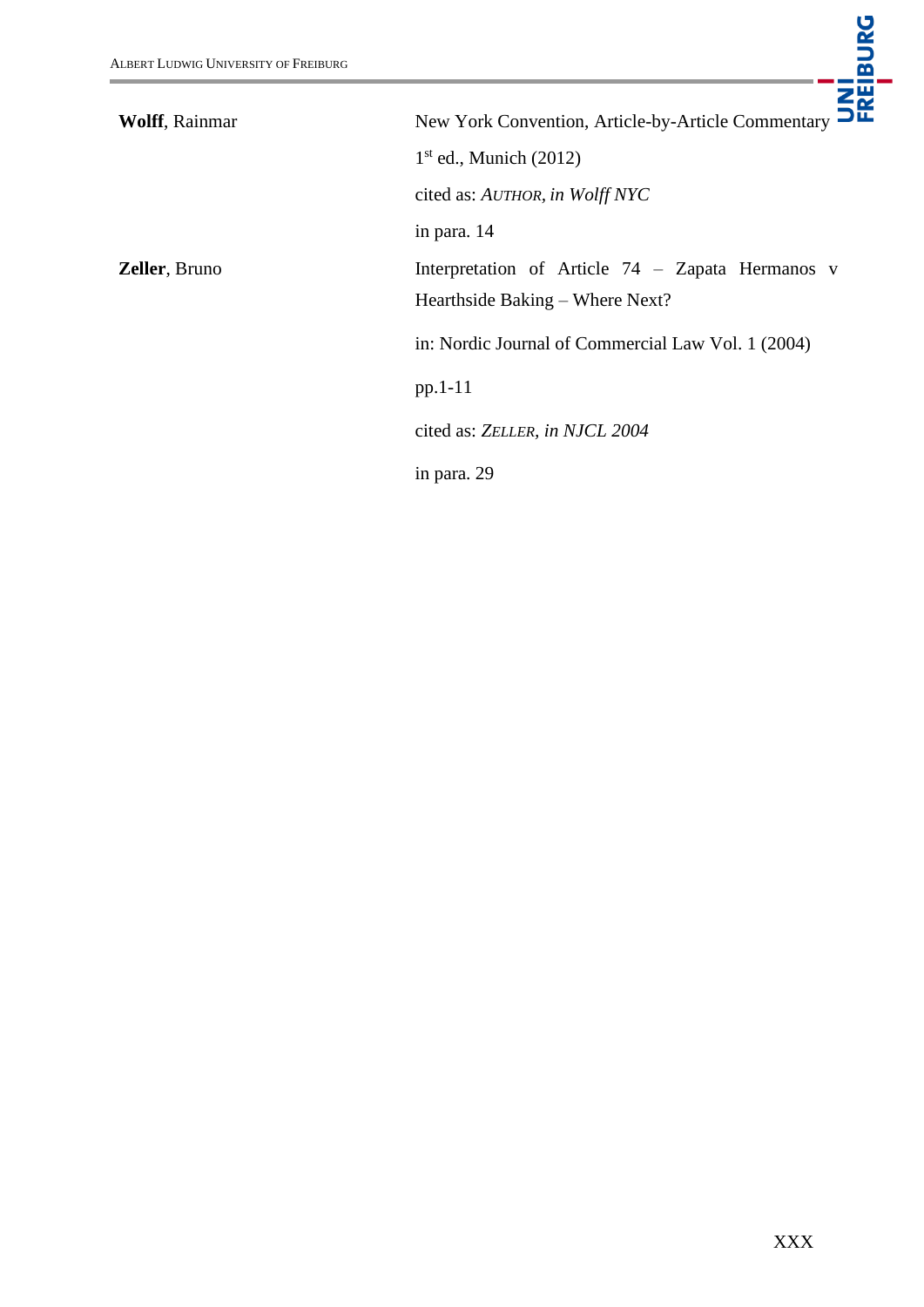| | |
|---|---|
| **Wolff**, Rainmar | New York Convention, Article-by-Article Commentary<br>1st ed., Munich (2012)<br>cited as: *AUTHOR, in Wolff NYC*<br>in para. 14 |
| **Zeller**, Bruno | Interpretation of Article 74 – Zapata Hermanos v Hearthside Baking – Where Next?<br>in: Nordic Journal of Commercial Law Vol. 1 (2004)<br>pp.1-11<br>cited as: *ZELLER, in NJCL 2004*<br>in para. 29 |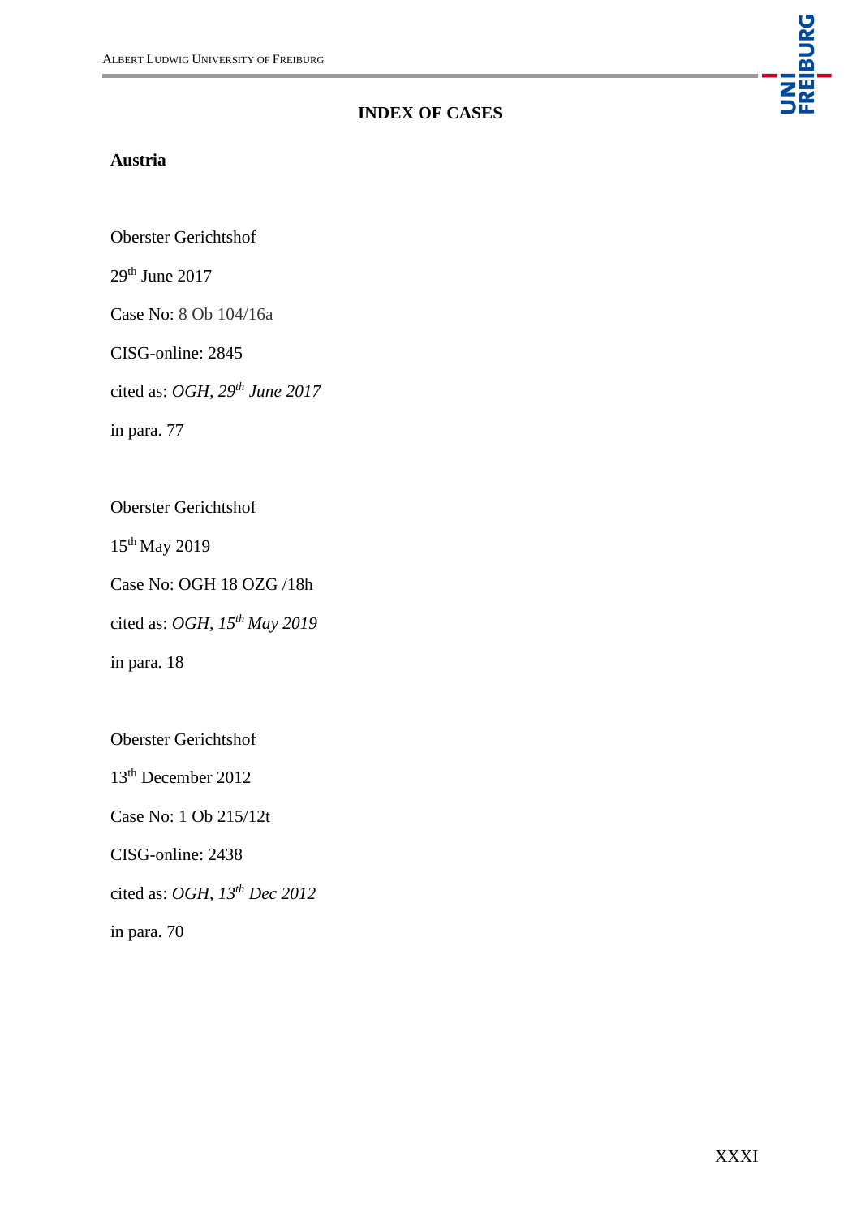## INDEX OF CASES

### Austria

Oberster Gerichtshof

29th June 2017

Case No: 8 Ob 104/16a

CISG-online: 2845

cited as: *OGH, 29th June 2017*

in para. 77

Oberster Gerichtshof

15th May 2019

Case No: OGH 18 OZG /18h

cited as: *OGH, 15th May 2019*

in para. 18

Oberster Gerichtshof

13th December 2012

Case No: 1 Ob 215/12t

CISG-online: 2438

cited as: *OGH, 13th Dec 2012*

in para. 70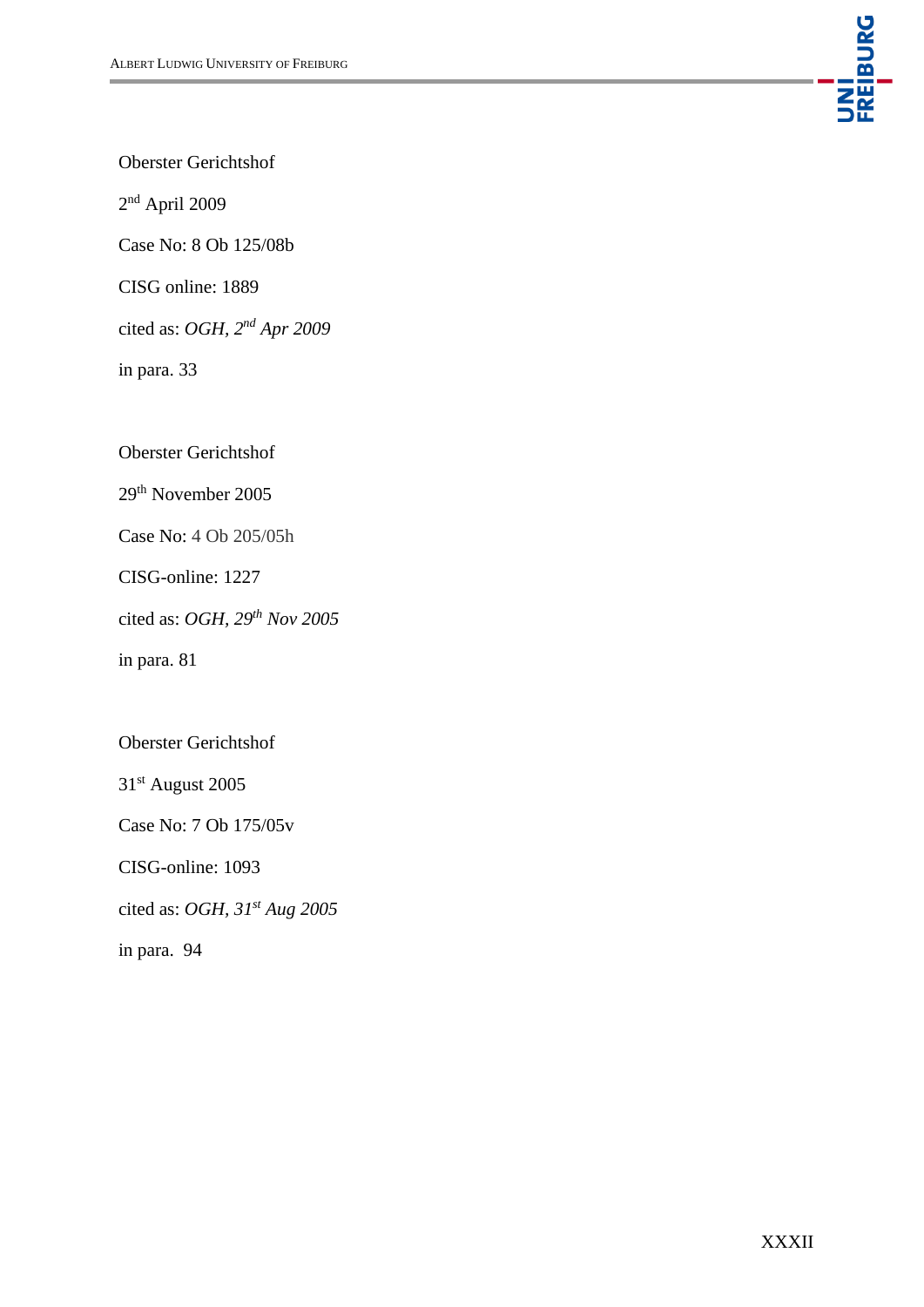Oberster Gerichtshof

2nd April 2009

Case No: 8 Ob 125/08b

CISG online: 1889

cited as: *OGH, 2nd Apr 2009*

in para. 33

Oberster Gerichtshof

29th November 2005

Case No: 4 Ob 205/05h

CISG-online: 1227

cited as: *OGH, 29th Nov 2005*

in para. 81

Oberster Gerichtshof

31st August 2005

Case No: 7 Ob 175/05v

CISG-online: 1093

cited as: *OGH, 31st Aug 2005*

in para. 94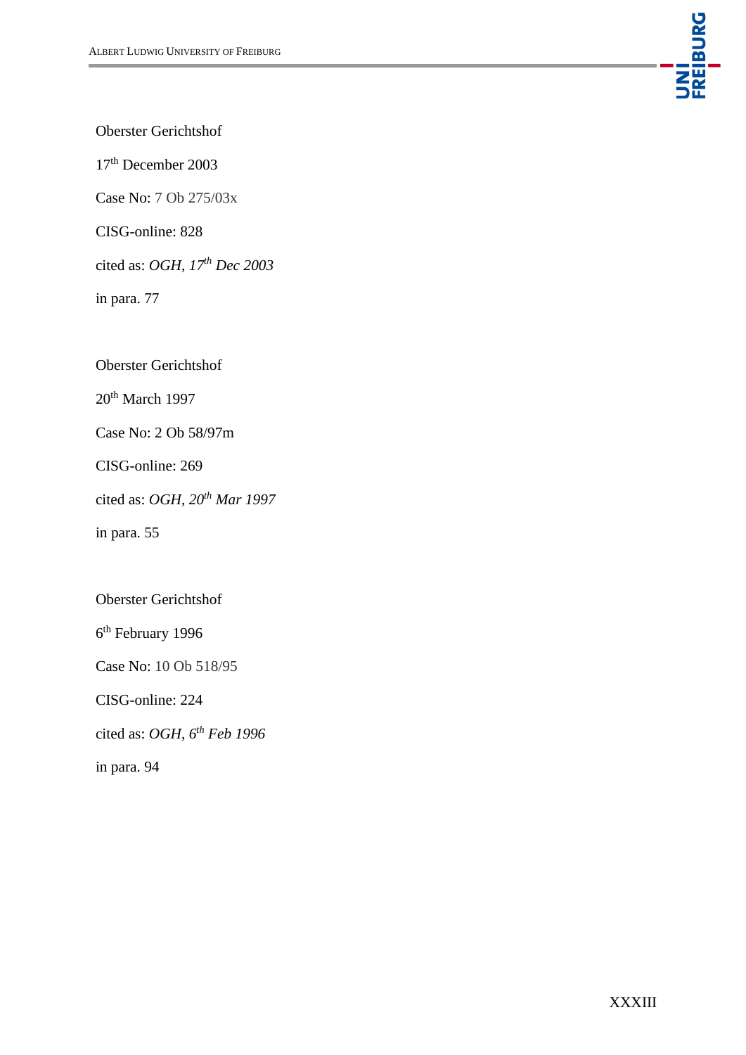Oberster Gerichtshof

17th December 2003

Case No: 7 Ob 275/03x

CISG-online: 828

cited as: *OGH, 17th Dec 2003*

in para. 77

Oberster Gerichtshof

20th March 1997

Case No: 2 Ob 58/97m

CISG-online: 269

cited as: *OGH, 20th Mar 1997*

in para. 55

Oberster Gerichtshof

6th February 1996

Case No: 10 Ob 518/95

CISG-online: 224

cited as: *OGH, 6th Feb 1996*

in para. 94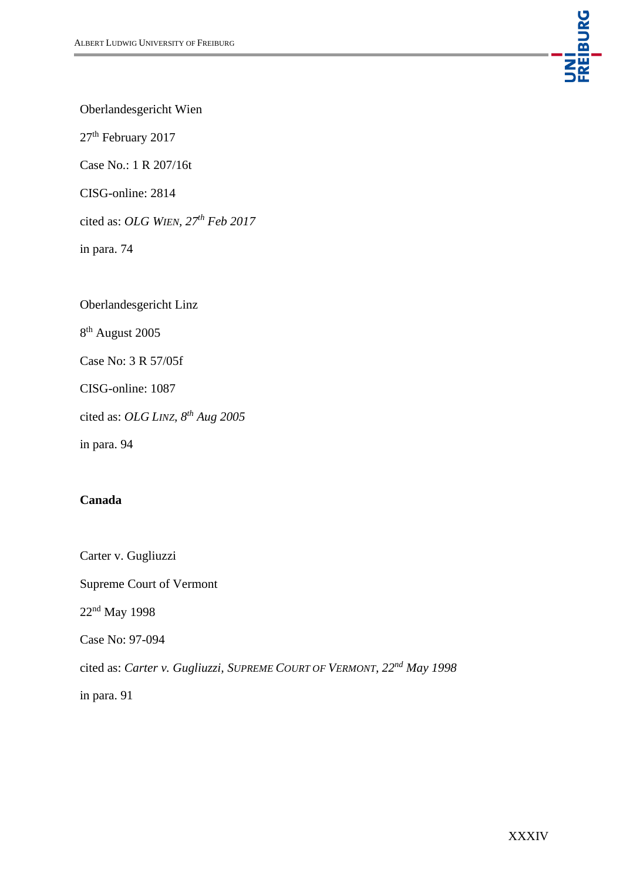Oberlandesgericht Wien

27th February 2017

Case No.: 1 R 207/16t

CISG-online: 2814

cited as: *OLG Wien, 27th Feb 2017*

in para. 74

Oberlandesgericht Linz

8th August 2005

Case No: 3 R 57/05f

CISG-online: 1087

cited as: *OLG Linz, 8th Aug 2005*

in para. 94

**Canada**

Carter v. Gugliuzzi

Supreme Court of Vermont

22nd May 1998

Case No: 97-094

cited as: *Carter v. Gugliuzzi, Supreme Court of Vermont, 22nd May 1998*

in para. 91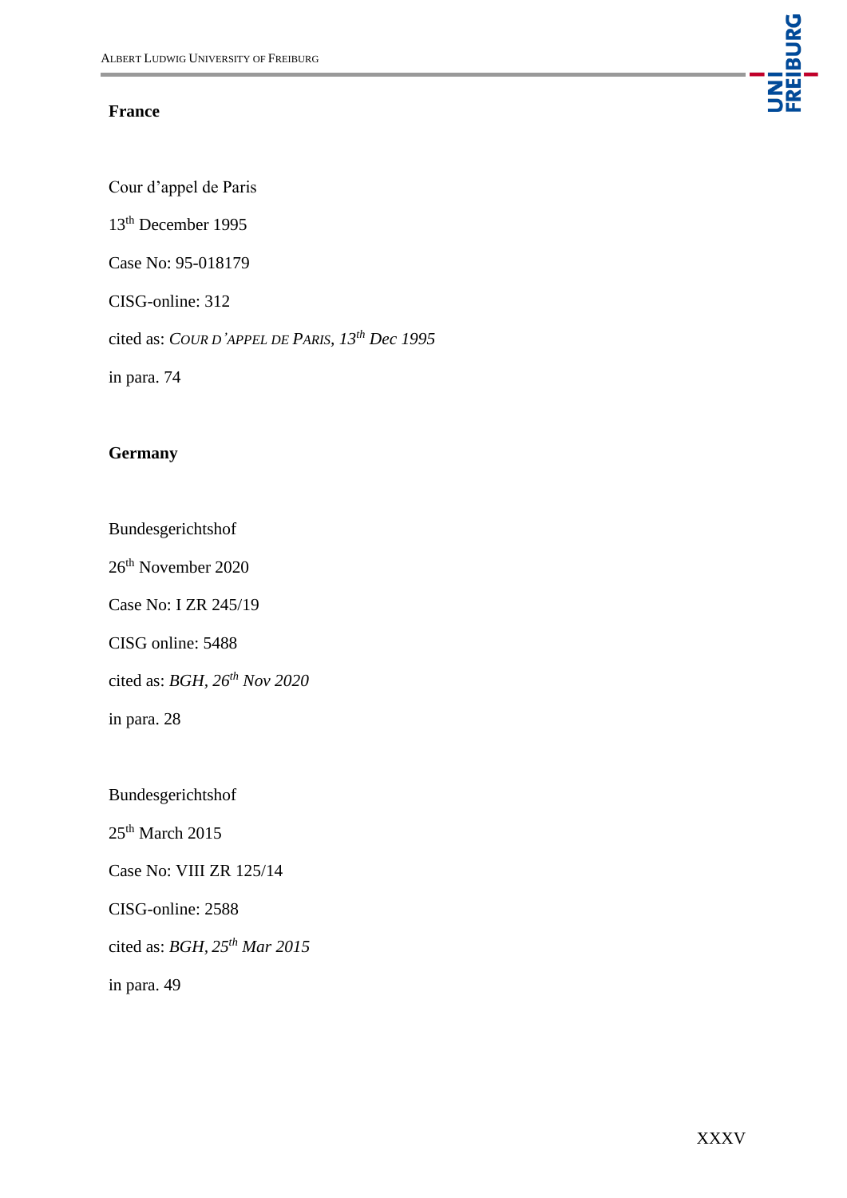**France**

Cour d'appel de Paris

13th December 1995

Case No: 95-018179

CISG-online: 312

cited as: *Cour d'appel de Paris, 13th Dec 1995*

in para. 74

**Germany**

Bundesgerichtshof

26th November 2020

Case No: I ZR 245/19

CISG online: 5488

cited as: *BGH, 26th Nov 2020*

in para. 28

Bundesgerichtshof

25th March 2015

Case No: VIII ZR 125/14

CISG-online: 2588

cited as: *BGH, 25th Mar 2015*

in para. 49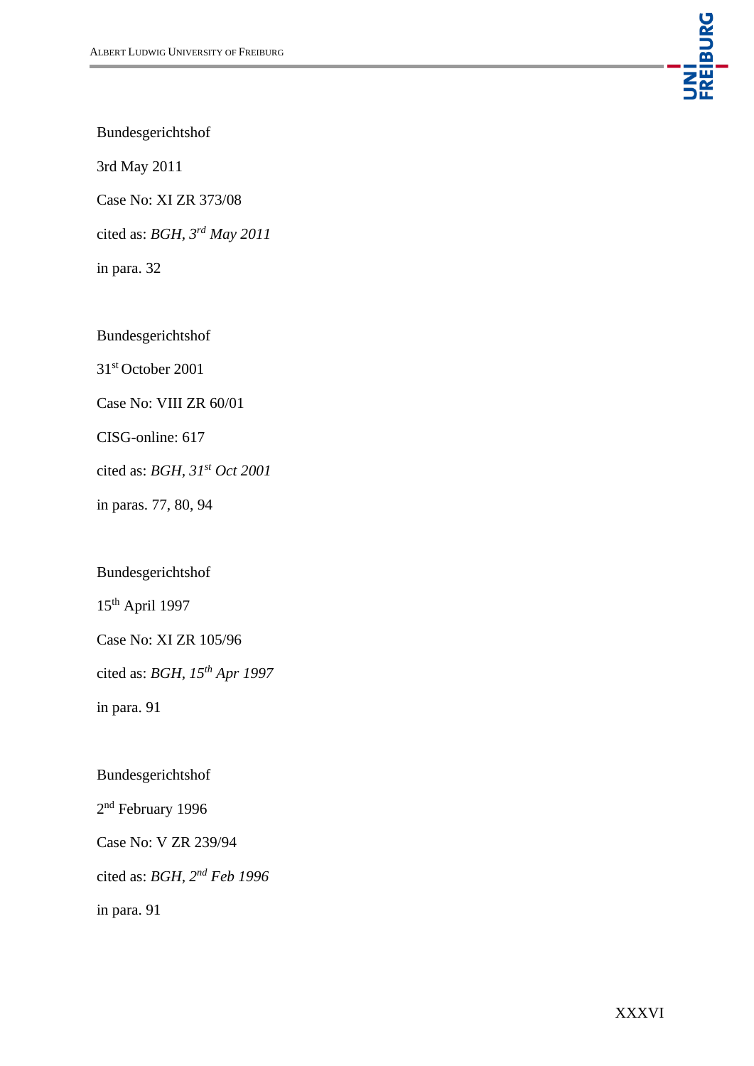Bundesgerichtshof

3rd May 2011

Case No: XI ZR 373/08

cited as: *BGH, 3rd May 2011*

in para. 32

Bundesgerichtshof

31st October 2001

Case No: VIII ZR 60/01

CISG-online: 617

cited as: *BGH, 31st Oct 2001*

in paras. 77, 80, 94

Bundesgerichtshof

15th April 1997

Case No: XI ZR 105/96

cited as: *BGH, 15th Apr 1997*

in para. 91

Bundesgerichtshof

2nd February 1996

Case No: V ZR 239/94

cited as: *BGH, 2nd Feb 1996*

in para. 91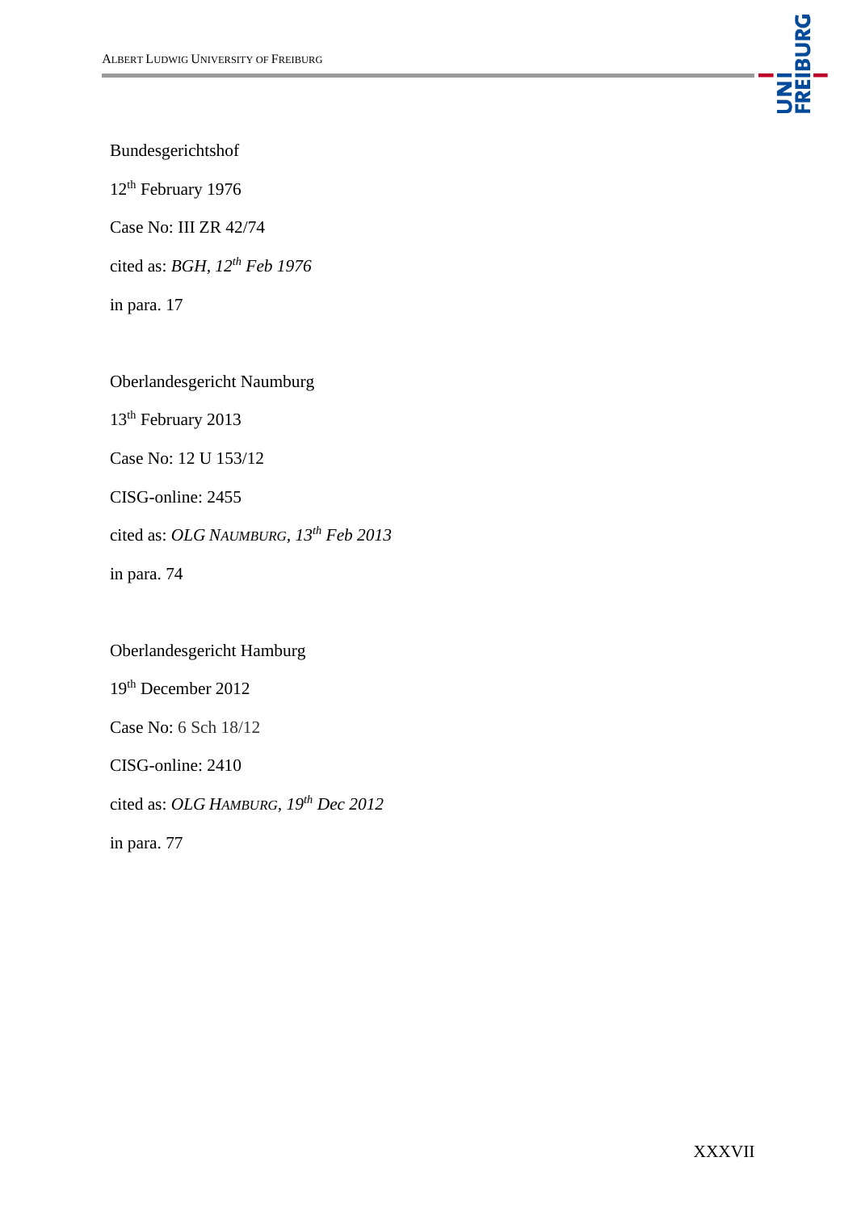Bundesgerichtshof

12th February 1976

Case No: III ZR 42/74

cited as: *BGH, 12th Feb 1976*

in para. 17

Oberlandesgericht Naumburg

13th February 2013

Case No: 12 U 153/12

CISG-online: 2455

cited as: *OLG NAUMBURG, 13th Feb 2013*

in para. 74

Oberlandesgericht Hamburg

19th December 2012

Case No: 6 Sch 18/12

CISG-online: 2410

cited as: *OLG HAMBURG, 19th Dec 2012*

in para. 77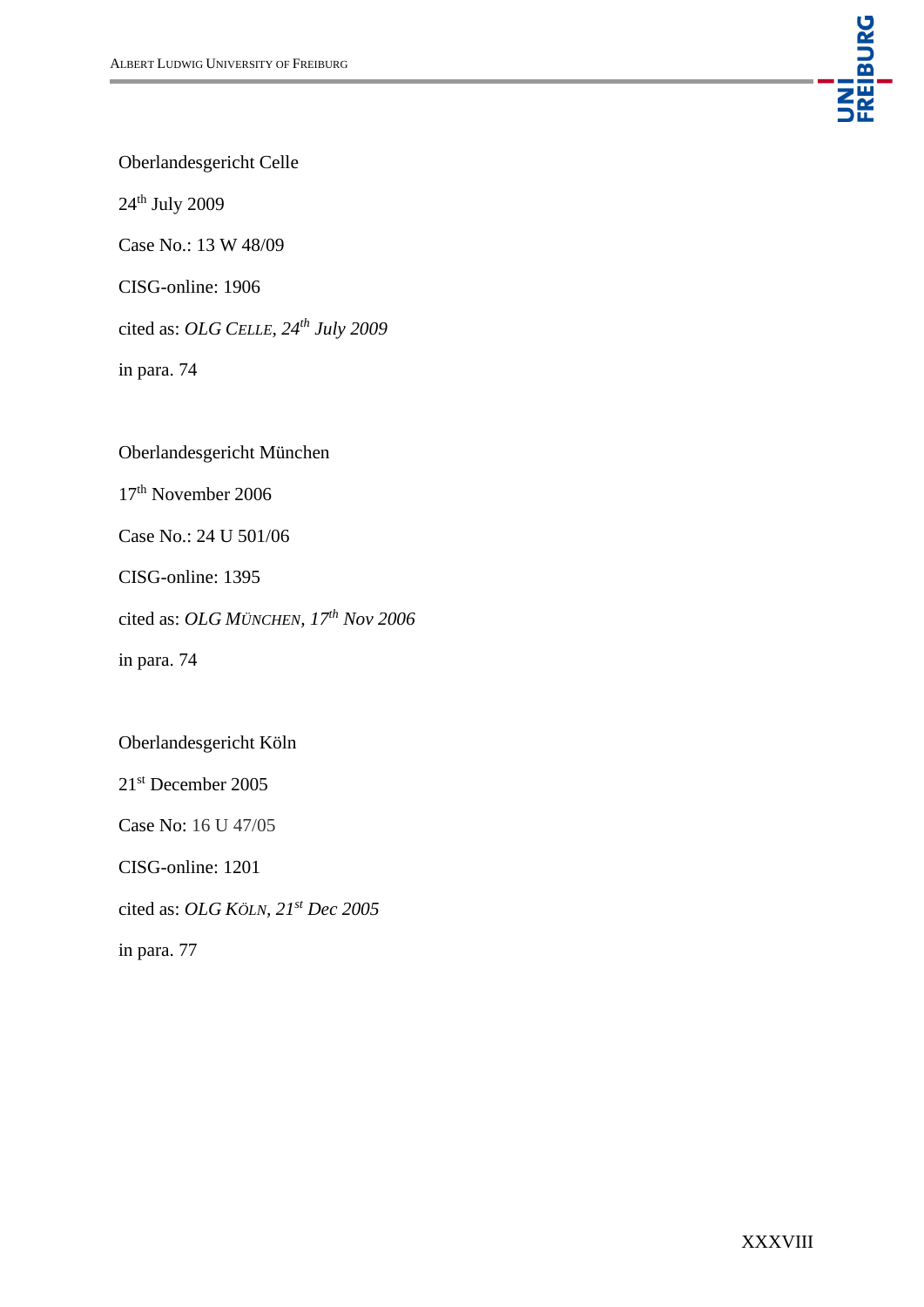Oberlandesgericht Celle

24th July 2009

Case No.: 13 W 48/09

CISG-online: 1906

cited as: *OLG Celle, 24th July 2009*

in para. 74

Oberlandesgericht München

17th November 2006

Case No.: 24 U 501/06

CISG-online: 1395

cited as: *OLG München, 17th Nov 2006*

in para. 74

Oberlandesgericht Köln

21st December 2005

Case No: 16 U 47/05

CISG-online: 1201

cited as: *OLG Köln, 21st Dec 2005*

in para. 77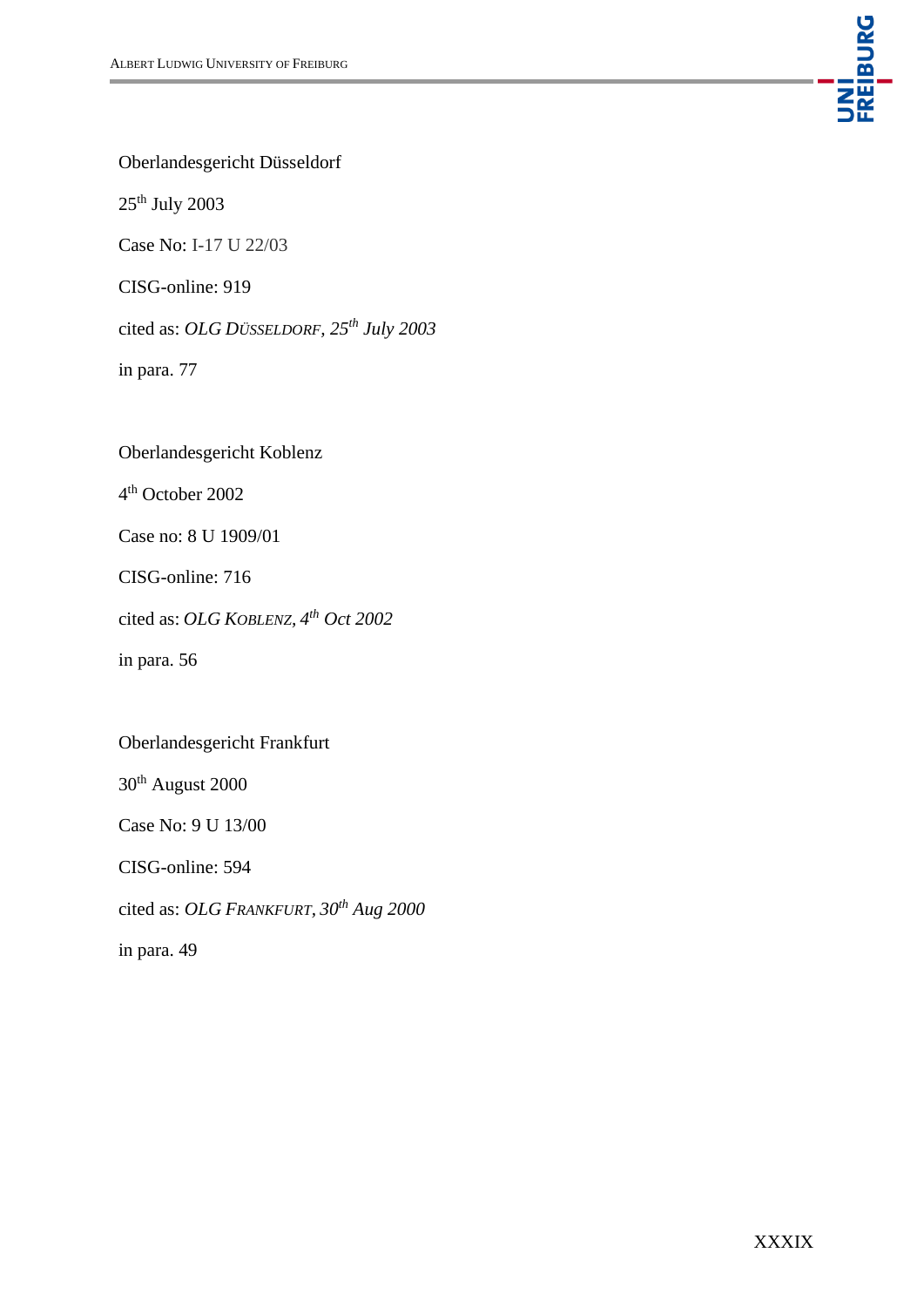Oberlandesgericht Düsseldorf

25th July 2003

Case No: I-17 U 22/03

CISG-online: 919

cited as: *OLG Düsseldorf, 25th July 2003*

in para. 77

Oberlandesgericht Koblenz

4th October 2002

Case no: 8 U 1909/01

CISG-online: 716

cited as: *OLG Koblenz, 4th Oct 2002*

in para. 56

Oberlandesgericht Frankfurt

30th August 2000

Case No: 9 U 13/00

CISG-online: 594

cited as: *OLG Frankfurt, 30th Aug 2000*

in para. 49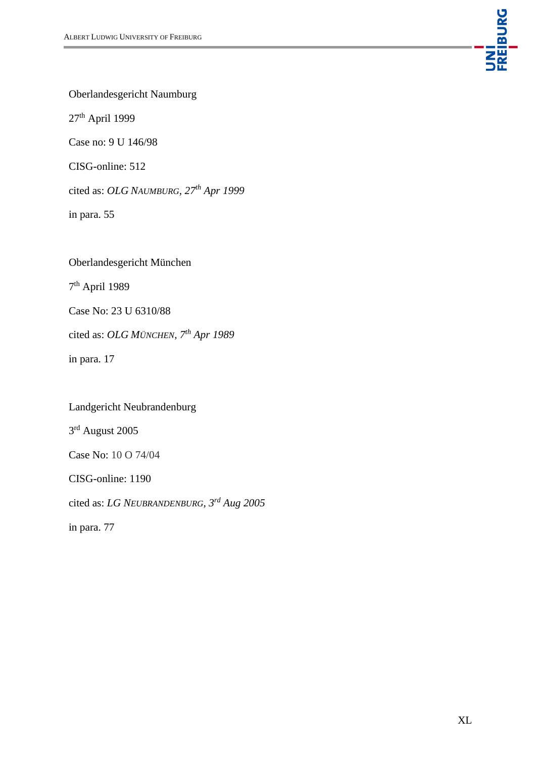Oberlandesgericht Naumburg

27th April 1999

Case no: 9 U 146/98

CISG-online: 512

cited as: *OLG NAUMBURG, 27th Apr 1999*

in para. 55

Oberlandesgericht München

7th April 1989

Case No: 23 U 6310/88

cited as: *OLG MÜNCHEN, 7th Apr 1989*

in para. 17

Landgericht Neubrandenburg

3rd August 2005

Case No: 10 O 74/04

CISG-online: 1190

cited as: *LG NEUBRANDENBURG, 3rd Aug 2005*

in para. 77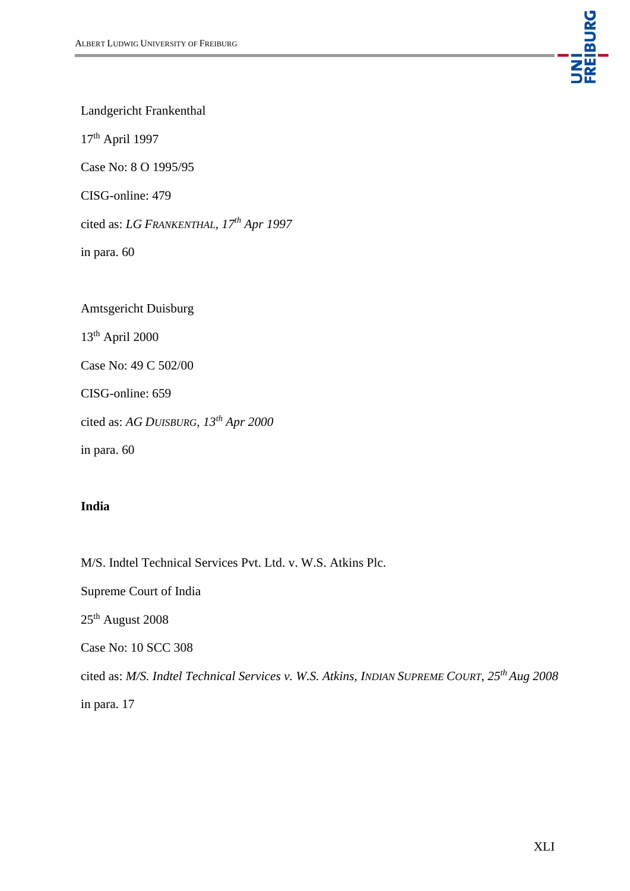Landgericht Frankenthal

17th April 1997

Case No: 8 O 1995/95

CISG-online: 479

cited as: *LG Frankenthal, 17th Apr 1997*

in para. 60

Amtsgericht Duisburg

13th April 2000

Case No: 49 C 502/00

CISG-online: 659

cited as: *AG Duisburg, 13th Apr 2000*

in para. 60

**India**

M/S. Indtel Technical Services Pvt. Ltd. v. W.S. Atkins Plc.

Supreme Court of India

25th August 2008

Case No: 10 SCC 308

cited as: *M/S. Indtel Technical Services v. W.S. Atkins, Indian Supreme Court, 25th Aug 2008*

in para. 17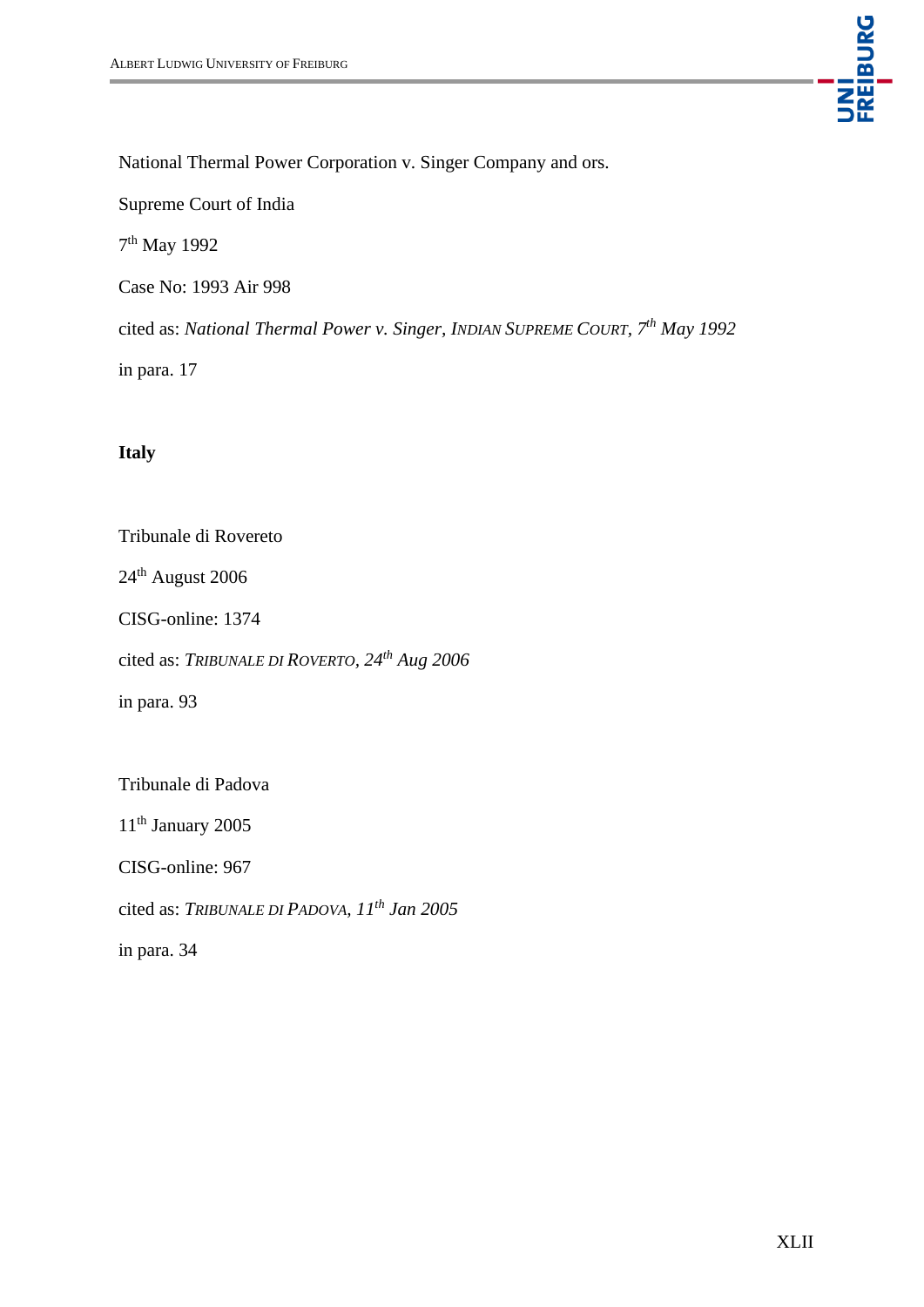National Thermal Power Corporation v. Singer Company and ors.

Supreme Court of India

7th May 1992

Case No: 1993 Air 998

cited as: *National Thermal Power v. Singer, Indian Supreme Court, 7th May 1992*

in para. 17

**Italy**

Tribunale di Rovereto

24th August 2006

CISG-online: 1374

cited as: *Tribunale di Roverto, 24th Aug 2006*

in para. 93

Tribunale di Padova

11th January 2005

CISG-online: 967

cited as: *Tribunale di Padova, 11th Jan 2005*

in para. 34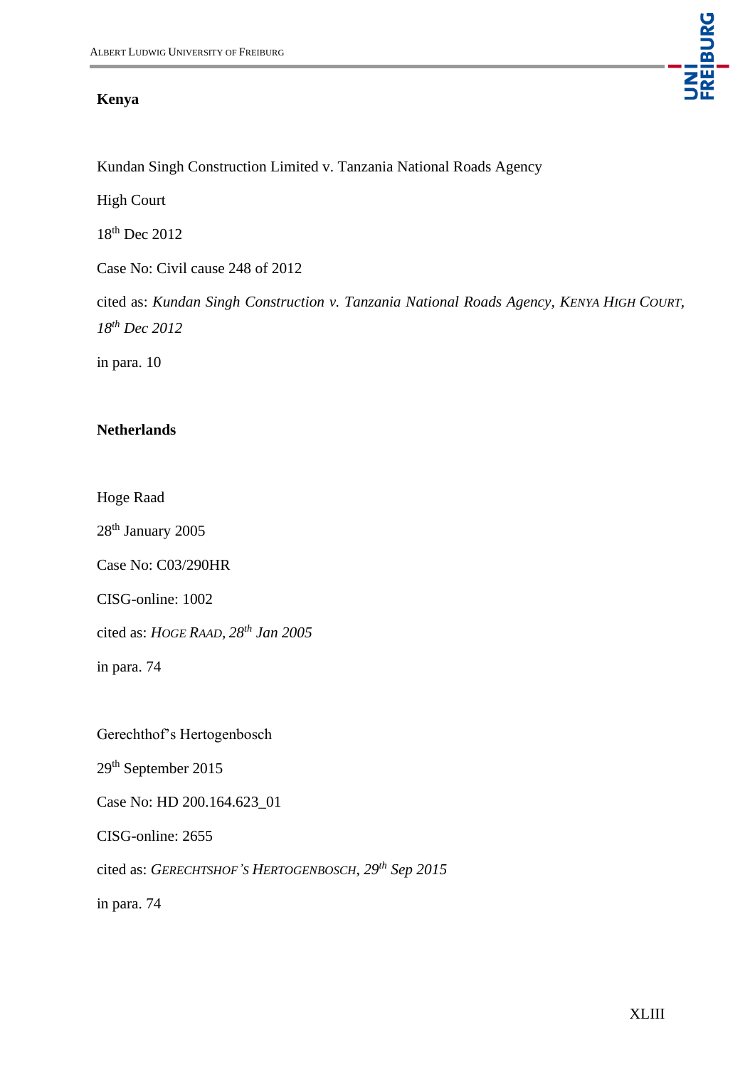**Kenya**

Kundan Singh Construction Limited v. Tanzania National Roads Agency

High Court

18th Dec 2012

Case No: Civil cause 248 of 2012

cited as: *Kundan Singh Construction v. Tanzania National Roads Agency*, *KENYA HIGH COURT*, *18th Dec 2012*

in para. 10

**Netherlands**

Hoge Raad

28th January 2005

Case No: C03/290HR

CISG-online: 1002

cited as: *HOGE RAAD, 28th Jan 2005*

in para. 74

Gerechthof's Hertogenbosch

29th September 2015

Case No: HD 200.164.623_01

CISG-online: 2655

cited as: *GERECHTSHOF'S HERTOGENBOSCH, 29th Sep 2015*

in para. 74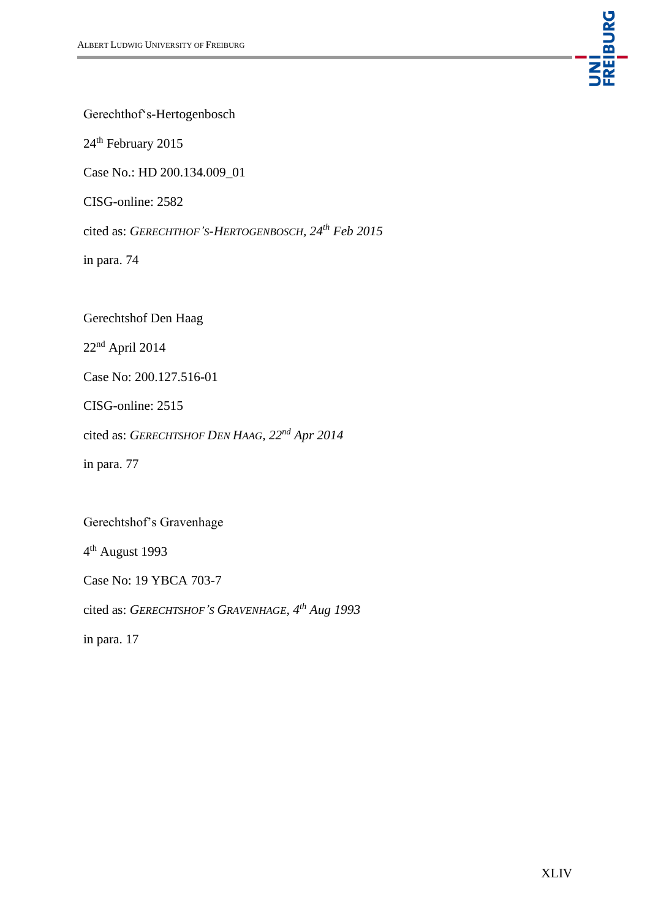Gerechthof's-Hertogenbosch

24th February 2015

Case No.: HD 200.134.009_01

CISG-online: 2582

cited as: *GERECHTHOF 'S-HERTOGENBOSCH, 24th Feb 2015*

in para. 74

Gerechtshof Den Haag

22nd April 2014

Case No: 200.127.516-01

CISG-online: 2515

cited as: *GERECHTSHOF DEN HAAG, 22nd Apr 2014*

in para. 77

Gerechtshof's Gravenhage

4th August 1993

Case No: 19 YBCA 703-7

cited as: *GERECHTSHOF 'S GRAVENHAGE, 4th Aug 1993*

in para. 17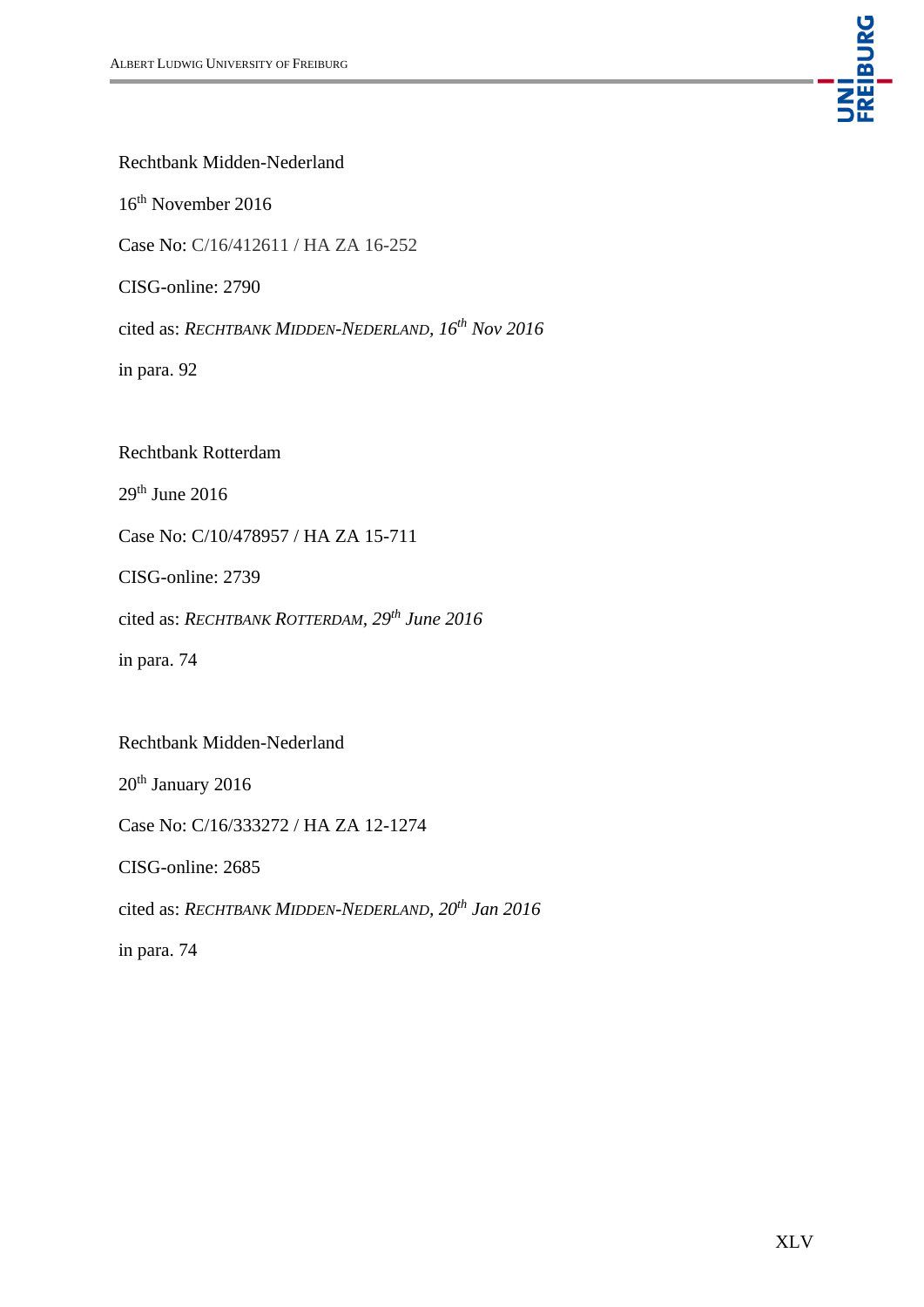Rechtbank Midden-Nederland

16th November 2016

Case No: C/16/412611 / HA ZA 16-252

CISG-online: 2790

cited as: *RECHTBANK MIDDEN-NEDERLAND, 16th Nov 2016*

in para. 92

Rechtbank Rotterdam

29th June 2016

Case No: C/10/478957 / HA ZA 15-711

CISG-online: 2739

cited as: *RECHTBANK ROTTERDAM, 29th June 2016*

in para. 74

Rechtbank Midden-Nederland

20th January 2016

Case No: C/16/333272 / HA ZA 12-1274

CISG-online: 2685

cited as: *RECHTBANK MIDDEN-NEDERLAND, 20th Jan 2016*

in para. 74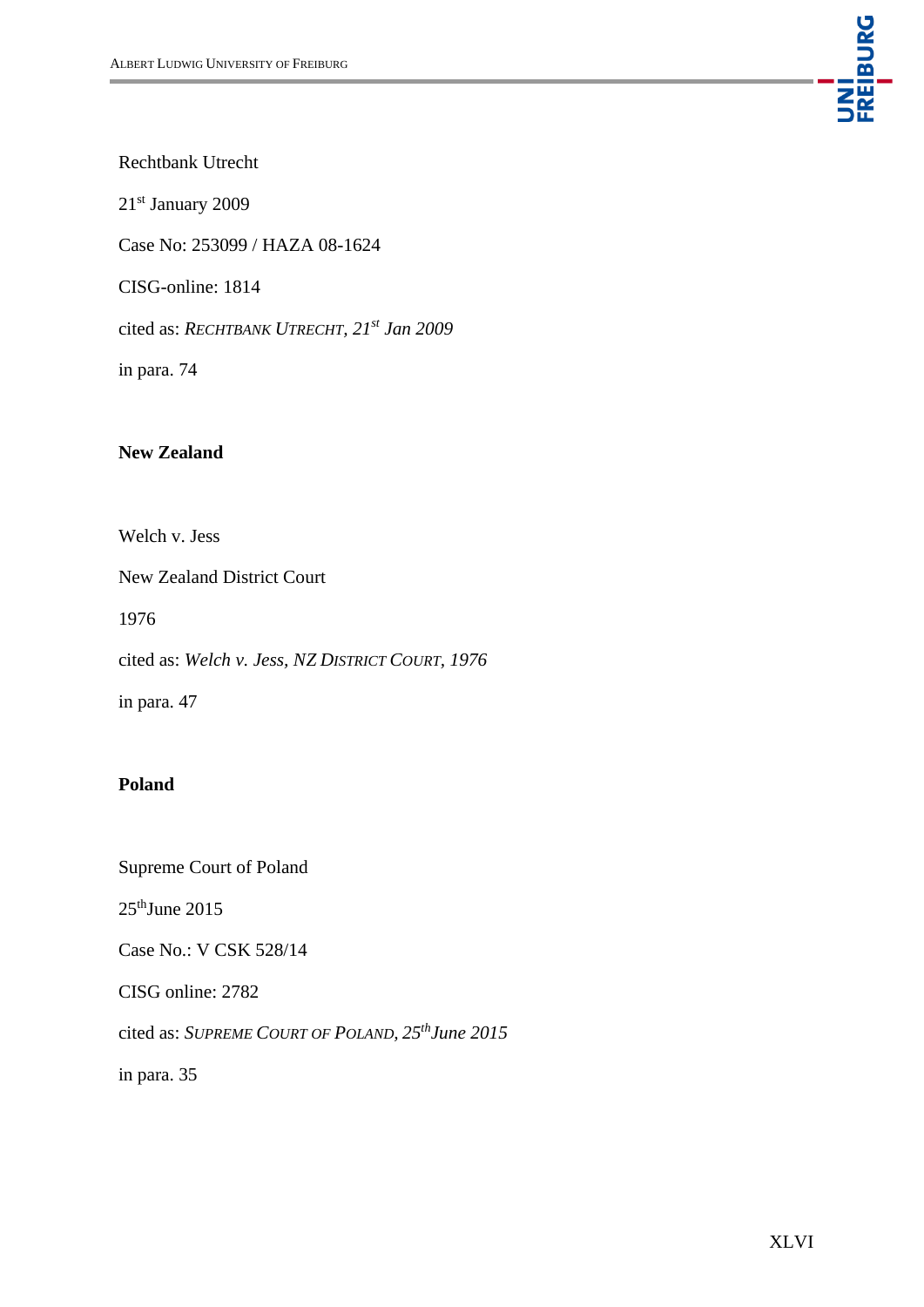Rechtbank Utrecht

21st January 2009

Case No: 253099 / HAZA 08-1624

CISG-online: 1814

cited as: *RECHTBANK UTRECHT, 21st Jan 2009*

in para. 74

**New Zealand**

Welch v. Jess

New Zealand District Court

1976

cited as: *Welch v. Jess, NZ DISTRICT COURT, 1976*

in para. 47

**Poland**

Supreme Court of Poland

25thJune 2015

Case No.: V CSK 528/14

CISG online: 2782

cited as: *SUPREME COURT OF POLAND, 25thJune 2015*

in para. 35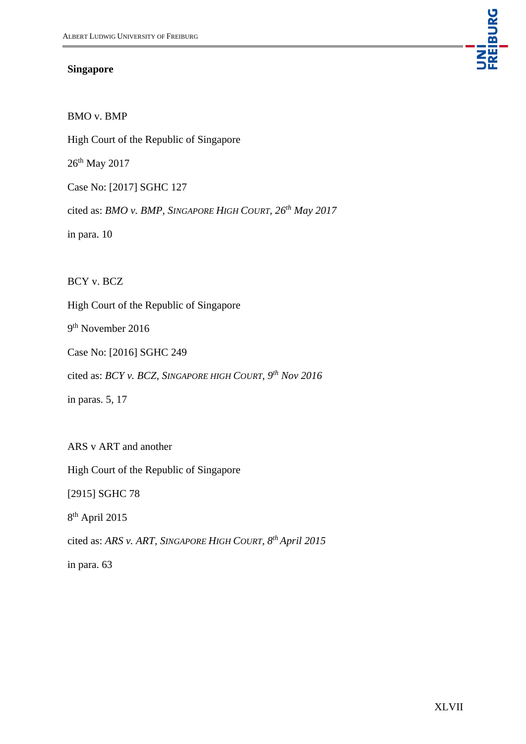**Singapore**

BMO v. BMP

High Court of the Republic of Singapore

26th May 2017

Case No: [2017] SGHC 127

cited as: *BMO v. BMP*, *Singapore High Court*, *26th May 2017*

in para. 10

BCY v. BCZ

High Court of the Republic of Singapore

9th November 2016

Case No: [2016] SGHC 249

cited as: *BCY v. BCZ*, *Singapore high Court*, *9th Nov 2016*

in paras. 5, 17

ARS v ART and another

High Court of the Republic of Singapore

[2915] SGHC 78

8th April 2015

cited as: *ARS v. ART*, *Singapore High Court*, *8th April 2015*

in para. 63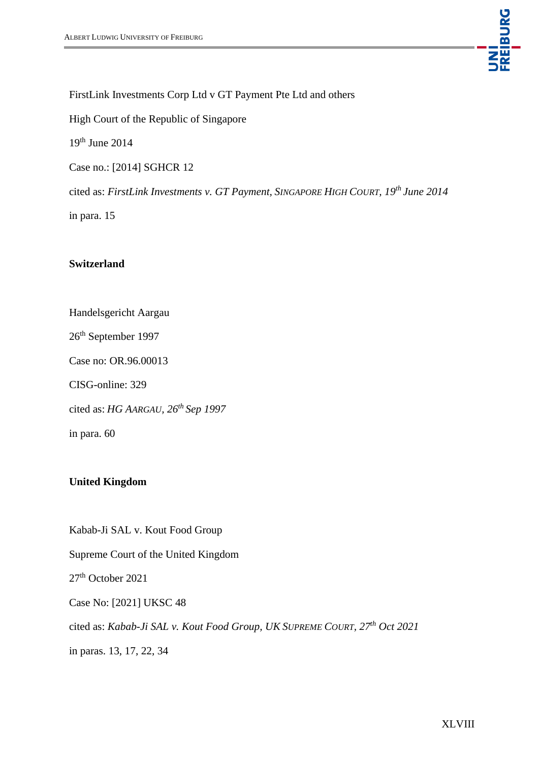FirstLink Investments Corp Ltd v GT Payment Pte Ltd and others

High Court of the Republic of Singapore

19th June 2014

Case no.: [2014] SGHCR 12

cited as: *FirstLink Investments v. GT Payment, Singapore High Court, 19th June 2014*

in para. 15

**Switzerland**

Handelsgericht Aargau

26th September 1997

Case no: OR.96.00013

CISG-online: 329

cited as: *HG Aargau, 26th Sep 1997*

in para. 60

**United Kingdom**

Kabab-Ji SAL v. Kout Food Group

Supreme Court of the United Kingdom

27th October 2021

Case No: [2021] UKSC 48

cited as: *Kabab-Ji SAL v. Kout Food Group, UK Supreme Court, 27th Oct 2021*

in paras. 13, 17, 22, 34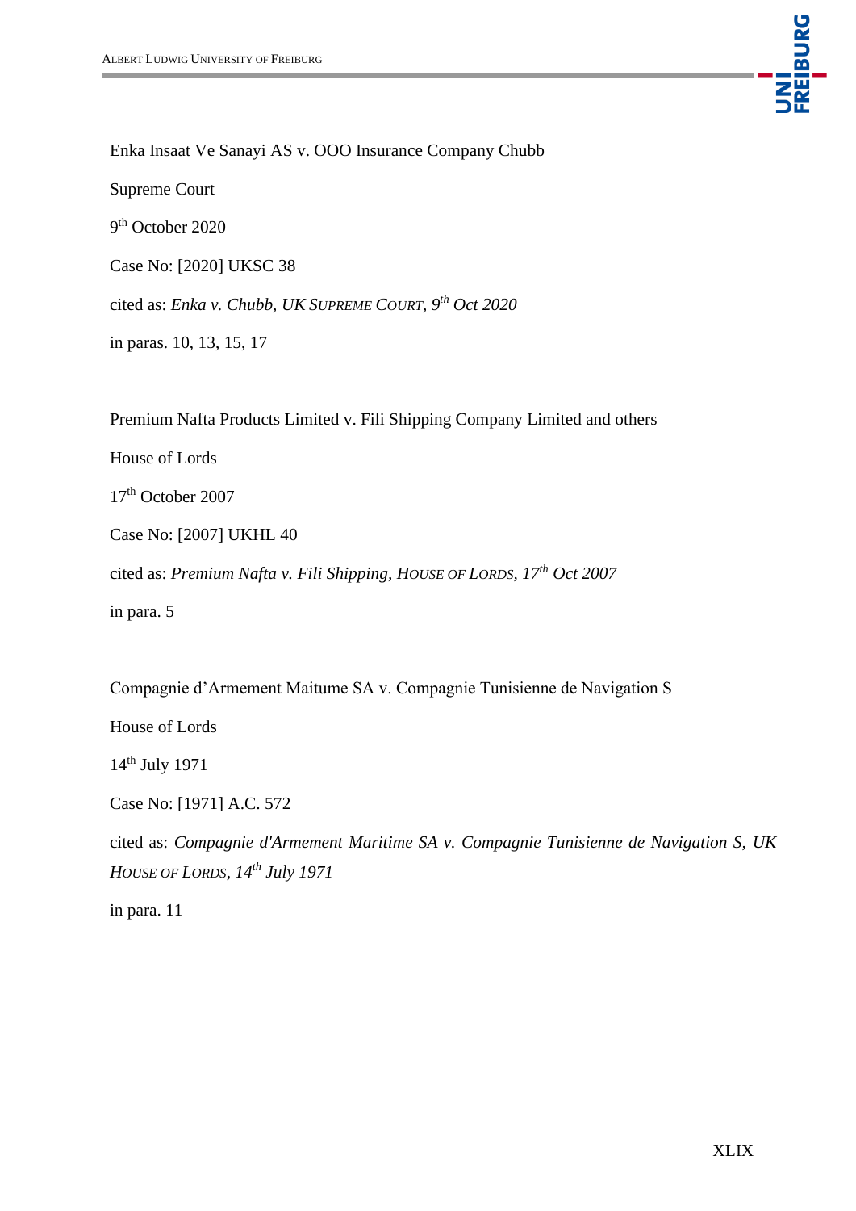Enka Insaat Ve Sanayi AS v. OOO Insurance Company Chubb

Supreme Court

9th October 2020

Case No: [2020] UKSC 38

cited as: *Enka v. Chubb, UK Supreme Court, 9th Oct 2020*

in paras. 10, 13, 15, 17

Premium Nafta Products Limited v. Fili Shipping Company Limited and others

House of Lords

17th October 2007

Case No: [2007] UKHL 40

cited as: *Premium Nafta v. Fili Shipping, House of Lords, 17th Oct 2007*

in para. 5

Compagnie d'Armement Maitume SA v. Compagnie Tunisienne de Navigation S

House of Lords

14th July 1971

Case No: [1971] A.C. 572

cited as: *Compagnie d'Armement Maritime SA v. Compagnie Tunisienne de Navigation S, UK House of Lords, 14th July 1971*

in para. 11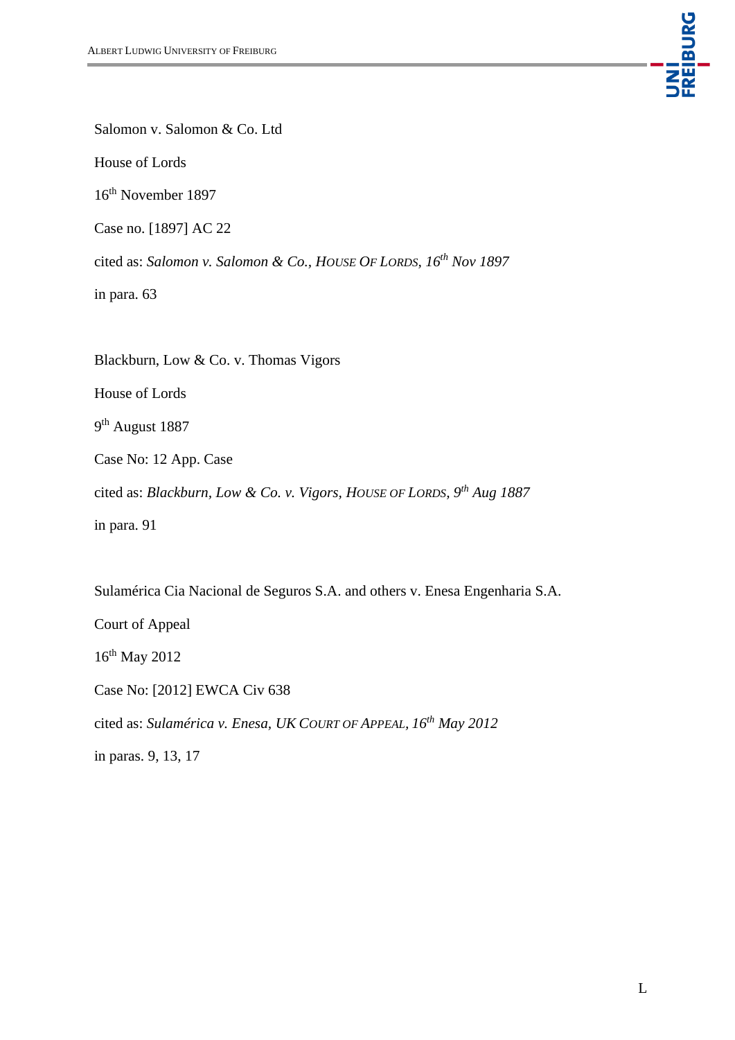Salomon v. Salomon & Co. Ltd

House of Lords

16th November 1897

Case no. [1897] AC 22

cited as: *Salomon v. Salomon & Co., HOUSE OF LORDS, 16th Nov 1897*

in para. 63

Blackburn, Low & Co. v. Thomas Vigors

House of Lords

9th August 1887

Case No: 12 App. Case

cited as: *Blackburn, Low & Co. v. Vigors, HOUSE OF LORDS, 9th Aug 1887*

in para. 91

Sulamérica Cia Nacional de Seguros S.A. and others v. Enesa Engenharia S.A.

Court of Appeal

16th May 2012

Case No: [2012] EWCA Civ 638

cited as: *Sulamérica v. Enesa, UK COURT OF APPEAL, 16th May 2012*

in paras. 9, 13, 17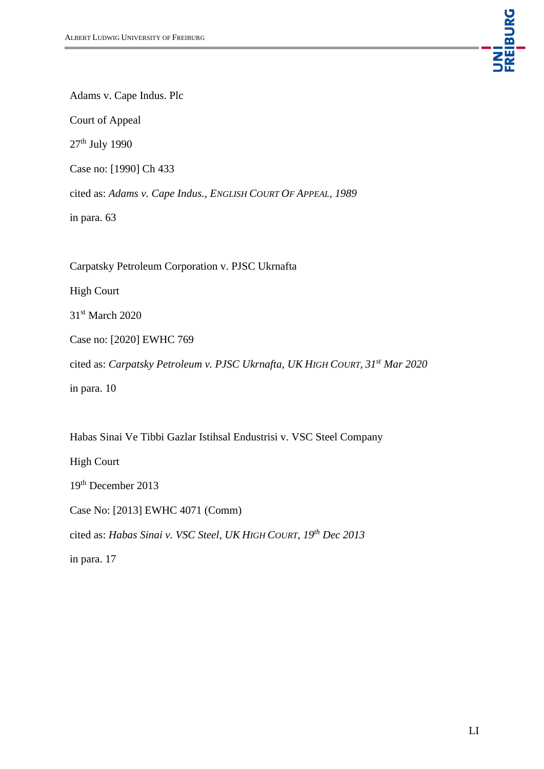Adams v. Cape Indus. Plc

Court of Appeal

27th July 1990

Case no: [1990] Ch 433

cited as: *Adams v. Cape Indus., ENGLISH COURT OF APPEAL, 1989*

in para. 63

Carpatsky Petroleum Corporation v. PJSC Ukrnafta

High Court

31st March 2020

Case no: [2020] EWHC 769

cited as: *Carpatsky Petroleum v. PJSC Ukrnafta, UK HIGH COURT, 31st Mar 2020*

in para. 10

Habas Sinai Ve Tibbi Gazlar Istihsal Endustrisi v. VSC Steel Company

High Court

19th December 2013

Case No: [2013] EWHC 4071 (Comm)

cited as: *Habas Sinai v. VSC Steel, UK HIGH COURT, 19th Dec 2013*

in para. 17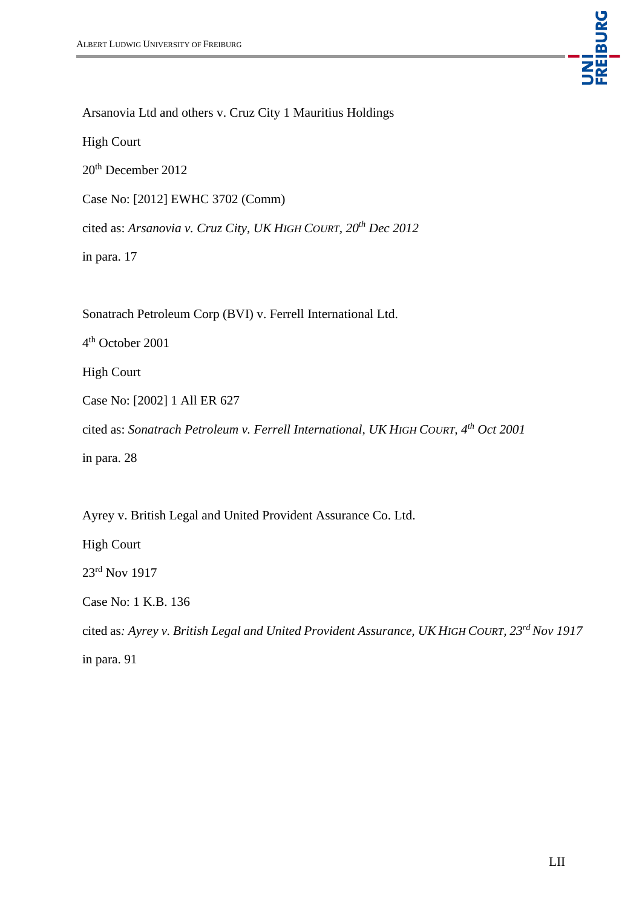Arsanovia Ltd and others v. Cruz City 1 Mauritius Holdings

High Court

20th December 2012

Case No: [2012] EWHC 3702 (Comm)

cited as: *Arsanovia v. Cruz City, UK HIGH COURT, 20th Dec 2012*

in para. 17

Sonatrach Petroleum Corp (BVI) v. Ferrell International Ltd.

4th October 2001

High Court

Case No: [2002] 1 All ER 627

cited as: *Sonatrach Petroleum v. Ferrell International, UK HIGH COURT, 4th Oct 2001*

in para. 28

Ayrey v. British Legal and United Provident Assurance Co. Ltd.

High Court

23rd Nov 1917

Case No: 1 K.B. 136

cited as: *Ayrey v. British Legal and United Provident Assurance, UK HIGH COURT, 23rd Nov 1917*

in para. 91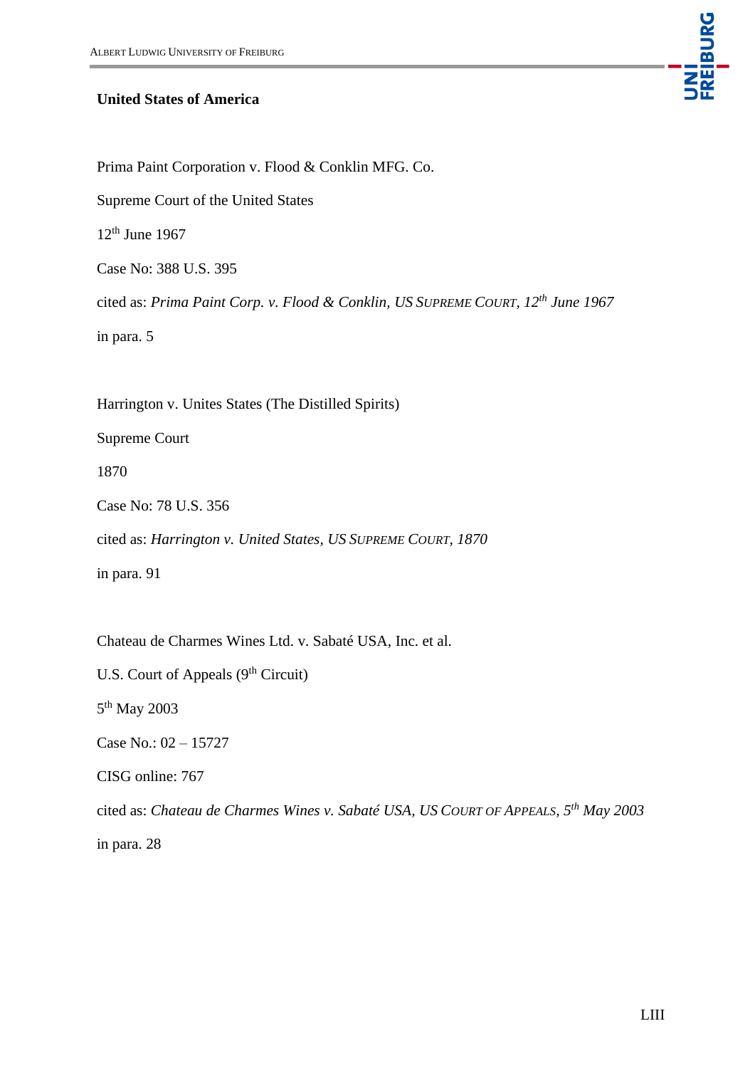**United States of America**

Prima Paint Corporation v. Flood & Conklin MFG. Co.

Supreme Court of the United States

12th June 1967

Case No: 388 U.S. 395

cited as: *Prima Paint Corp. v. Flood & Conklin, US Supreme Court, 12th June 1967*

in para. 5

Harrington v. Unites States (The Distilled Spirits)

Supreme Court

1870

Case No: 78 U.S. 356

cited as: *Harrington v. United States, US Supreme Court, 1870*

in para. 91

Chateau de Charmes Wines Ltd. v. Sabaté USA, Inc. et al.

U.S. Court of Appeals (9th Circuit)

5th May 2003

Case No.: 02 – 15727

CISG online: 767

cited as: *Chateau de Charmes Wines v. Sabaté USA, US Court of Appeals, 5th May 2003*

in para. 28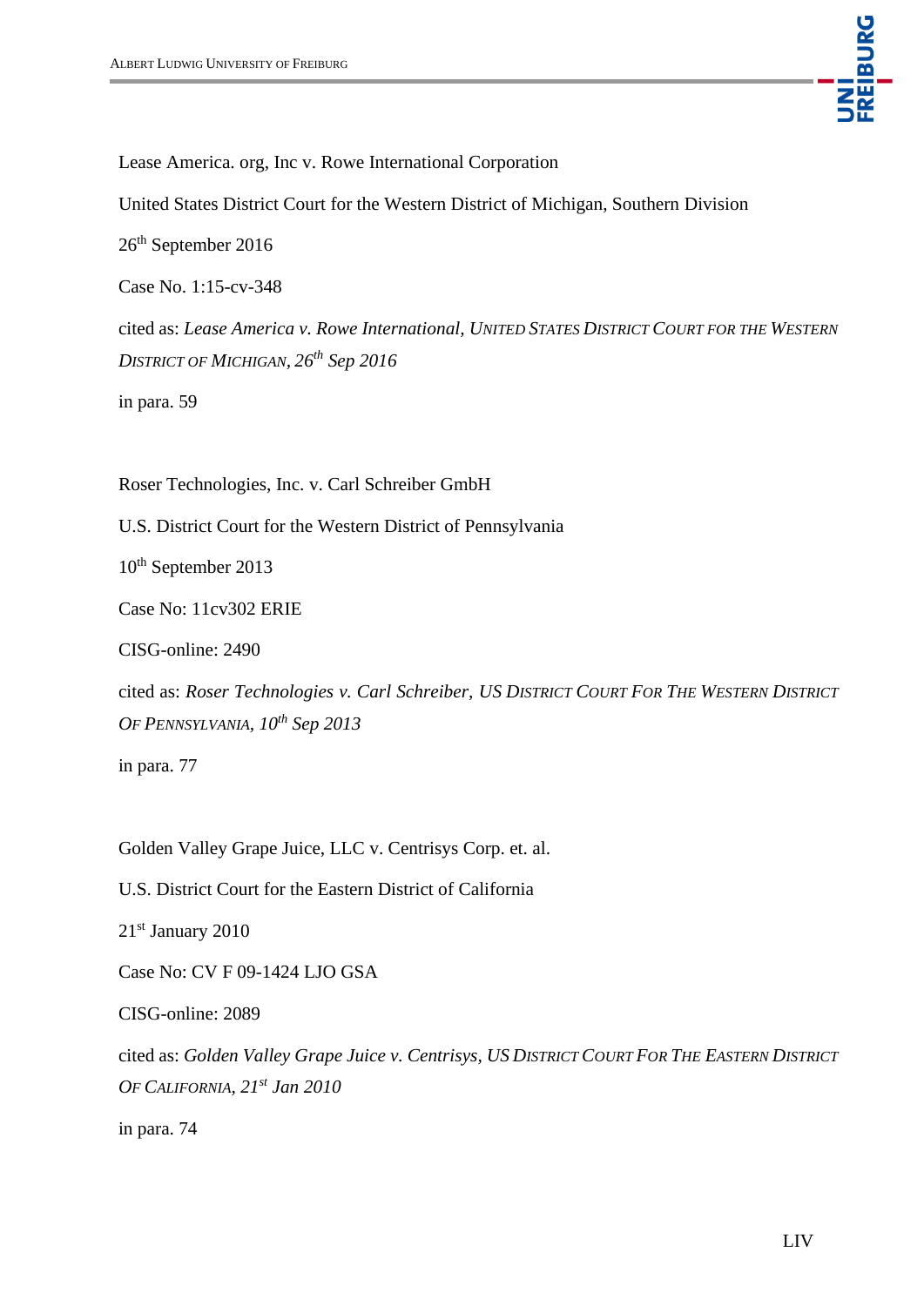Lease America. org, Inc v. Rowe International Corporation

United States District Court for the Western District of Michigan, Southern Division

26th September 2016

Case No. 1:15-cv-348

cited as: *Lease America v. Rowe International, UNITED STATES DISTRICT COURT FOR THE WESTERN DISTRICT OF MICHIGAN, 26th Sep 2016*

in para. 59

Roser Technologies, Inc. v. Carl Schreiber GmbH

U.S. District Court for the Western District of Pennsylvania

10th September 2013

Case No: 11cv302 ERIE

CISG-online: 2490

cited as: *Roser Technologies v. Carl Schreiber, US DISTRICT COURT FOR THE WESTERN DISTRICT OF PENNSYLVANIA, 10th Sep 2013*

in para. 77

Golden Valley Grape Juice, LLC v. Centrisys Corp. et. al.

U.S. District Court for the Eastern District of California

21st January 2010

Case No: CV F 09-1424 LJO GSA

CISG-online: 2089

cited as: *Golden Valley Grape Juice v. Centrisys, US DISTRICT COURT FOR THE EASTERN DISTRICT OF CALIFORNIA, 21st Jan 2010*

in para. 74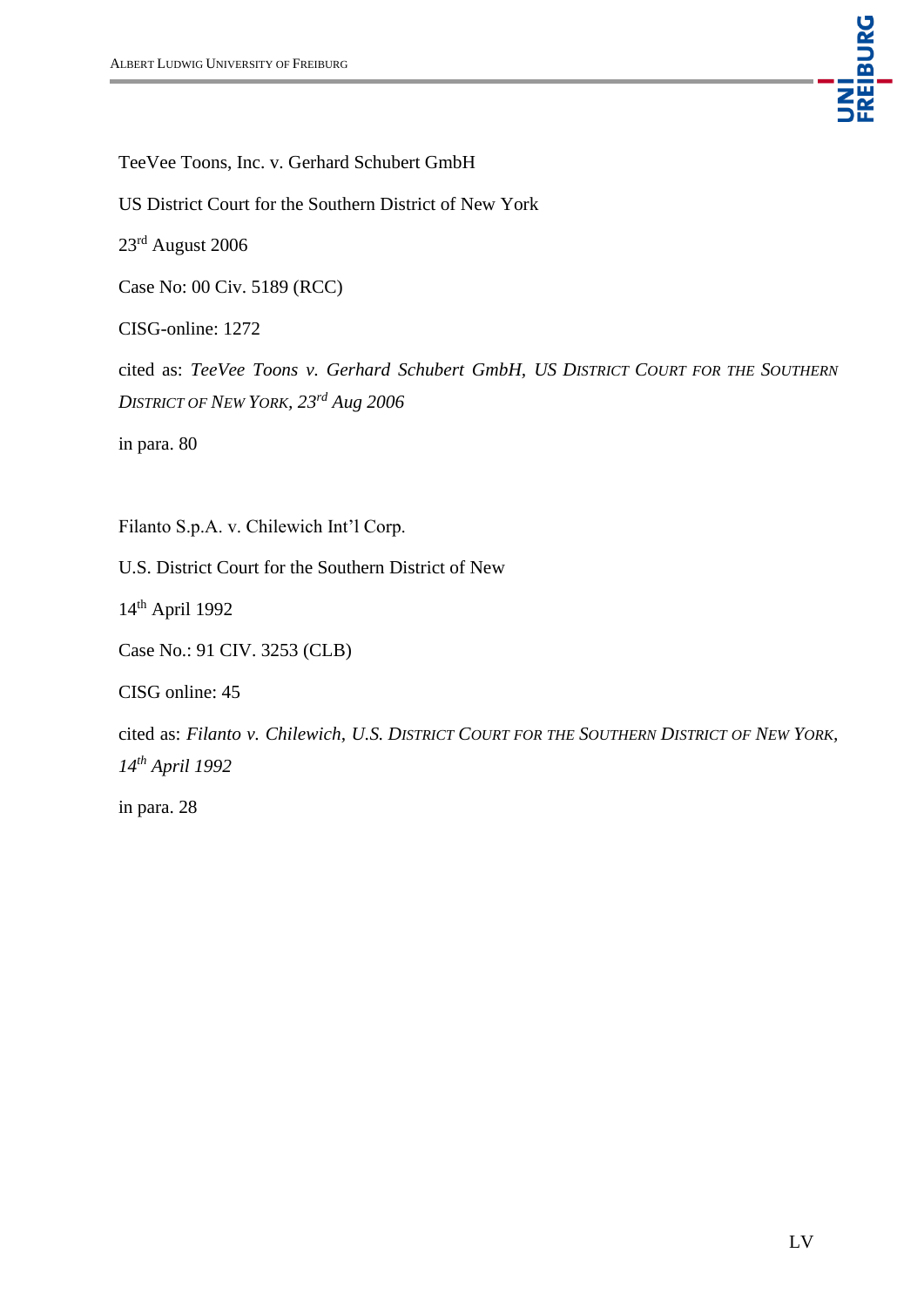TeeVee Toons, Inc. v. Gerhard Schubert GmbH

US District Court for the Southern District of New York

23rd August 2006

Case No: 00 Civ. 5189 (RCC)

CISG-online: 1272

cited as: *TeeVee Toons v. Gerhard Schubert GmbH, US District Court for the Southern District of New York, 23rd Aug 2006*

in para. 80

Filanto S.p.A. v. Chilewich Int'l Corp.

U.S. District Court for the Southern District of New

14th April 1992

Case No.: 91 CIV. 3253 (CLB)

CISG online: 45

cited as: *Filanto v. Chilewich, U.S. District Court for the Southern District of New York, 14th April 1992*

in para. 28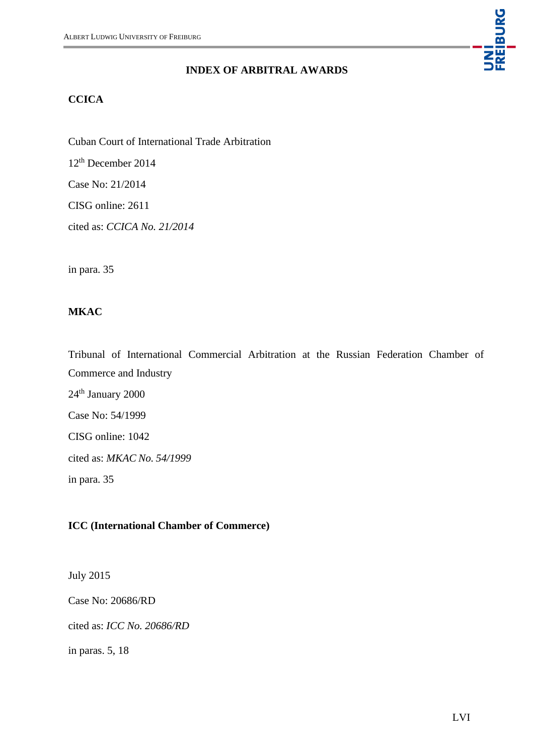# INDEX OF ARBITRAL AWARDS

**CCICA**

Cuban Court of International Trade Arbitration

12th December 2014

Case No: 21/2014

CISG online: 2611

cited as: *CCICA No. 21/2014*

in para. 35

**MKAC**

Tribunal of International Commercial Arbitration at the Russian Federation Chamber of Commerce and Industry

24th January 2000

Case No: 54/1999

CISG online: 1042

cited as: *MKAC No. 54/1999*

in para. 35

**ICC (International Chamber of Commerce)**

July 2015

Case No: 20686/RD

cited as: *ICC No. 20686/RD*

in paras. 5, 18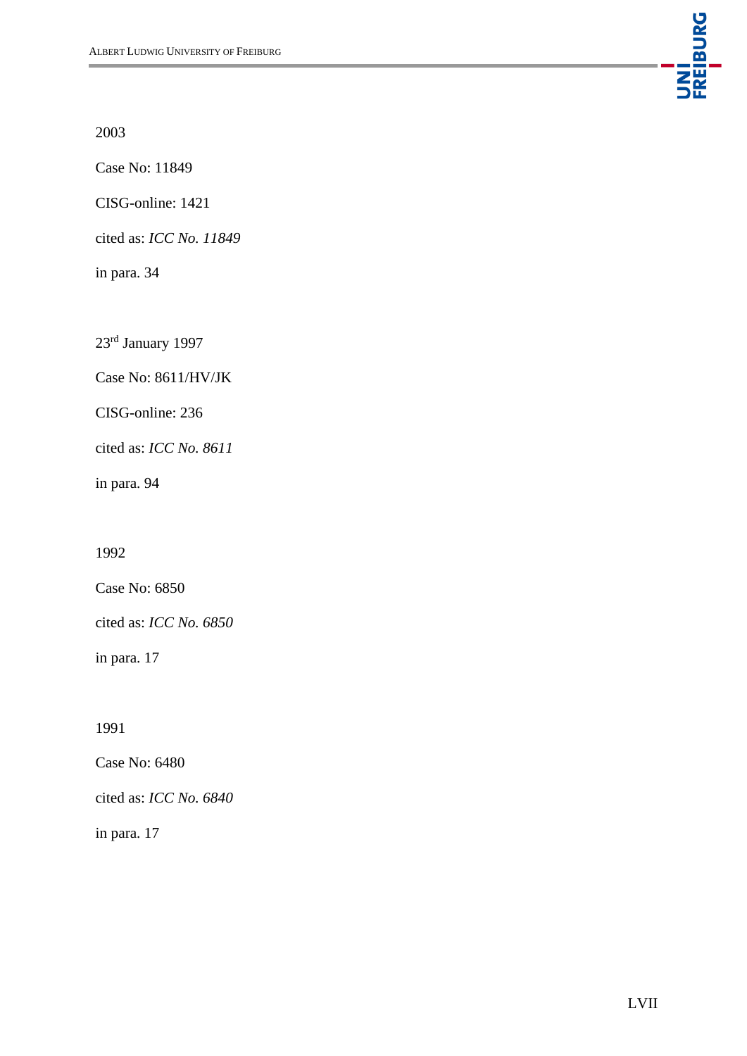2003

Case No: 11849

CISG-online: 1421

cited as: *ICC No. 11849*

in para. 34

23rd January 1997

Case No: 8611/HV/JK

CISG-online: 236

cited as: *ICC No. 8611*

in para. 94

1992

Case No: 6850

cited as: *ICC No. 6850*

in para. 17

1991

Case No: 6480

cited as: *ICC No. 6840*

in para. 17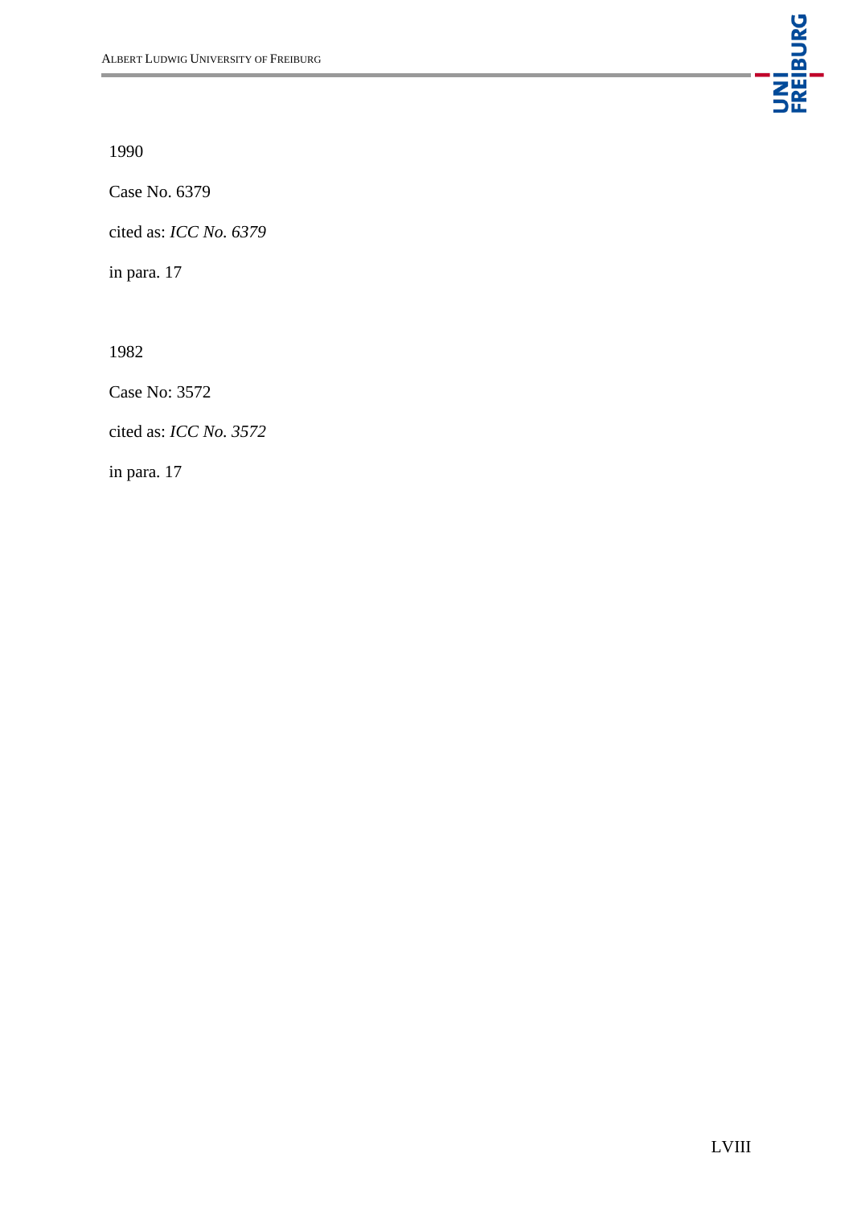1990

Case No. 6379

cited as: *ICC No. 6379*

in para. 17

1982

Case No: 3572

cited as: *ICC No. 3572*

in para. 17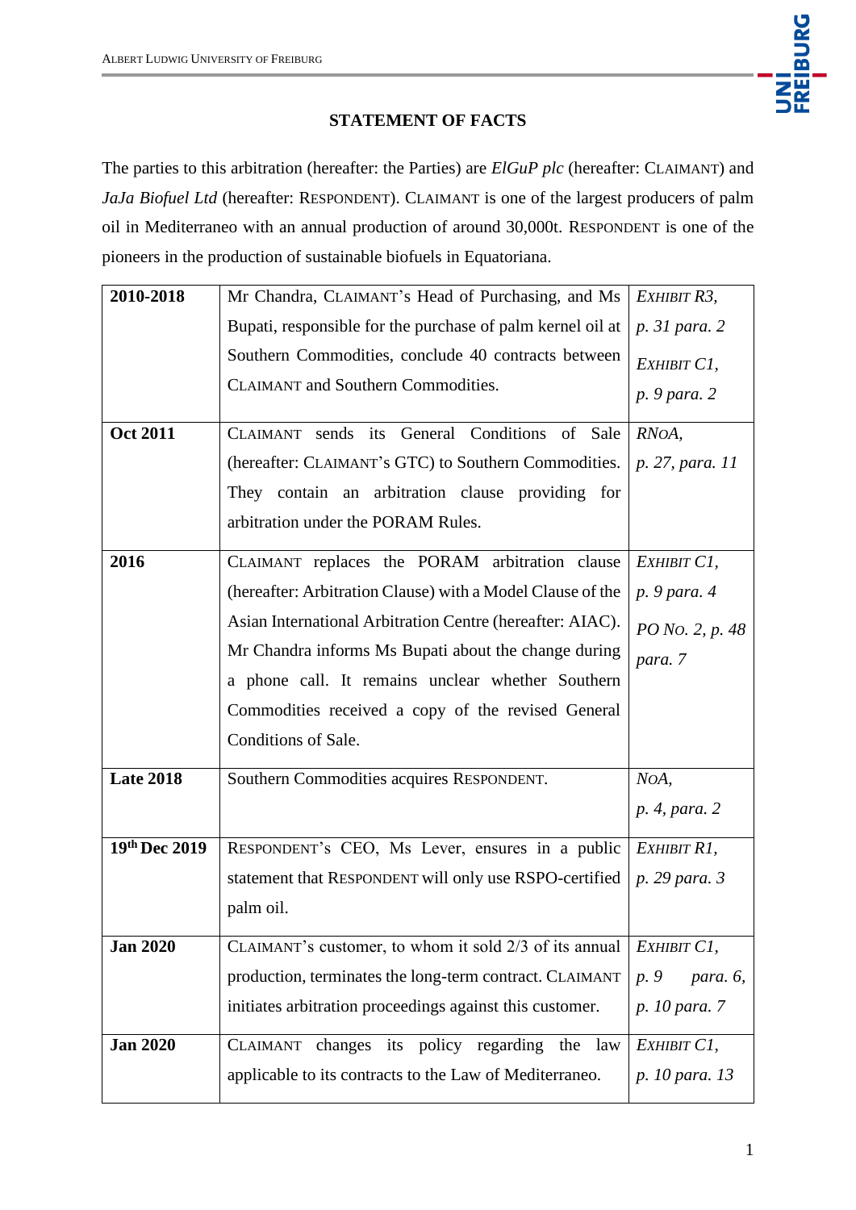## STATEMENT OF FACTS

The parties to this arbitration (hereafter: the Parties) are *ElGuP plc* (hereafter: CLAIMANT) and *JaJa Biofuel Ltd* (hereafter: RESPONDENT). CLAIMANT is one of the largest producers of palm oil in Mediterraneo with an annual production of around 30,000t. RESPONDENT is one of the pioneers in the production of sustainable biofuels in Equatoriana.

| **2010-2018** | Mr Chandra, CLAIMANT's Head of Purchasing, and Ms Bupati, responsible for the purchase of palm kernel oil at Southern Commodities, conclude 40 contracts between CLAIMANT and Southern Commodities. | *EXHIBIT R3, p. 31 para. 2*<br>*EXHIBIT C1, p. 9 para. 2* |
|---|---|---|
| **Oct 2011** | CLAIMANT sends its General Conditions of Sale (hereafter: CLAIMANT's GTC) to Southern Commodities. They contain an arbitration clause providing for arbitration under the PORAM Rules. | *RNOA, p. 27, para. 11* |
| **2016** | CLAIMANT replaces the PORAM arbitration clause (hereafter: Arbitration Clause) with a Model Clause of the Asian International Arbitration Centre (hereafter: AIAC). Mr Chandra informs Ms Bupati about the change during a phone call. It remains unclear whether Southern Commodities received a copy of the revised General Conditions of Sale. | *EXHIBIT C1, p. 9 para. 4*<br>*PO NO. 2, p. 48 para. 7* |
| **Late 2018** | Southern Commodities acquires RESPONDENT. | *NOA, p. 4, para. 2* |
| **19th Dec 2019** | RESPONDENT's CEO, Ms Lever, ensures in a public statement that RESPONDENT will only use RSPO-certified palm oil. | *EXHIBIT R1, p. 29 para. 3* |
| **Jan 2020** | CLAIMANT's customer, to whom it sold 2/3 of its annual production, terminates the long-term contract. CLAIMANT initiates arbitration proceedings against this customer. | *EXHIBIT C1, p. 9 para. 6, p. 10 para. 7* |
| **Jan 2020** | CLAIMANT changes its policy regarding the law applicable to its contracts to the Law of Mediterraneo. | *EXHIBIT C1, p. 10 para. 13* |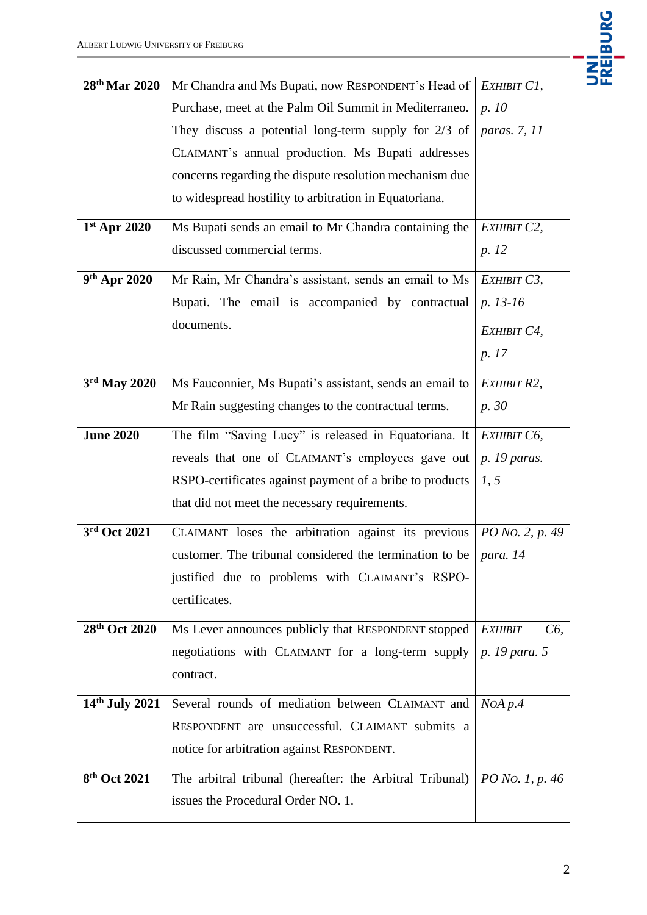| 28th Mar 2020 | Mr Chandra and Ms Bupati, now RESPONDENT's Head of Purchase, meet at the Palm Oil Summit in Mediterraneo. They discuss a potential long-term supply for 2/3 of CLAIMANT's annual production. Ms Bupati addresses concerns regarding the dispute resolution mechanism due to widespread hostility to arbitration in Equatoriana. | *EXHIBIT C1, p. 10 paras. 7, 11* |
|---|---|---|
| 1st Apr 2020 | Ms Bupati sends an email to Mr Chandra containing the discussed commercial terms. | *EXHIBIT C2, p. 12* |
| 9th Apr 2020 | Mr Rain, Mr Chandra's assistant, sends an email to Ms Bupati. The email is accompanied by contractual documents. | *EXHIBIT C3, p. 13-16* *EXHIBIT C4, p. 17* |
| 3rd May 2020 | Ms Fauconnier, Ms Bupati's assistant, sends an email to Mr Rain suggesting changes to the contractual terms. | *EXHIBIT R2, p. 30* |
| June 2020 | The film "Saving Lucy" is released in Equatoriana. It reveals that one of CLAIMANT's employees gave out RSPO-certificates against payment of a bribe to products that did not meet the necessary requirements. | *EXHIBIT C6, p. 19 paras. 1, 5* |
| 3rd Oct 2021 | CLAIMANT loses the arbitration against its previous customer. The tribunal considered the termination to be justified due to problems with CLAIMANT's RSPO-certificates. | *PO NO. 2, p. 49 para. 14* |
| 28th Oct 2020 | Ms Lever announces publicly that RESPONDENT stopped negotiations with CLAIMANT for a long-term supply contract. | *EXHIBIT C6, p. 19 para. 5* |
| 14th July 2021 | Several rounds of mediation between CLAIMANT and RESPONDENT are unsuccessful. CLAIMANT submits a notice for arbitration against RESPONDENT. | *NOA p.4* |
| 8th Oct 2021 | The arbitral tribunal (hereafter: the Arbitral Tribunal) issues the Procedural Order NO. 1. | *PO NO. 1, p. 46* |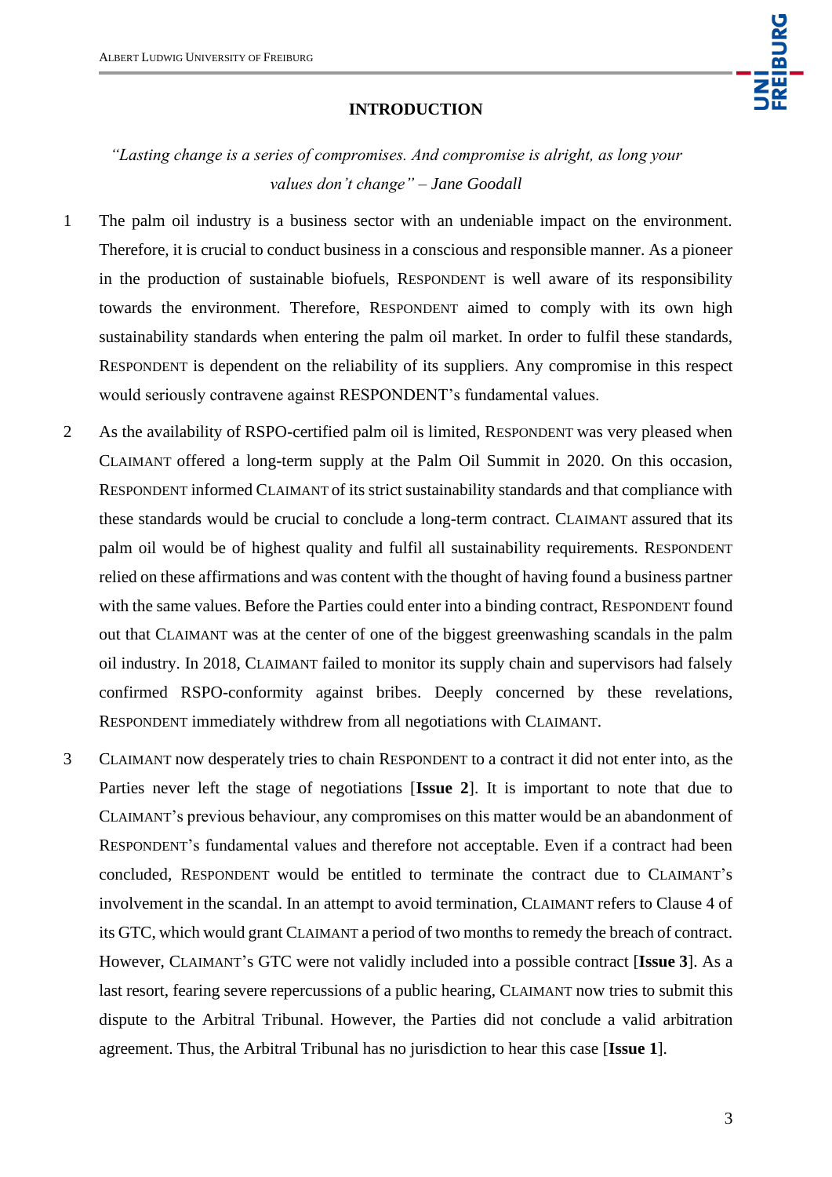# INTRODUCTION

*"Lasting change is a series of compromises. And compromise is alright, as long your values don't change" – Jane Goodall*

1 The palm oil industry is a business sector with an undeniable impact on the environment. Therefore, it is crucial to conduct business in a conscious and responsible manner. As a pioneer in the production of sustainable biofuels, RESPONDENT is well aware of its responsibility towards the environment. Therefore, RESPONDENT aimed to comply with its own high sustainability standards when entering the palm oil market. In order to fulfil these standards, RESPONDENT is dependent on the reliability of its suppliers. Any compromise in this respect would seriously contravene against RESPONDENT's fundamental values.

2 As the availability of RSPO-certified palm oil is limited, RESPONDENT was very pleased when CLAIMANT offered a long-term supply at the Palm Oil Summit in 2020. On this occasion, RESPONDENT informed CLAIMANT of its strict sustainability standards and that compliance with these standards would be crucial to conclude a long-term contract. CLAIMANT assured that its palm oil would be of highest quality and fulfil all sustainability requirements. RESPONDENT relied on these affirmations and was content with the thought of having found a business partner with the same values. Before the Parties could enter into a binding contract, RESPONDENT found out that CLAIMANT was at the center of one of the biggest greenwashing scandals in the palm oil industry. In 2018, CLAIMANT failed to monitor its supply chain and supervisors had falsely confirmed RSPO-conformity against bribes. Deeply concerned by these revelations, RESPONDENT immediately withdrew from all negotiations with CLAIMANT.

3 CLAIMANT now desperately tries to chain RESPONDENT to a contract it did not enter into, as the Parties never left the stage of negotiations [**Issue 2**]. It is important to note that due to CLAIMANT's previous behaviour, any compromises on this matter would be an abandonment of RESPONDENT's fundamental values and therefore not acceptable. Even if a contract had been concluded, RESPONDENT would be entitled to terminate the contract due to CLAIMANT's involvement in the scandal. In an attempt to avoid termination, CLAIMANT refers to Clause 4 of its GTC, which would grant CLAIMANT a period of two months to remedy the breach of contract. However, CLAIMANT's GTC were not validly included into a possible contract [**Issue 3**]. As a last resort, fearing severe repercussions of a public hearing, CLAIMANT now tries to submit this dispute to the Arbitral Tribunal. However, the Parties did not conclude a valid arbitration agreement. Thus, the Arbitral Tribunal has no jurisdiction to hear this case [**Issue 1**].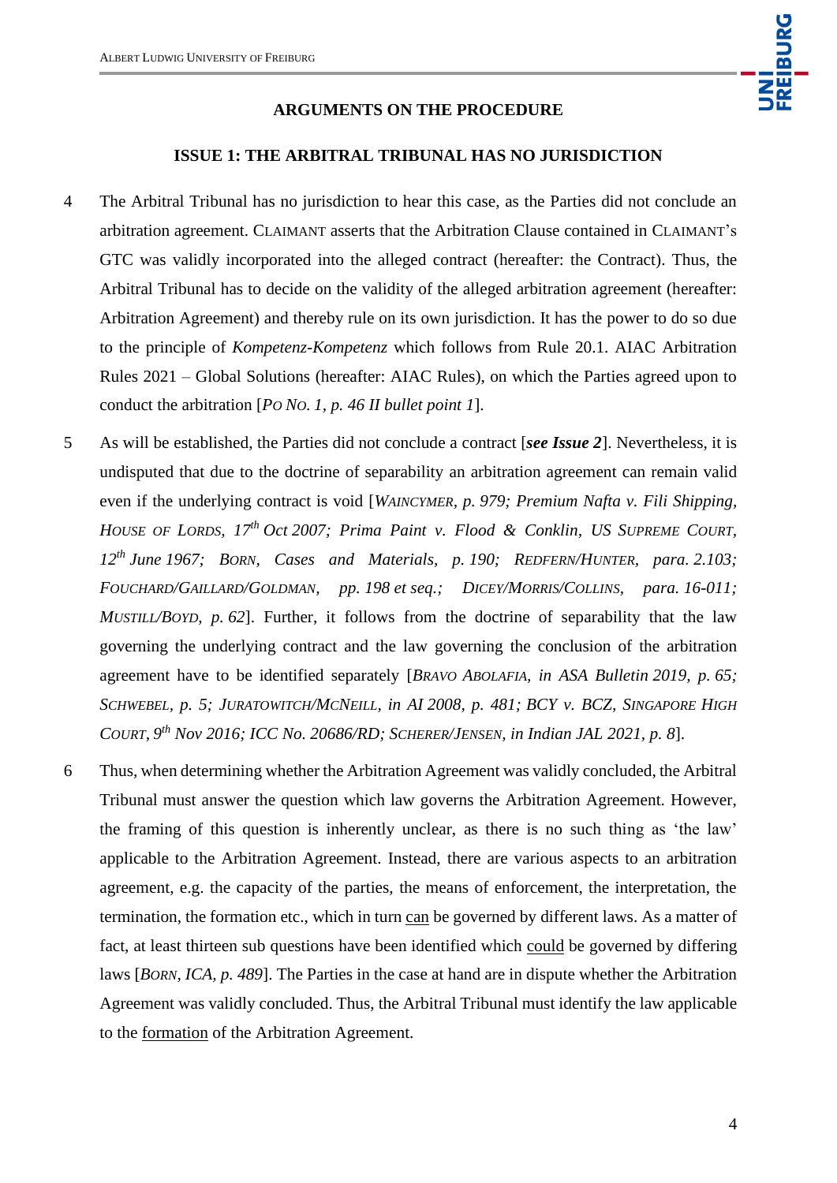## ARGUMENTS ON THE PROCEDURE

### ISSUE 1: THE ARBITRAL TRIBUNAL HAS NO JURISDICTION

4 The Arbitral Tribunal has no jurisdiction to hear this case, as the Parties did not conclude an arbitration agreement. CLAIMANT asserts that the Arbitration Clause contained in CLAIMANT's GTC was validly incorporated into the alleged contract (hereafter: the Contract). Thus, the Arbitral Tribunal has to decide on the validity of the alleged arbitration agreement (hereafter: Arbitration Agreement) and thereby rule on its own jurisdiction. It has the power to do so due to the principle of *Kompetenz-Kompetenz* which follows from Rule 20.1. AIAC Arbitration Rules 2021 – Global Solutions (hereafter: AIAC Rules), on which the Parties agreed upon to conduct the arbitration [*PO No. 1, p. 46 II bullet point 1*].

5 As will be established, the Parties did not conclude a contract [***see Issue 2***]. Nevertheless, it is undisputed that due to the doctrine of separability an arbitration agreement can remain valid even if the underlying contract is void [*WAINCYMER, p. 979; Premium Nafta v. Fili Shipping, HOUSE OF LORDS, 17th Oct 2007; Prima Paint v. Flood & Conklin, US SUPREME COURT, 12th June 1967; BORN, Cases and Materials, p. 190; REDFERN/HUNTER, para. 2.103; FOUCHARD/GAILLARD/GOLDMAN, pp. 198 et seq.; DICEY/MORRIS/COLLINS, para. 16-011; MUSTILL/BOYD, p. 62*]. Further, it follows from the doctrine of separability that the law governing the underlying contract and the law governing the conclusion of the arbitration agreement have to be identified separately [*BRAVO ABOLAFIA, in ASA Bulletin 2019, p. 65; SCHWEBEL, p. 5; JURATOWITCH/MCNEILL, in AI 2008, p. 481; BCY v. BCZ, SINGAPORE HIGH COURT, 9th Nov 2016; ICC No. 20686/RD; SCHERER/JENSEN, in Indian JAL 2021, p. 8*].

6 Thus, when determining whether the Arbitration Agreement was validly concluded, the Arbitral Tribunal must answer the question which law governs the Arbitration Agreement. However, the framing of this question is inherently unclear, as there is no such thing as 'the law' applicable to the Arbitration Agreement. Instead, there are various aspects to an arbitration agreement, e.g. the capacity of the parties, the means of enforcement, the interpretation, the termination, the formation etc., which in turn can be governed by different laws. As a matter of fact, at least thirteen sub questions have been identified which could be governed by differing laws [*BORN, ICA, p. 489*]. The Parties in the case at hand are in dispute whether the Arbitration Agreement was validly concluded. Thus, the Arbitral Tribunal must identify the law applicable to the formation of the Arbitration Agreement.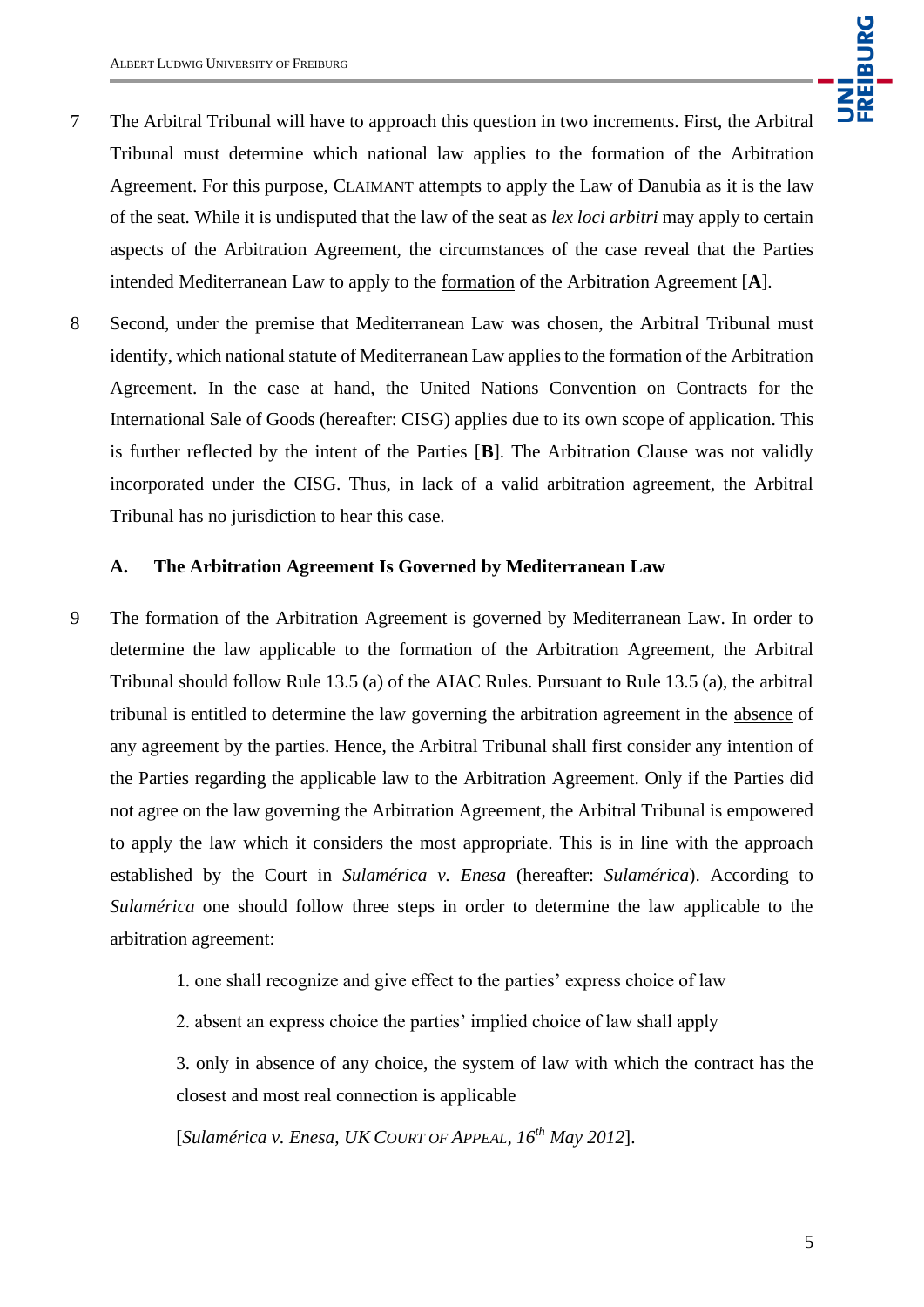7 The Arbitral Tribunal will have to approach this question in two increments. First, the Arbitral Tribunal must determine which national law applies to the formation of the Arbitration Agreement. For this purpose, CLAIMANT attempts to apply the Law of Danubia as it is the law of the seat. While it is undisputed that the law of the seat as *lex loci arbitri* may apply to certain aspects of the Arbitration Agreement, the circumstances of the case reveal that the Parties intended Mediterranean Law to apply to the <u>formation</u> of the Arbitration Agreement [**A**].

8 Second, under the premise that Mediterranean Law was chosen, the Arbitral Tribunal must identify, which national statute of Mediterranean Law applies to the formation of the Arbitration Agreement. In the case at hand, the United Nations Convention on Contracts for the International Sale of Goods (hereafter: CISG) applies due to its own scope of application. This is further reflected by the intent of the Parties [**B**]. The Arbitration Clause was not validly incorporated under the CISG. Thus, in lack of a valid arbitration agreement, the Arbitral Tribunal has no jurisdiction to hear this case.

### A. The Arbitration Agreement Is Governed by Mediterranean Law

9 The formation of the Arbitration Agreement is governed by Mediterranean Law. In order to determine the law applicable to the formation of the Arbitration Agreement, the Arbitral Tribunal should follow Rule 13.5 (a) of the AIAC Rules. Pursuant to Rule 13.5 (a), the arbitral tribunal is entitled to determine the law governing the arbitration agreement in the <u>absence</u> of any agreement by the parties. Hence, the Arbitral Tribunal shall first consider any intention of the Parties regarding the applicable law to the Arbitration Agreement. Only if the Parties did not agree on the law governing the Arbitration Agreement, the Arbitral Tribunal is empowered to apply the law which it considers the most appropriate. This is in line with the approach established by the Court in *Sulamérica v. Enesa* (hereafter: *Sulamérica*). According to *Sulamérica* one should follow three steps in order to determine the law applicable to the arbitration agreement:

> 1. one shall recognize and give effect to the parties' express choice of law
>
> 2. absent an express choice the parties' implied choice of law shall apply
>
> 3. only in absence of any choice, the system of law with which the contract has the closest and most real connection is applicable
>
> [*Sulamérica v. Enesa, UK Court of Appeal, 16th May 2012*].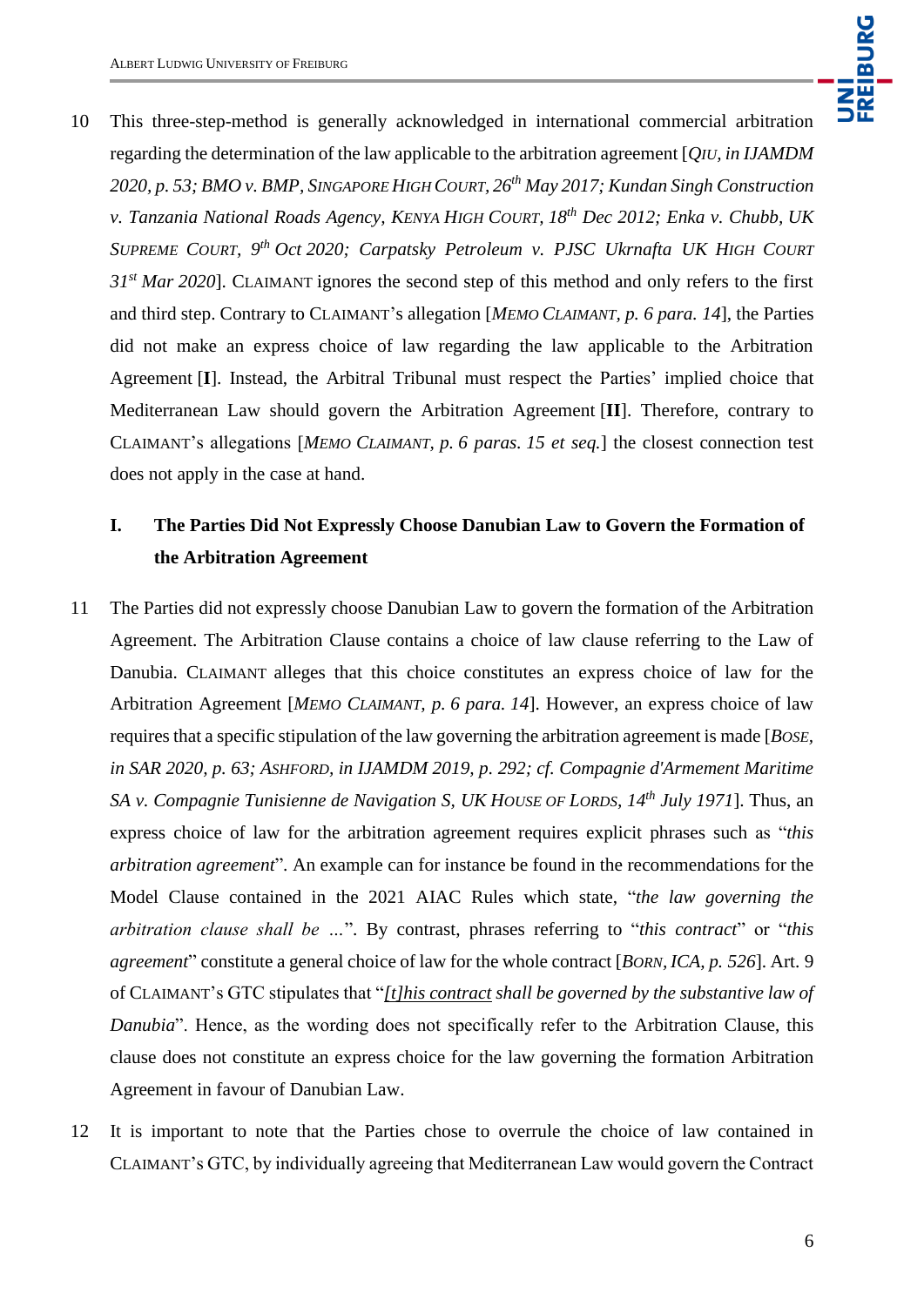10 This three-step-method is generally acknowledged in international commercial arbitration regarding the determination of the law applicable to the arbitration agreement [*QIU, in IJAMDM 2020, p. 53; BMO v. BMP, SINGAPORE HIGH COURT, 26th May 2017; Kundan Singh Construction v. Tanzania National Roads Agency, KENYA HIGH COURT, 18th Dec 2012; Enka v. Chubb, UK SUPREME COURT, 9th Oct 2020; Carpatsky Petroleum v. PJSC Ukrnafta UK HIGH COURT 31st Mar 2020*]. CLAIMANT ignores the second step of this method and only refers to the first and third step. Contrary to CLAIMANT's allegation [*MEMO CLAIMANT, p. 6 para. 14*], the Parties did not make an express choice of law regarding the law applicable to the Arbitration Agreement [**I**]. Instead, the Arbitral Tribunal must respect the Parties' implied choice that Mediterranean Law should govern the Arbitration Agreement [**II**]. Therefore, contrary to CLAIMANT's allegations [*MEMO CLAIMANT, p. 6 paras. 15 et seq.*] the closest connection test does not apply in the case at hand.

### I. The Parties Did Not Expressly Choose Danubian Law to Govern the Formation of the Arbitration Agreement

11 The Parties did not expressly choose Danubian Law to govern the formation of the Arbitration Agreement. The Arbitration Clause contains a choice of law clause referring to the Law of Danubia. CLAIMANT alleges that this choice constitutes an express choice of law for the Arbitration Agreement [*MEMO CLAIMANT, p. 6 para. 14*]. However, an express choice of law requires that a specific stipulation of the law governing the arbitration agreement is made [*BOSE, in SAR 2020, p. 63; ASHFORD, in IJAMDM 2019, p. 292; cf. Compagnie d'Armement Maritime SA v. Compagnie Tunisienne de Navigation S, UK HOUSE OF LORDS, 14th July 1971*]. Thus, an express choice of law for the arbitration agreement requires explicit phrases such as "*this arbitration agreement*". An example can for instance be found in the recommendations for the Model Clause contained in the 2021 AIAC Rules which state, "*the law governing the arbitration clause shall be …*". By contrast, phrases referring to "*this contract*" or "*this agreement*" constitute a general choice of law for the whole contract [*BORN, ICA, p. 526*]. Art. 9 of CLAIMANT's GTC stipulates that "*[t]his contract shall be governed by the substantive law of Danubia*". Hence, as the wording does not specifically refer to the Arbitration Clause, this clause does not constitute an express choice for the law governing the formation Arbitration Agreement in favour of Danubian Law.

12 It is important to note that the Parties chose to overrule the choice of law contained in CLAIMANT's GTC, by individually agreeing that Mediterranean Law would govern the Contract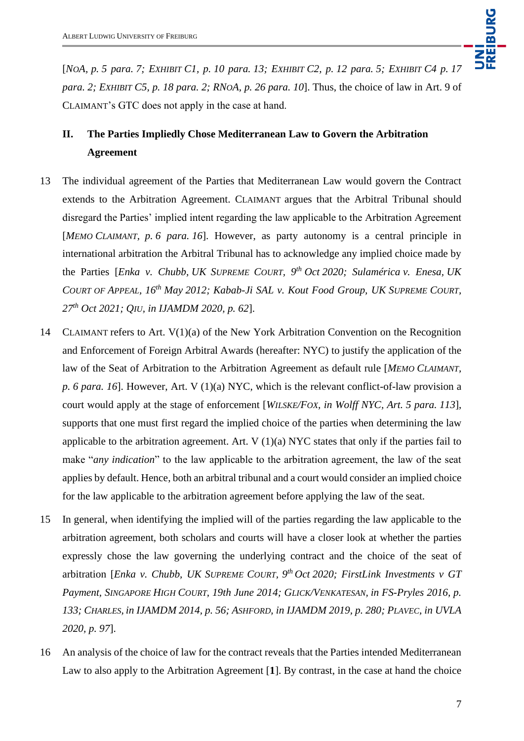[*NoA, p. 5 para. 7; Exhibit C1, p. 10 para. 13; Exhibit C2, p. 12 para. 5; Exhibit C4 p. 17 para. 2; Exhibit C5, p. 18 para. 2; RNoA, p. 26 para. 10*]. Thus, the choice of law in Art. 9 of CLAIMANT's GTC does not apply in the case at hand.

## II. The Parties Impliedly Chose Mediterranean Law to Govern the Arbitration Agreement

13 The individual agreement of the Parties that Mediterranean Law would govern the Contract extends to the Arbitration Agreement. CLAIMANT argues that the Arbitral Tribunal should disregard the Parties' implied intent regarding the law applicable to the Arbitration Agreement [*Memo Claimant, p. 6 para. 16*]. However, as party autonomy is a central principle in international arbitration the Arbitral Tribunal has to acknowledge any implied choice made by the Parties [*Enka v. Chubb, UK Supreme Court, 9th Oct 2020; Sulamérica v. Enesa, UK Court of Appeal, 16th May 2012; Kabab-Ji SAL v. Kout Food Group, UK Supreme Court, 27th Oct 2021; Qiu, in IJAMDM 2020, p. 62*].

14 CLAIMANT refers to Art. V(1)(a) of the New York Arbitration Convention on the Recognition and Enforcement of Foreign Arbitral Awards (hereafter: NYC) to justify the application of the law of the Seat of Arbitration to the Arbitration Agreement as default rule [*Memo Claimant, p. 6 para. 16*]. However, Art. V (1)(a) NYC, which is the relevant conflict-of-law provision a court would apply at the stage of enforcement [*Wilske/Fox, in Wolff NYC, Art. 5 para. 113*], supports that one must first regard the implied choice of the parties when determining the law applicable to the arbitration agreement. Art. V (1)(a) NYC states that only if the parties fail to make "*any indication*" to the law applicable to the arbitration agreement, the law of the seat applies by default. Hence, both an arbitral tribunal and a court would consider an implied choice for the law applicable to the arbitration agreement before applying the law of the seat.

15 In general, when identifying the implied will of the parties regarding the law applicable to the arbitration agreement, both scholars and courts will have a closer look at whether the parties expressly chose the law governing the underlying contract and the choice of the seat of arbitration [*Enka v. Chubb, UK Supreme Court, 9th Oct 2020; FirstLink Investments v GT Payment, Singapore High Court, 19th June 2014; Glick/Venkatesan, in FS-Pryles 2016, p. 133; Charles, in IJAMDM 2014, p. 56; Ashford, in IJAMDM 2019, p. 280; Plavec, in UVLA 2020, p. 97*].

16 An analysis of the choice of law for the contract reveals that the Parties intended Mediterranean Law to also apply to the Arbitration Agreement [**1**]. By contrast, in the case at hand the choice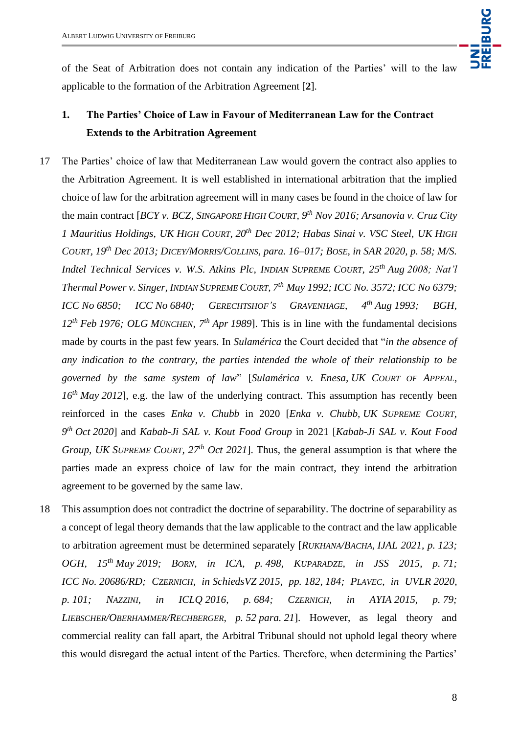of the Seat of Arbitration does not contain any indication of the Parties' will to the law applicable to the formation of the Arbitration Agreement [**2**].

### 1. The Parties' Choice of Law in Favour of Mediterranean Law for the Contract Extends to the Arbitration Agreement

17 The Parties' choice of law that Mediterranean Law would govern the contract also applies to the Arbitration Agreement. It is well established in international arbitration that the implied choice of law for the arbitration agreement will in many cases be found in the choice of law for the main contract [*BCY v. BCZ, SINGAPORE HIGH COURT, 9th Nov 2016; Arsanovia v. Cruz City 1 Mauritius Holdings, UK HIGH COURT, 20th Dec 2012; Habas Sinai v. VSC Steel, UK HIGH COURT, 19th Dec 2013; DICEY/MORRIS/COLLINS, para. 16–017; BOSE, in SAR 2020, p. 58; M/S. Indtel Technical Services v. W.S. Atkins Plc, INDIAN SUPREME COURT, 25th Aug 2008; Nat'l Thermal Power v. Singer, INDIAN SUPREME COURT, 7th May 1992; ICC No. 3572; ICC No 6379; ICC No 6850; ICC No 6840; GERECHTSHOF'S GRAVENHAGE, 4th Aug 1993; BGH, 12th Feb 1976; OLG MÜNCHEN, 7th Apr 1989*]. This is in line with the fundamental decisions made by courts in the past few years. In *Sulamérica* the Court decided that "*in the absence of any indication to the contrary, the parties intended the whole of their relationship to be governed by the same system of law*" [*Sulamérica v. Enesa, UK COURT OF APPEAL, 16th May 2012*], e.g. the law of the underlying contract. This assumption has recently been reinforced in the cases *Enka v. Chubb* in 2020 [*Enka v. Chubb, UK SUPREME COURT, 9th Oct 2020*] and *Kabab-Ji SAL v. Kout Food Group* in 2021 [*Kabab-Ji SAL v. Kout Food Group, UK SUPREME COURT, 27th Oct 2021*]. Thus, the general assumption is that where the parties made an express choice of law for the main contract, they intend the arbitration agreement to be governed by the same law.

18 This assumption does not contradict the doctrine of separability. The doctrine of separability as a concept of legal theory demands that the law applicable to the contract and the law applicable to arbitration agreement must be determined separately [*RUKHANA/BACHA, IJAL 2021, p. 123; OGH, 15th May 2019; BORN, in ICA, p. 498, KUPARADZE, in JSS 2015, p. 71; ICC No. 20686/RD; CZERNICH, in SchiedsVZ 2015, pp. 182, 184; PLAVEC, in UVLR 2020, p. 101; NAZZINI, in ICLQ 2016, p. 684; CZERNICH, in AYIA 2015, p. 79; LIEBSCHER/OBERHAMMER/RECHBERGER, p. 52 para. 21*]. However, as legal theory and commercial reality can fall apart, the Arbitral Tribunal should not uphold legal theory where this would disregard the actual intent of the Parties. Therefore, when determining the Parties'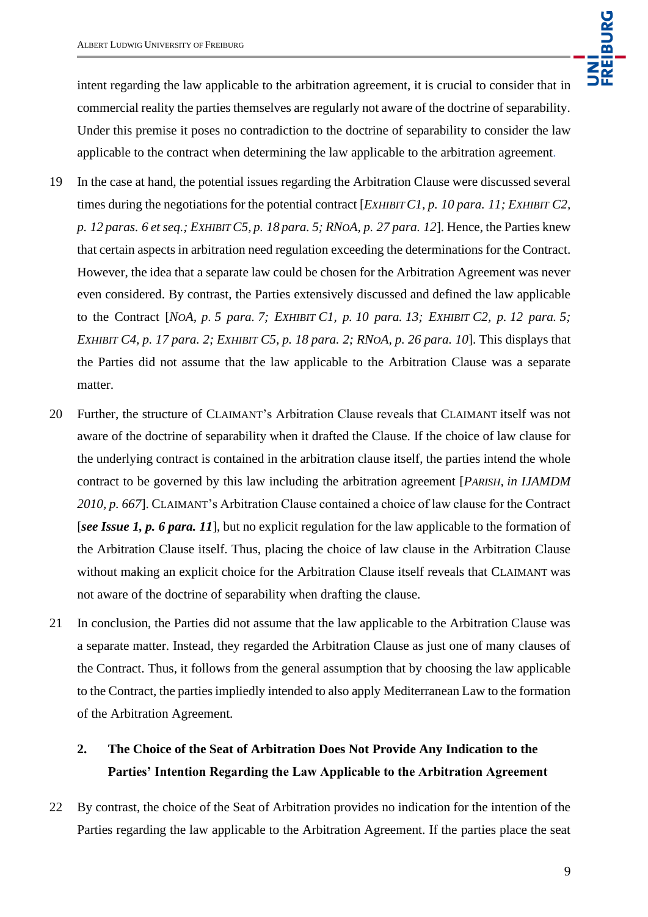intent regarding the law applicable to the arbitration agreement, it is crucial to consider that in commercial reality the parties themselves are regularly not aware of the doctrine of separability. Under this premise it poses no contradiction to the doctrine of separability to consider the law applicable to the contract when determining the law applicable to the arbitration agreement.

19 In the case at hand, the potential issues regarding the Arbitration Clause were discussed several times during the negotiations for the potential contract [*Exhibit C1, p. 10 para. 11; Exhibit C2, p. 12 paras. 6 et seq.; Exhibit C5, p. 18 para. 5; RNoA, p. 27 para. 12*]. Hence, the Parties knew that certain aspects in arbitration need regulation exceeding the determinations for the Contract. However, the idea that a separate law could be chosen for the Arbitration Agreement was never even considered. By contrast, the Parties extensively discussed and defined the law applicable to the Contract [*NoA, p. 5 para. 7; Exhibit C1, p. 10 para. 13; Exhibit C2, p. 12 para. 5; Exhibit C4, p. 17 para. 2; Exhibit C5, p. 18 para. 2; RNoA, p. 26 para. 10*]. This displays that the Parties did not assume that the law applicable to the Arbitration Clause was a separate matter.

20 Further, the structure of Claimant's Arbitration Clause reveals that Claimant itself was not aware of the doctrine of separability when it drafted the Clause. If the choice of law clause for the underlying contract is contained in the arbitration clause itself, the parties intend the whole contract to be governed by this law including the arbitration agreement [*Parish, in IJAMDM 2010, p. 667*]. Claimant's Arbitration Clause contained a choice of law clause for the Contract [***see Issue 1, p. 6 para. 11***], but no explicit regulation for the law applicable to the formation of the Arbitration Clause itself. Thus, placing the choice of law clause in the Arbitration Clause without making an explicit choice for the Arbitration Clause itself reveals that Claimant was not aware of the doctrine of separability when drafting the clause.

21 In conclusion, the Parties did not assume that the law applicable to the Arbitration Clause was a separate matter. Instead, they regarded the Arbitration Clause as just one of many clauses of the Contract. Thus, it follows from the general assumption that by choosing the law applicable to the Contract, the parties impliedly intended to also apply Mediterranean Law to the formation of the Arbitration Agreement.

### 2. The Choice of the Seat of Arbitration Does Not Provide Any Indication to the Parties' Intention Regarding the Law Applicable to the Arbitration Agreement

22 By contrast, the choice of the Seat of Arbitration provides no indication for the intention of the Parties regarding the law applicable to the Arbitration Agreement. If the parties place the seat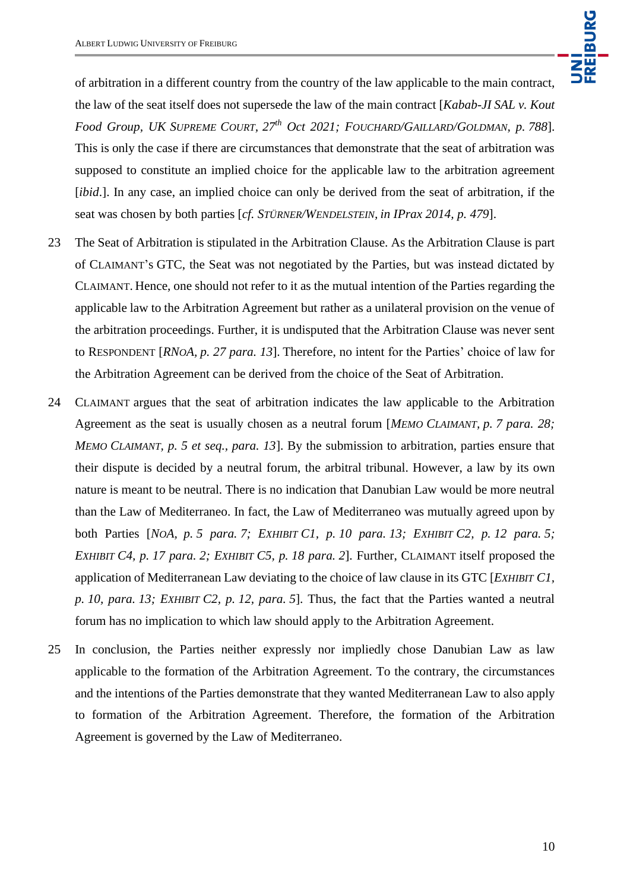of arbitration in a different country from the country of the law applicable to the main contract, the law of the seat itself does not supersede the law of the main contract [*Kabab-JI SAL v. Kout Food Group, UK Supreme Court, 27th Oct 2021; Fouchard/Gaillard/Goldman, p. 788*]. This is only the case if there are circumstances that demonstrate that the seat of arbitration was supposed to constitute an implied choice for the applicable law to the arbitration agreement [*ibid.*]. In any case, an implied choice can only be derived from the seat of arbitration, if the seat was chosen by both parties [*cf. Stürner/Wendelstein, in IPrax 2014, p. 479*].

23 The Seat of Arbitration is stipulated in the Arbitration Clause. As the Arbitration Clause is part of CLAIMANT's GTC, the Seat was not negotiated by the Parties, but was instead dictated by CLAIMANT. Hence, one should not refer to it as the mutual intention of the Parties regarding the applicable law to the Arbitration Agreement but rather as a unilateral provision on the venue of the arbitration proceedings. Further, it is undisputed that the Arbitration Clause was never sent to RESPONDENT [*RNoA, p. 27 para. 13*]. Therefore, no intent for the Parties' choice of law for the Arbitration Agreement can be derived from the choice of the Seat of Arbitration.

24 CLAIMANT argues that the seat of arbitration indicates the law applicable to the Arbitration Agreement as the seat is usually chosen as a neutral forum [*Memo Claimant, p. 7 para. 28; Memo Claimant, p. 5 et seq., para. 13*]. By the submission to arbitration, parties ensure that their dispute is decided by a neutral forum, the arbitral tribunal. However, a law by its own nature is meant to be neutral. There is no indication that Danubian Law would be more neutral than the Law of Mediterraneo. In fact, the Law of Mediterraneo was mutually agreed upon by both Parties [*NoA, p. 5 para. 7; Exhibit C1, p. 10 para. 13; Exhibit C2, p. 12 para. 5; Exhibit C4, p. 17 para. 2; Exhibit C5, p. 18 para. 2*]. Further, CLAIMANT itself proposed the application of Mediterranean Law deviating to the choice of law clause in its GTC [*Exhibit C1, p. 10, para. 13; Exhibit C2, p. 12, para. 5*]. Thus, the fact that the Parties wanted a neutral forum has no implication to which law should apply to the Arbitration Agreement.

25 In conclusion, the Parties neither expressly nor impliedly chose Danubian Law as law applicable to the formation of the Arbitration Agreement. To the contrary, the circumstances and the intentions of the Parties demonstrate that they wanted Mediterranean Law to also apply to formation of the Arbitration Agreement. Therefore, the formation of the Arbitration Agreement is governed by the Law of Mediterraneo.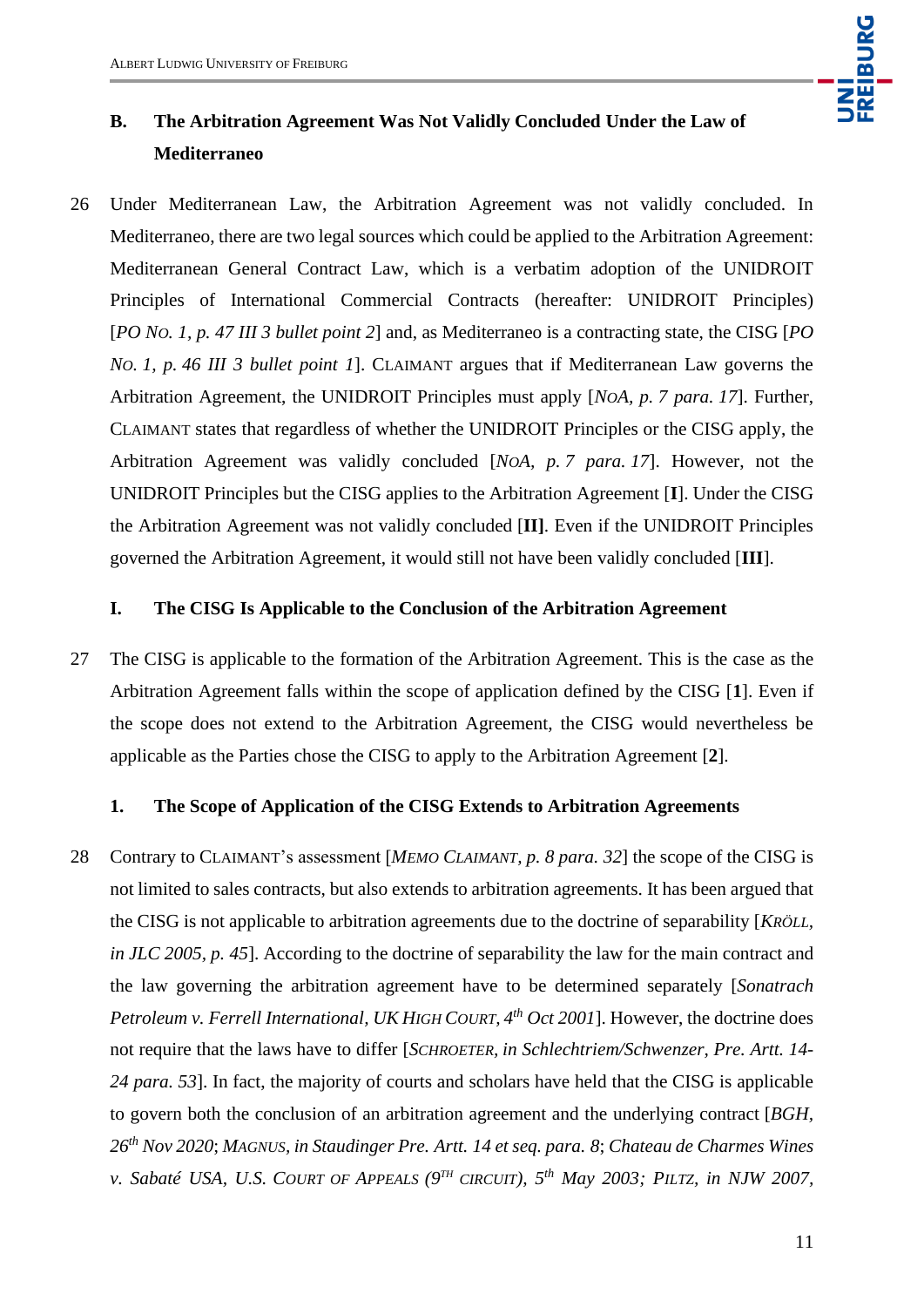### B. The Arbitration Agreement Was Not Validly Concluded Under the Law of Mediterraneo

26 Under Mediterranean Law, the Arbitration Agreement was not validly concluded. In Mediterraneo, there are two legal sources which could be applied to the Arbitration Agreement: Mediterranean General Contract Law, which is a verbatim adoption of the UNIDROIT Principles of International Commercial Contracts (hereafter: UNIDROIT Principles) [*PO No. 1, p. 47 III 3 bullet point 2*] and, as Mediterraneo is a contracting state, the CISG [*PO No. 1, p. 46 III 3 bullet point 1*]. CLAIMANT argues that if Mediterranean Law governs the Arbitration Agreement, the UNIDROIT Principles must apply [*NoA, p. 7 para. 17*]. Further, CLAIMANT states that regardless of whether the UNIDROIT Principles or the CISG apply, the Arbitration Agreement was validly concluded [*NoA, p. 7 para. 17*]. However, not the UNIDROIT Principles but the CISG applies to the Arbitration Agreement [**I**]. Under the CISG the Arbitration Agreement was not validly concluded [**II**]. Even if the UNIDROIT Principles governed the Arbitration Agreement, it would still not have been validly concluded [**III**].

#### I. The CISG Is Applicable to the Conclusion of the Arbitration Agreement

27 The CISG is applicable to the formation of the Arbitration Agreement. This is the case as the Arbitration Agreement falls within the scope of application defined by the CISG [**1**]. Even if the scope does not extend to the Arbitration Agreement, the CISG would nevertheless be applicable as the Parties chose the CISG to apply to the Arbitration Agreement [**2**].

##### 1. The Scope of Application of the CISG Extends to Arbitration Agreements

28 Contrary to CLAIMANT's assessment [*MEMO CLAIMANT, p. 8 para. 32*] the scope of the CISG is not limited to sales contracts, but also extends to arbitration agreements. It has been argued that the CISG is not applicable to arbitration agreements due to the doctrine of separability [*KRÖLL, in JLC 2005, p. 45*]. According to the doctrine of separability the law for the main contract and the law governing the arbitration agreement have to be determined separately [*Sonatrach Petroleum v. Ferrell International, UK HIGH COURT, 4th Oct 2001*]. However, the doctrine does not require that the laws have to differ [*SCHROETER, in Schlechtriem/Schwenzer, Pre. Artt. 14-24 para. 53*]. In fact, the majority of courts and scholars have held that the CISG is applicable to govern both the conclusion of an arbitration agreement and the underlying contract [*BGH, 26th Nov 2020*; *MAGNUS, in Staudinger Pre. Artt. 14 et seq. para. 8*; *Chateau de Charmes Wines v. Sabaté USA, U.S. COURT OF APPEALS (9TH CIRCUIT), 5th May 2003; PILTZ, in NJW 2007,*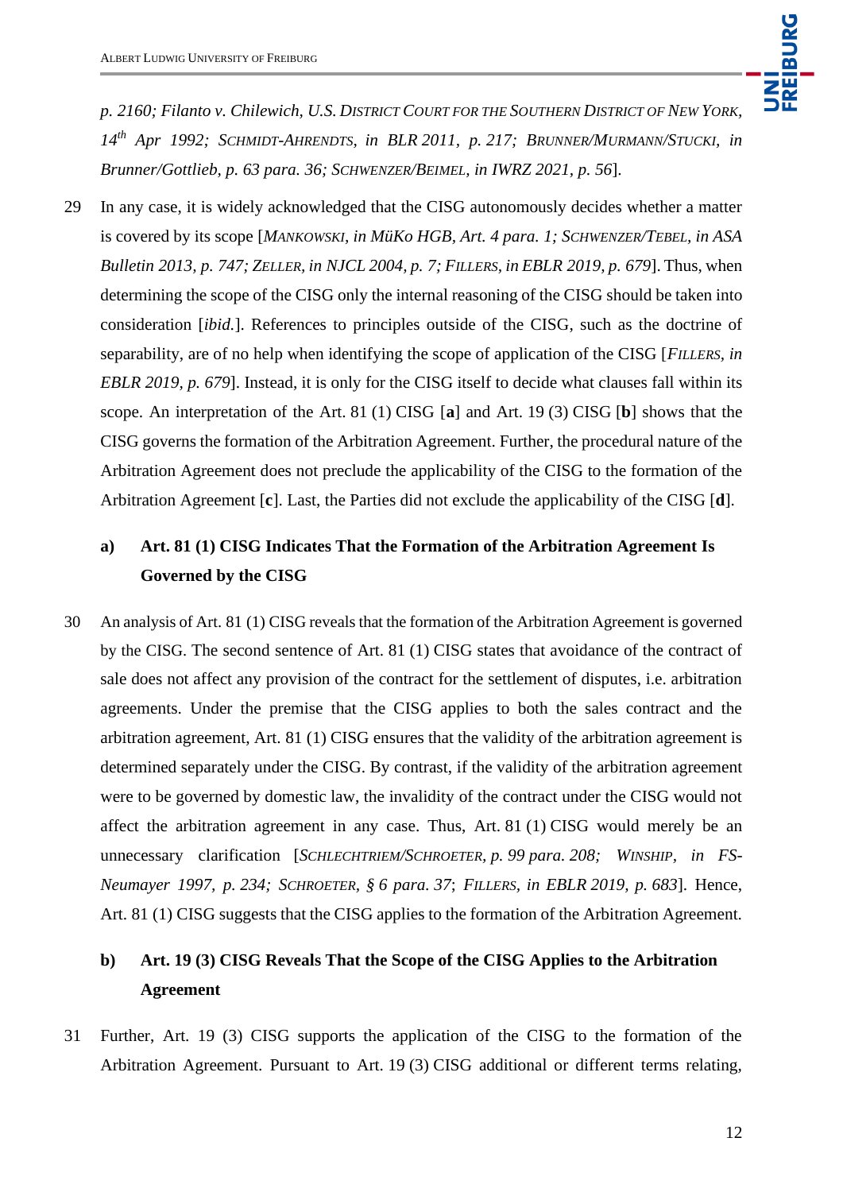*p. 2160; Filanto v. Chilewich, U.S. District Court for the Southern District of New York, 14th Apr 1992; Schmidt-Ahrendts, in BLR 2011, p. 217; Brunner/Murmann/Stucki, in Brunner/Gottlieb, p. 63 para. 36; Schwenzer/Beimel, in IWRZ 2021, p. 56*].

29 In any case, it is widely acknowledged that the CISG autonomously decides whether a matter is covered by its scope [*Mankowski, in MüKo HGB, Art. 4 para. 1; Schwenzer/Tebel, in ASA Bulletin 2013, p. 747; Zeller, in NJCL 2004, p. 7; Fillers, in EBLR 2019, p. 679*]. Thus, when determining the scope of the CISG only the internal reasoning of the CISG should be taken into consideration [*ibid.*]. References to principles outside of the CISG, such as the doctrine of separability, are of no help when identifying the scope of application of the CISG [*Fillers, in EBLR 2019, p. 679*]. Instead, it is only for the CISG itself to decide what clauses fall within its scope. An interpretation of the Art. 81 (1) CISG [**a**] and Art. 19 (3) CISG [**b**] shows that the CISG governs the formation of the Arbitration Agreement. Further, the procedural nature of the Arbitration Agreement does not preclude the applicability of the CISG to the formation of the Arbitration Agreement [**c**]. Last, the Parties did not exclude the applicability of the CISG [**d**].

### a) Art. 81 (1) CISG Indicates That the Formation of the Arbitration Agreement Is Governed by the CISG

30 An analysis of Art. 81 (1) CISG reveals that the formation of the Arbitration Agreement is governed by the CISG. The second sentence of Art. 81 (1) CISG states that avoidance of the contract of sale does not affect any provision of the contract for the settlement of disputes, i.e. arbitration agreements. Under the premise that the CISG applies to both the sales contract and the arbitration agreement, Art. 81 (1) CISG ensures that the validity of the arbitration agreement is determined separately under the CISG. By contrast, if the validity of the arbitration agreement were to be governed by domestic law, the invalidity of the contract under the CISG would not affect the arbitration agreement in any case. Thus, Art. 81 (1) CISG would merely be an unnecessary clarification [*Schlechtriem/Schroeter, p. 99 para. 208; Winship, in FS-Neumayer 1997, p. 234; Schroeter, § 6 para. 37; Fillers, in EBLR 2019, p. 683*]. Hence, Art. 81 (1) CISG suggests that the CISG applies to the formation of the Arbitration Agreement.

### b) Art. 19 (3) CISG Reveals That the Scope of the CISG Applies to the Arbitration Agreement

31 Further, Art. 19 (3) CISG supports the application of the CISG to the formation of the Arbitration Agreement. Pursuant to Art. 19 (3) CISG additional or different terms relating,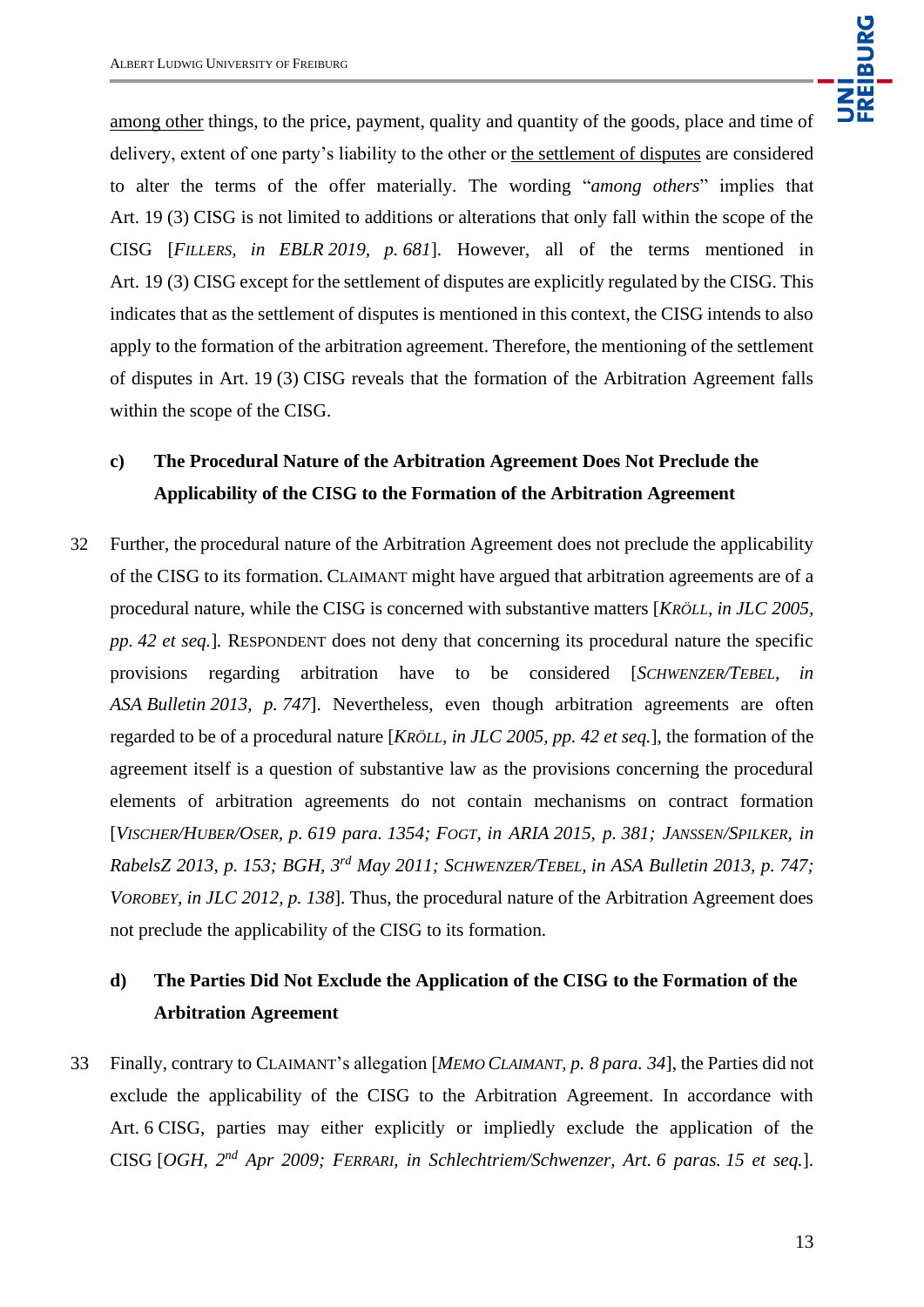among other things, to the price, payment, quality and quantity of the goods, place and time of delivery, extent of one party's liability to the other or the settlement of disputes are considered to alter the terms of the offer materially. The wording "*among others*" implies that Art. 19 (3) CISG is not limited to additions or alterations that only fall within the scope of the CISG [*FILLERS, in EBLR 2019, p. 681*]. However, all of the terms mentioned in Art. 19 (3) CISG except for the settlement of disputes are explicitly regulated by the CISG. This indicates that as the settlement of disputes is mentioned in this context, the CISG intends to also apply to the formation of the arbitration agreement. Therefore, the mentioning of the settlement of disputes in Art. 19 (3) CISG reveals that the formation of the Arbitration Agreement falls within the scope of the CISG.

### c) The Procedural Nature of the Arbitration Agreement Does Not Preclude the Applicability of the CISG to the Formation of the Arbitration Agreement

32 Further, the procedural nature of the Arbitration Agreement does not preclude the applicability of the CISG to its formation. CLAIMANT might have argued that arbitration agreements are of a procedural nature, while the CISG is concerned with substantive matters [*KRÖLL, in JLC 2005, pp. 42 et seq.*]. RESPONDENT does not deny that concerning its procedural nature the specific provisions regarding arbitration have to be considered [*SCHWENZER/TEBEL, in ASA Bulletin 2013, p. 747*]. Nevertheless, even though arbitration agreements are often regarded to be of a procedural nature [*KRÖLL, in JLC 2005, pp. 42 et seq.*], the formation of the agreement itself is a question of substantive law as the provisions concerning the procedural elements of arbitration agreements do not contain mechanisms on contract formation [*VISCHER/HUBER/OSER, p. 619 para. 1354; FOGT, in ARIA 2015, p. 381; JANSSEN/SPILKER, in RabelsZ 2013, p. 153; BGH, 3rd May 2011; SCHWENZER/TEBEL, in ASA Bulletin 2013, p. 747; VOROBEY, in JLC 2012, p. 138*]. Thus, the procedural nature of the Arbitration Agreement does not preclude the applicability of the CISG to its formation.

### d) The Parties Did Not Exclude the Application of the CISG to the Formation of the Arbitration Agreement

33 Finally, contrary to CLAIMANT's allegation [*MEMO CLAIMANT, p. 8 para. 34*], the Parties did not exclude the applicability of the CISG to the Arbitration Agreement. In accordance with Art. 6 CISG, parties may either explicitly or impliedly exclude the application of the CISG [*OGH, 2nd Apr 2009; FERRARI, in Schlechtriem/Schwenzer, Art. 6 paras. 15 et seq.*].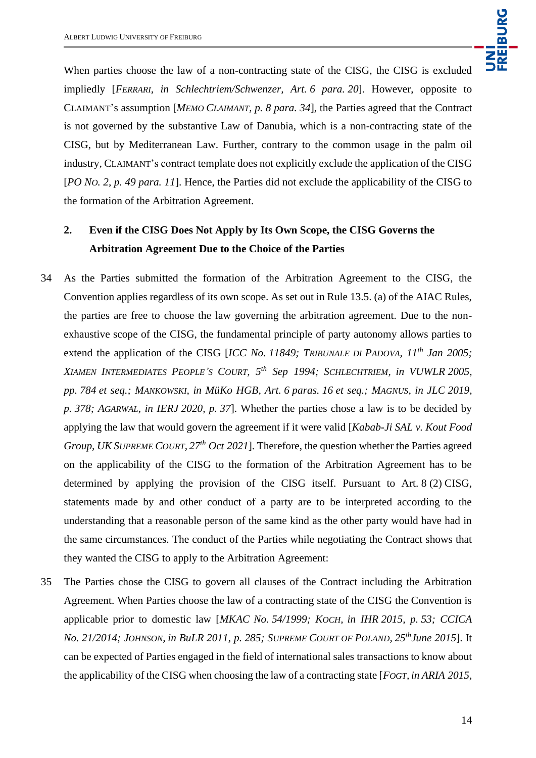When parties choose the law of a non-contracting state of the CISG, the CISG is excluded impliedly [*FERRARI, in Schlechtriem/Schwenzer, Art. 6 para. 20*]. However, opposite to CLAIMANT's assumption [*MEMO CLAIMANT, p. 8 para. 34*], the Parties agreed that the Contract is not governed by the substantive Law of Danubia, which is a non-contracting state of the CISG, but by Mediterranean Law. Further, contrary to the common usage in the palm oil industry, CLAIMANT's contract template does not explicitly exclude the application of the CISG [*PO NO. 2, p. 49 para. 11*]. Hence, the Parties did not exclude the applicability of the CISG to the formation of the Arbitration Agreement.

### 2. Even if the CISG Does Not Apply by Its Own Scope, the CISG Governs the Arbitration Agreement Due to the Choice of the Parties

34 As the Parties submitted the formation of the Arbitration Agreement to the CISG, the Convention applies regardless of its own scope. As set out in Rule 13.5. (a) of the AIAC Rules, the parties are free to choose the law governing the arbitration agreement. Due to the non-exhaustive scope of the CISG, the fundamental principle of party autonomy allows parties to extend the application of the CISG [*ICC No. 11849; TRIBUNALE DI PADOVA, 11th Jan 2005; XIAMEN INTERMEDIATES PEOPLE'S COURT, 5th Sep 1994; SCHLECHTRIEM, in VUWLR 2005, pp. 784 et seq.; MANKOWSKI, in MüKo HGB, Art. 6 paras. 16 et seq.; MAGNUS, in JLC 2019, p. 378; AGARWAL, in IERJ 2020, p. 37*]. Whether the parties chose a law is to be decided by applying the law that would govern the agreement if it were valid [*Kabab-Ji SAL v. Kout Food Group, UK SUPREME COURT, 27th Oct 2021*]. Therefore, the question whether the Parties agreed on the applicability of the CISG to the formation of the Arbitration Agreement has to be determined by applying the provision of the CISG itself. Pursuant to Art. 8 (2) CISG, statements made by and other conduct of a party are to be interpreted according to the understanding that a reasonable person of the same kind as the other party would have had in the same circumstances. The conduct of the Parties while negotiating the Contract shows that they wanted the CISG to apply to the Arbitration Agreement:

35 The Parties chose the CISG to govern all clauses of the Contract including the Arbitration Agreement. When Parties choose the law of a contracting state of the CISG the Convention is applicable prior to domestic law [*MKAC No. 54/1999; KOCH, in IHR 2015, p. 53; CCICA No. 21/2014; JOHNSON, in BuLR 2011, p. 285; SUPREME COURT OF POLAND, 25th June 2015*]. It can be expected of Parties engaged in the field of international sales transactions to know about the applicability of the CISG when choosing the law of a contracting state [*FOGT, in ARIA 2015,*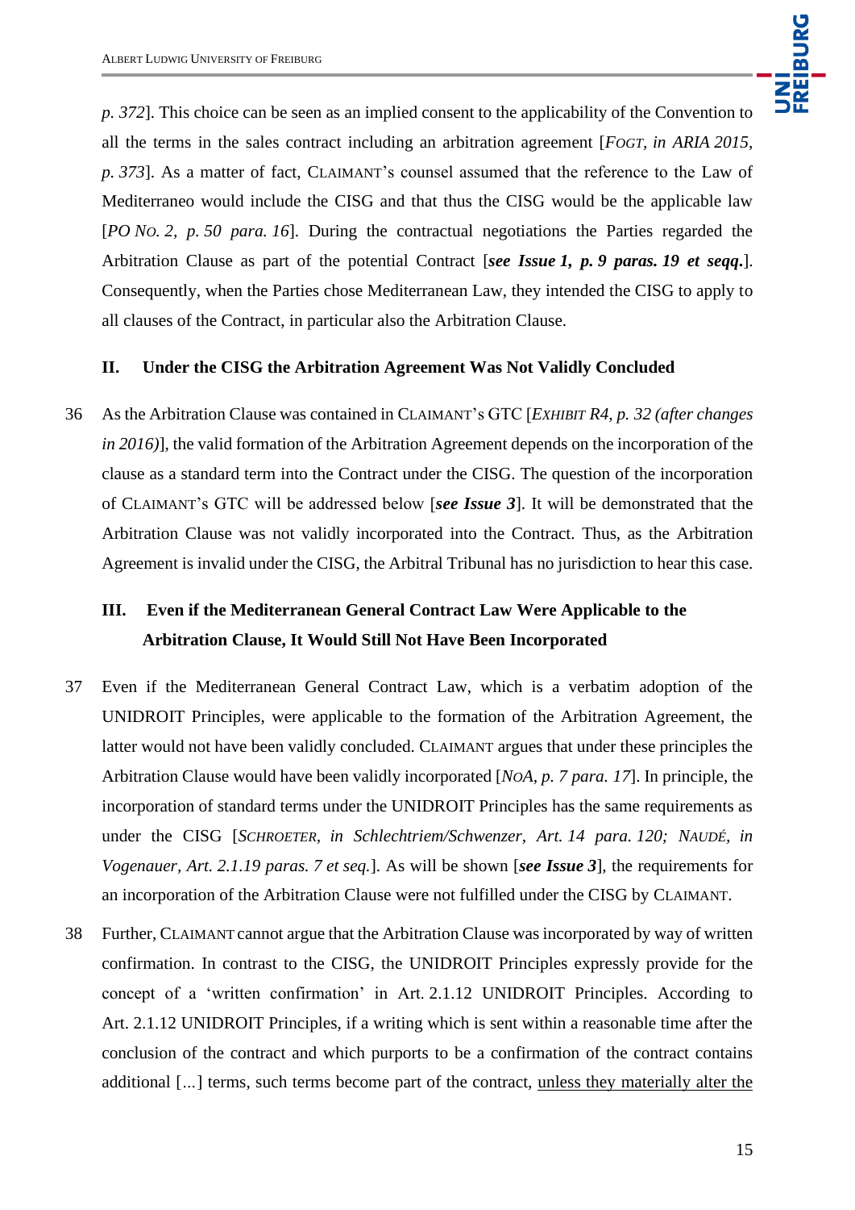*p. 372*]. This choice can be seen as an implied consent to the applicability of the Convention to all the terms in the sales contract including an arbitration agreement [*FOGT, in ARIA 2015, p. 373*]. As a matter of fact, CLAIMANT's counsel assumed that the reference to the Law of Mediterraneo would include the CISG and that thus the CISG would be the applicable law [*PO NO. 2, p. 50 para. 16*]. During the contractual negotiations the Parties regarded the Arbitration Clause as part of the potential Contract [***see Issue 1, p. 9 paras. 19 et seqq.***]. Consequently, when the Parties chose Mediterranean Law, they intended the CISG to apply to all clauses of the Contract, in particular also the Arbitration Clause.

## II. Under the CISG the Arbitration Agreement Was Not Validly Concluded

36 As the Arbitration Clause was contained in CLAIMANT's GTC [*EXHIBIT R4, p. 32 (after changes in 2016)*], the valid formation of the Arbitration Agreement depends on the incorporation of the clause as a standard term into the Contract under the CISG. The question of the incorporation of CLAIMANT's GTC will be addressed below [***see Issue 3***]. It will be demonstrated that the Arbitration Clause was not validly incorporated into the Contract. Thus, as the Arbitration Agreement is invalid under the CISG, the Arbitral Tribunal has no jurisdiction to hear this case.

## III. Even if the Mediterranean General Contract Law Were Applicable to the Arbitration Clause, It Would Still Not Have Been Incorporated

37 Even if the Mediterranean General Contract Law, which is a verbatim adoption of the UNIDROIT Principles, were applicable to the formation of the Arbitration Agreement, the latter would not have been validly concluded. CLAIMANT argues that under these principles the Arbitration Clause would have been validly incorporated [*NOA, p. 7 para. 17*]. In principle, the incorporation of standard terms under the UNIDROIT Principles has the same requirements as under the CISG [*SCHROETER, in Schlechtriem/Schwenzer, Art. 14 para. 120; NAUDÉ, in Vogenauer, Art. 2.1.19 paras. 7 et seq.*]. As will be shown [***see Issue 3***], the requirements for an incorporation of the Arbitration Clause were not fulfilled under the CISG by CLAIMANT.

38 Further, CLAIMANT cannot argue that the Arbitration Clause was incorporated by way of written confirmation. In contrast to the CISG, the UNIDROIT Principles expressly provide for the concept of a 'written confirmation' in Art. 2.1.12 UNIDROIT Principles. According to Art. 2.1.12 UNIDROIT Principles, if a writing which is sent within a reasonable time after the conclusion of the contract and which purports to be a confirmation of the contract contains additional [...] terms, such terms become part of the contract, <u>unless they materially alter the</u>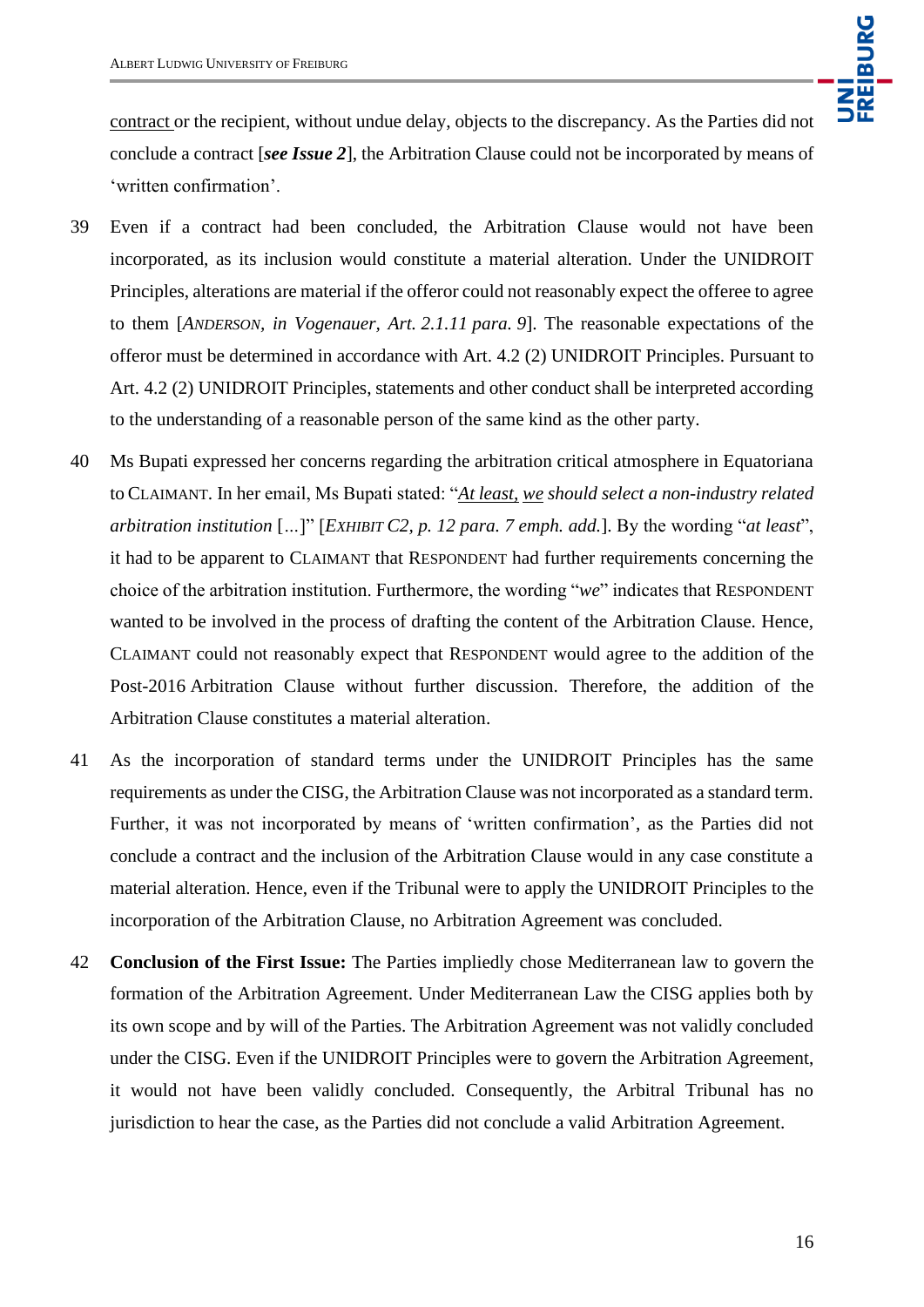contract or the recipient, without undue delay, objects to the discrepancy. As the Parties did not conclude a contract [***see Issue 2***], the Arbitration Clause could not be incorporated by means of 'written confirmation'.

39 Even if a contract had been concluded, the Arbitration Clause would not have been incorporated, as its inclusion would constitute a material alteration. Under the UNIDROIT Principles, alterations are material if the offeror could not reasonably expect the offeree to agree to them [*ANDERSON, in Vogenauer, Art. 2.1.11 para. 9*]. The reasonable expectations of the offeror must be determined in accordance with Art. 4.2 (2) UNIDROIT Principles. Pursuant to Art. 4.2 (2) UNIDROIT Principles, statements and other conduct shall be interpreted according to the understanding of a reasonable person of the same kind as the other party.

40 Ms Bupati expressed her concerns regarding the arbitration critical atmosphere in Equatoriana to CLAIMANT. In her email, Ms Bupati stated: "*At least, we should select a non-industry related arbitration institution* [...]" [*EXHIBIT C2, p. 12 para. 7 emph. add.*]. By the wording "*at least*", it had to be apparent to CLAIMANT that RESPONDENT had further requirements concerning the choice of the arbitration institution. Furthermore, the wording "*we*" indicates that RESPONDENT wanted to be involved in the process of drafting the content of the Arbitration Clause. Hence, CLAIMANT could not reasonably expect that RESPONDENT would agree to the addition of the Post-2016 Arbitration Clause without further discussion. Therefore, the addition of the Arbitration Clause constitutes a material alteration.

41 As the incorporation of standard terms under the UNIDROIT Principles has the same requirements as under the CISG, the Arbitration Clause was not incorporated as a standard term. Further, it was not incorporated by means of 'written confirmation', as the Parties did not conclude a contract and the inclusion of the Arbitration Clause would in any case constitute a material alteration. Hence, even if the Tribunal were to apply the UNIDROIT Principles to the incorporation of the Arbitration Clause, no Arbitration Agreement was concluded.

42 **Conclusion of the First Issue:** The Parties impliedly chose Mediterranean law to govern the formation of the Arbitration Agreement. Under Mediterranean Law the CISG applies both by its own scope and by will of the Parties. The Arbitration Agreement was not validly concluded under the CISG. Even if the UNIDROIT Principles were to govern the Arbitration Agreement, it would not have been validly concluded. Consequently, the Arbitral Tribunal has no jurisdiction to hear the case, as the Parties did not conclude a valid Arbitration Agreement.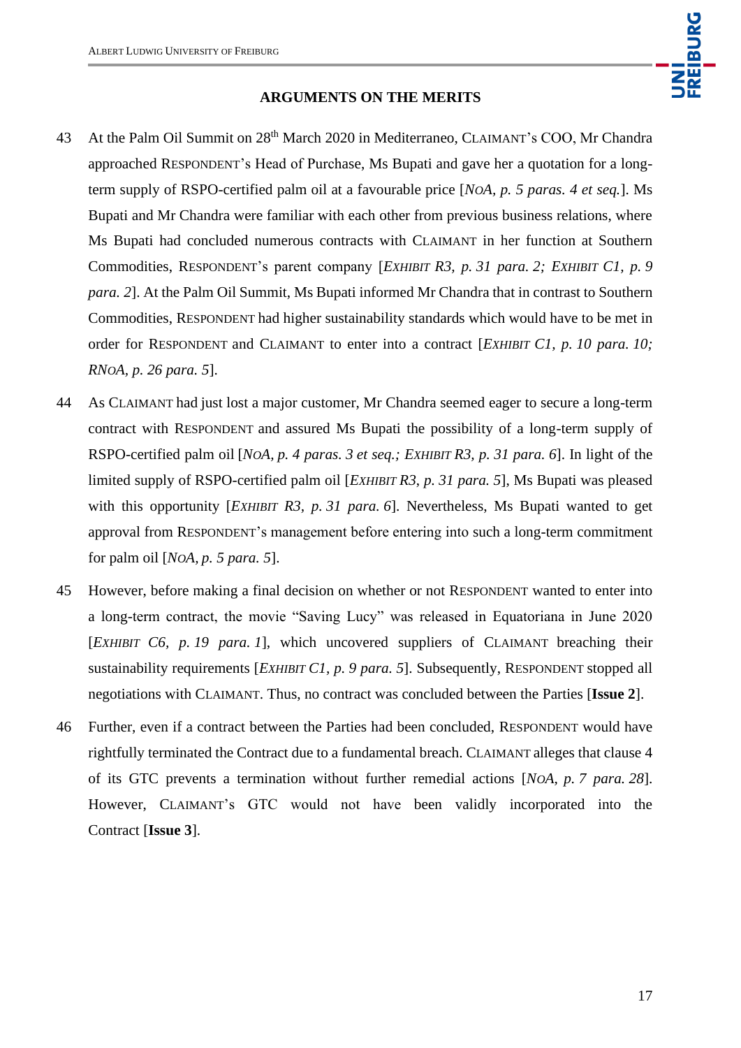## ARGUMENTS ON THE MERITS

43 At the Palm Oil Summit on 28th March 2020 in Mediterraneo, CLAIMANT's COO, Mr Chandra approached RESPONDENT's Head of Purchase, Ms Bupati and gave her a quotation for a long-term supply of RSPO-certified palm oil at a favourable price [*NoA, p. 5 paras. 4 et seq.*]. Ms Bupati and Mr Chandra were familiar with each other from previous business relations, where Ms Bupati had concluded numerous contracts with CLAIMANT in her function at Southern Commodities, RESPONDENT's parent company [*EXHIBIT R3, p. 31 para. 2; EXHIBIT C1, p. 9 para. 2*]. At the Palm Oil Summit, Ms Bupati informed Mr Chandra that in contrast to Southern Commodities, RESPONDENT had higher sustainability standards which would have to be met in order for RESPONDENT and CLAIMANT to enter into a contract [*EXHIBIT C1, p. 10 para. 10; RNoA, p. 26 para. 5*].

44 As CLAIMANT had just lost a major customer, Mr Chandra seemed eager to secure a long-term contract with RESPONDENT and assured Ms Bupati the possibility of a long-term supply of RSPO-certified palm oil [*NoA, p. 4 paras. 3 et seq.; EXHIBIT R3, p. 31 para. 6*]. In light of the limited supply of RSPO-certified palm oil [*EXHIBIT R3, p. 31 para. 5*], Ms Bupati was pleased with this opportunity [*EXHIBIT R3, p. 31 para. 6*]. Nevertheless, Ms Bupati wanted to get approval from RESPONDENT's management before entering into such a long-term commitment for palm oil [*NoA, p. 5 para. 5*].

45 However, before making a final decision on whether or not RESPONDENT wanted to enter into a long-term contract, the movie "Saving Lucy" was released in Equatoriana in June 2020 [*EXHIBIT C6, p. 19 para. 1*], which uncovered suppliers of CLAIMANT breaching their sustainability requirements [*EXHIBIT C1, p. 9 para. 5*]. Subsequently, RESPONDENT stopped all negotiations with CLAIMANT. Thus, no contract was concluded between the Parties [**Issue 2**].

46 Further, even if a contract between the Parties had been concluded, RESPONDENT would have rightfully terminated the Contract due to a fundamental breach. CLAIMANT alleges that clause 4 of its GTC prevents a termination without further remedial actions [*NoA, p. 7 para. 28*]. However, CLAIMANT's GTC would not have been validly incorporated into the Contract [**Issue 3**].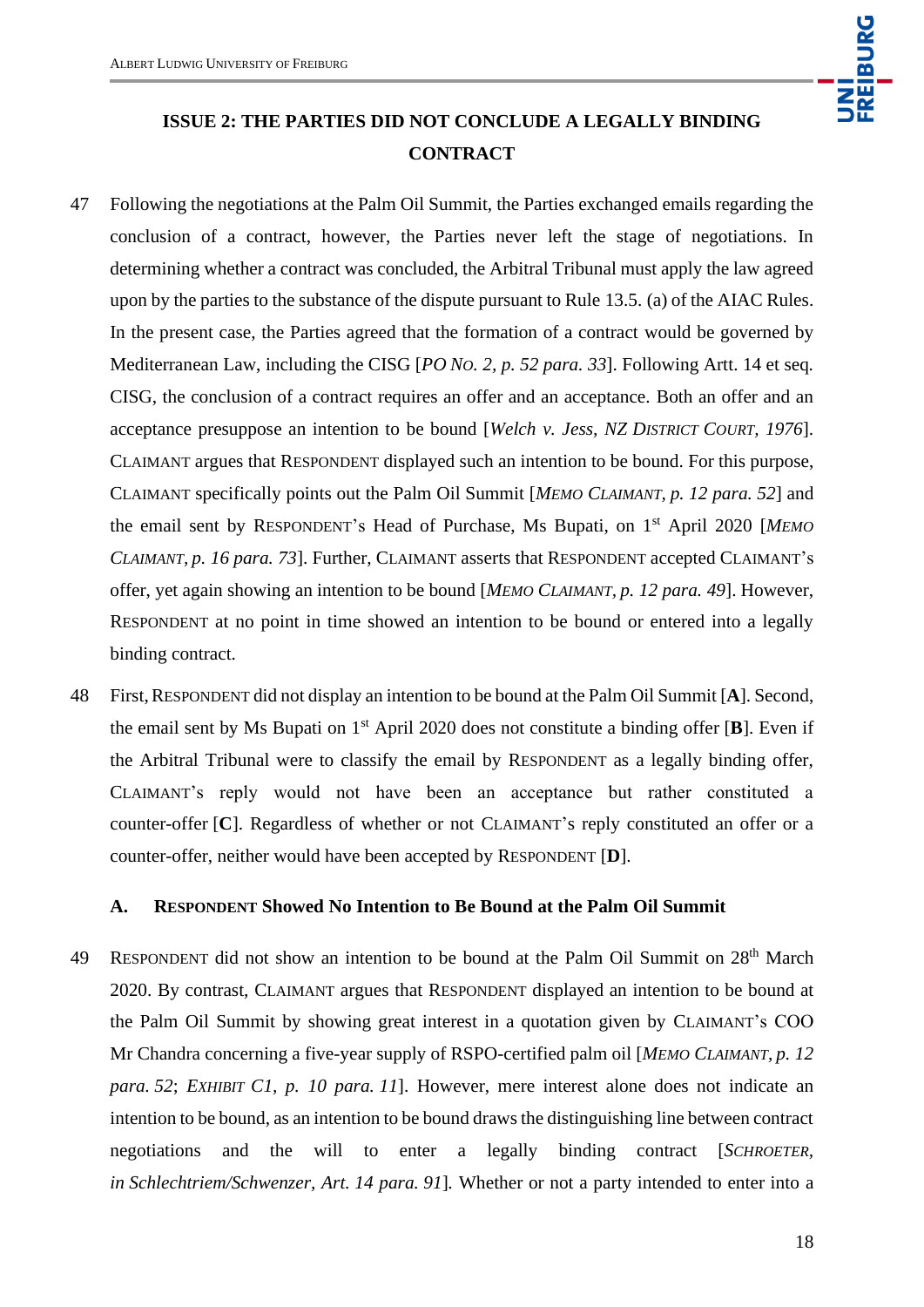## ISSUE 2: THE PARTIES DID NOT CONCLUDE A LEGALLY BINDING CONTRACT

47 Following the negotiations at the Palm Oil Summit, the Parties exchanged emails regarding the conclusion of a contract, however, the Parties never left the stage of negotiations. In determining whether a contract was concluded, the Arbitral Tribunal must apply the law agreed upon by the parties to the substance of the dispute pursuant to Rule 13.5. (a) of the AIAC Rules. In the present case, the Parties agreed that the formation of a contract would be governed by Mediterranean Law, including the CISG [*PO No. 2, p. 52 para. 33*]. Following Artt. 14 et seq. CISG, the conclusion of a contract requires an offer and an acceptance. Both an offer and an acceptance presuppose an intention to be bound [*Welch v. Jess, NZ District Court, 1976*]. CLAIMANT argues that RESPONDENT displayed such an intention to be bound. For this purpose, CLAIMANT specifically points out the Palm Oil Summit [*Memo Claimant, p. 12 para. 52*] and the email sent by RESPONDENT's Head of Purchase, Ms Bupati, on 1st April 2020 [*Memo Claimant, p. 16 para. 73*]. Further, CLAIMANT asserts that RESPONDENT accepted CLAIMANT's offer, yet again showing an intention to be bound [*Memo Claimant, p. 12 para. 49*]. However, RESPONDENT at no point in time showed an intention to be bound or entered into a legally binding contract.

48 First, RESPONDENT did not display an intention to be bound at the Palm Oil Summit [**A**]. Second, the email sent by Ms Bupati on 1st April 2020 does not constitute a binding offer [**B**]. Even if the Arbitral Tribunal were to classify the email by RESPONDENT as a legally binding offer, CLAIMANT's reply would not have been an acceptance but rather constituted a counter-offer [**C**]. Regardless of whether or not CLAIMANT's reply constituted an offer or a counter-offer, neither would have been accepted by RESPONDENT [**D**].

### A. RESPONDENT Showed No Intention to Be Bound at the Palm Oil Summit

49 RESPONDENT did not show an intention to be bound at the Palm Oil Summit on 28th March 2020. By contrast, CLAIMANT argues that RESPONDENT displayed an intention to be bound at the Palm Oil Summit by showing great interest in a quotation given by CLAIMANT's COO Mr Chandra concerning a five-year supply of RSPO-certified palm oil [*Memo Claimant, p. 12 para. 52*; *Exhibit C1, p. 10 para. 11*]. However, mere interest alone does not indicate an intention to be bound, as an intention to be bound draws the distinguishing line between contract negotiations and the will to enter a legally binding contract [*Schroeter, in Schlechtriem/Schwenzer, Art. 14 para. 91*]. Whether or not a party intended to enter into a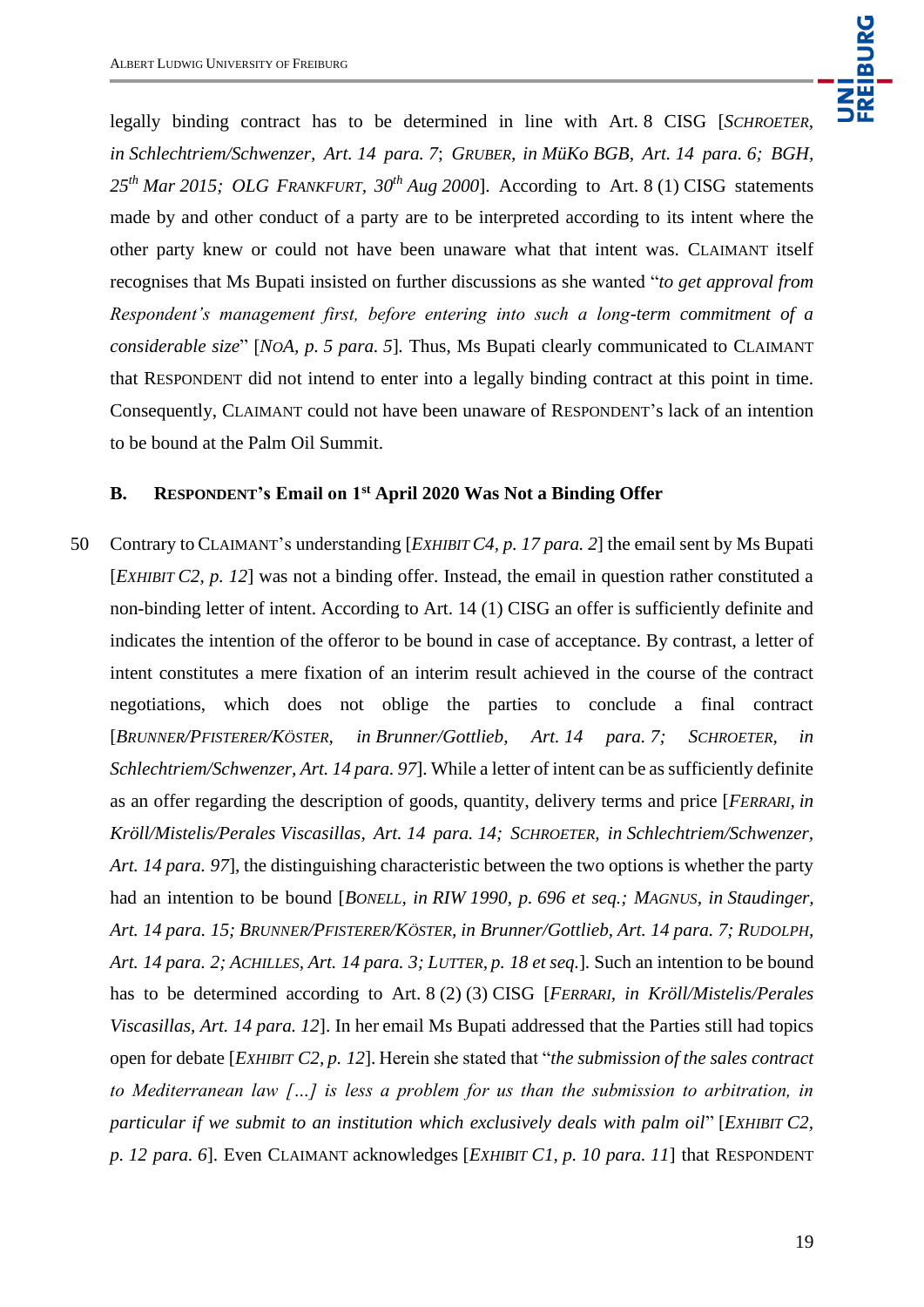legally binding contract has to be determined in line with Art. 8 CISG [SCHROETER, *in Schlechtriem/Schwenzer, Art. 14 para. 7*; GRUBER, *in MüKo BGB, Art. 14 para. 6; BGH, 25th Mar 2015; OLG* FRANKFURT, *30th Aug 2000*]. According to Art. 8 (1) CISG statements made by and other conduct of a party are to be interpreted according to its intent where the other party knew or could not have been unaware what that intent was. CLAIMANT itself recognises that Ms Bupati insisted on further discussions as she wanted "*to get approval from Respondent's management first, before entering into such a long-term commitment of a considerable size*" [*NOA, p. 5 para. 5*]. Thus, Ms Bupati clearly communicated to CLAIMANT that RESPONDENT did not intend to enter into a legally binding contract at this point in time. Consequently, CLAIMANT could not have been unaware of RESPONDENT's lack of an intention to be bound at the Palm Oil Summit.

### B. RESPONDENT's Email on 1st April 2020 Was Not a Binding Offer

50 Contrary to CLAIMANT's understanding [*EXHIBIT C4, p. 17 para. 2*] the email sent by Ms Bupati [*EXHIBIT C2, p. 12*] was not a binding offer. Instead, the email in question rather constituted a non-binding letter of intent. According to Art. 14 (1) CISG an offer is sufficiently definite and indicates the intention of the offeror to be bound in case of acceptance. By contrast, a letter of intent constitutes a mere fixation of an interim result achieved in the course of the contract negotiations, which does not oblige the parties to conclude a final contract [BRUNNER/PFISTERER/KÖSTER, *in Brunner/Gottlieb, Art. 14 para. 7;* SCHROETER, *in Schlechtriem/Schwenzer, Art. 14 para. 97*]. While a letter of intent can be as sufficiently definite as an offer regarding the description of goods, quantity, delivery terms and price [FERRARI, *in Kröll/Mistelis/Perales Viscasillas, Art. 14 para. 14;* SCHROETER, *in Schlechtriem/Schwenzer, Art. 14 para. 97*], the distinguishing characteristic between the two options is whether the party had an intention to be bound [BONELL, *in RIW 1990, p. 696 et seq.;* MAGNUS, *in Staudinger, Art. 14 para. 15;* BRUNNER/PFISTERER/KÖSTER, *in Brunner/Gottlieb, Art. 14 para. 7;* RUDOLPH, *Art. 14 para. 2;* ACHILLES, *Art. 14 para. 3;* LUTTER, *p. 18 et seq.*]. Such an intention to be bound has to be determined according to Art. 8 (2) (3) CISG [FERRARI, *in Kröll/Mistelis/Perales Viscasillas, Art. 14 para. 12*]. In her email Ms Bupati addressed that the Parties still had topics open for debate [*EXHIBIT C2, p. 12*]. Herein she stated that "*the submission of the sales contract to Mediterranean law […] is less a problem for us than the submission to arbitration, in particular if we submit to an institution which exclusively deals with palm oil*" [*EXHIBIT C2, p. 12 para. 6*]. Even CLAIMANT acknowledges [*EXHIBIT C1, p. 10 para. 11*] that RESPONDENT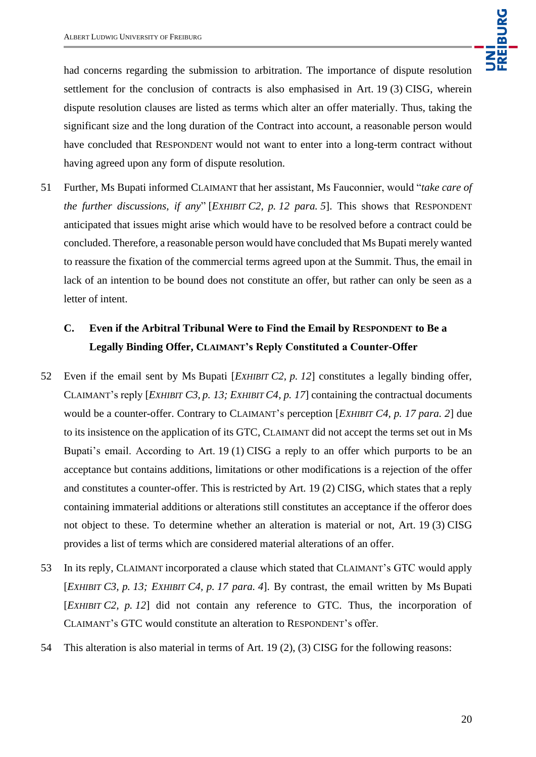had concerns regarding the submission to arbitration. The importance of dispute resolution settlement for the conclusion of contracts is also emphasised in Art. 19 (3) CISG, wherein dispute resolution clauses are listed as terms which alter an offer materially. Thus, taking the significant size and the long duration of the Contract into account, a reasonable person would have concluded that RESPONDENT would not want to enter into a long-term contract without having agreed upon any form of dispute resolution.

51 Further, Ms Bupati informed CLAIMANT that her assistant, Ms Fauconnier, would "*take care of the further discussions, if any*" [*EXHIBIT C2, p. 12 para. 5*]. This shows that RESPONDENT anticipated that issues might arise which would have to be resolved before a contract could be concluded. Therefore, a reasonable person would have concluded that Ms Bupati merely wanted to reassure the fixation of the commercial terms agreed upon at the Summit. Thus, the email in lack of an intention to be bound does not constitute an offer, but rather can only be seen as a letter of intent.

### C. Even if the Arbitral Tribunal Were to Find the Email by RESPONDENT to Be a Legally Binding Offer, CLAIMANT's Reply Constituted a Counter-Offer

52 Even if the email sent by Ms Bupati [*EXHIBIT C2, p. 12*] constitutes a legally binding offer, CLAIMANT's reply [*EXHIBIT C3, p. 13; EXHIBIT C4, p. 17*] containing the contractual documents would be a counter-offer. Contrary to CLAIMANT's perception [*EXHIBIT C4, p. 17 para. 2*] due to its insistence on the application of its GTC, CLAIMANT did not accept the terms set out in Ms Bupati's email. According to Art. 19 (1) CISG a reply to an offer which purports to be an acceptance but contains additions, limitations or other modifications is a rejection of the offer and constitutes a counter-offer. This is restricted by Art. 19 (2) CISG, which states that a reply containing immaterial additions or alterations still constitutes an acceptance if the offeror does not object to these. To determine whether an alteration is material or not, Art. 19 (3) CISG provides a list of terms which are considered material alterations of an offer.

53 In its reply, CLAIMANT incorporated a clause which stated that CLAIMANT's GTC would apply [*EXHIBIT C3, p. 13; EXHIBIT C4, p. 17 para. 4*]. By contrast, the email written by Ms Bupati [*EXHIBIT C2, p. 12*] did not contain any reference to GTC. Thus, the incorporation of CLAIMANT's GTC would constitute an alteration to RESPONDENT's offer.

54 This alteration is also material in terms of Art. 19 (2), (3) CISG for the following reasons: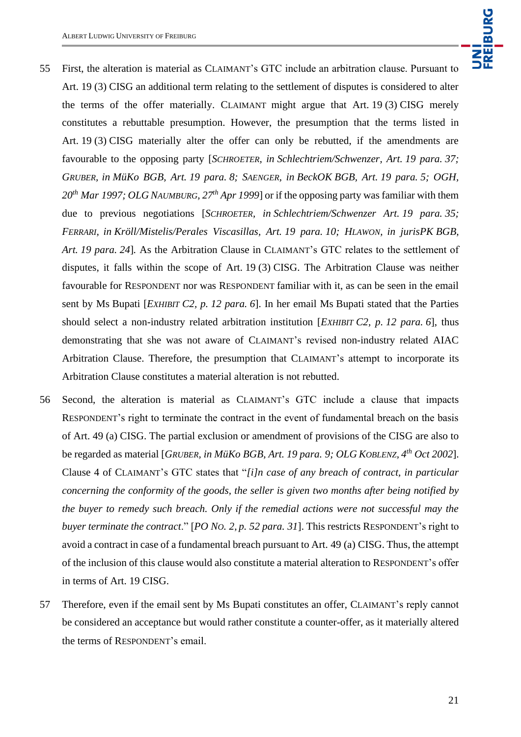55 First, the alteration is material as CLAIMANT's GTC include an arbitration clause. Pursuant to Art. 19 (3) CISG an additional term relating to the settlement of disputes is considered to alter the terms of the offer materially. CLAIMANT might argue that Art. 19 (3) CISG merely constitutes a rebuttable presumption. However, the presumption that the terms listed in Art. 19 (3) CISG materially alter the offer can only be rebutted, if the amendments are favourable to the opposing party [*SCHROETER, in Schlechtriem/Schwenzer, Art. 19 para. 37; GRUBER, in MüKo BGB, Art. 19 para. 8; SAENGER, in BeckOK BGB, Art. 19 para. 5; OGH, 20th Mar 1997; OLG NAUMBURG, 27th Apr 1999*] or if the opposing party was familiar with them due to previous negotiations [*SCHROETER, in Schlechtriem/Schwenzer Art. 19 para. 35; FERRARI, in Kröll/Mistelis/Perales Viscasillas, Art. 19 para. 10; HLAWON, in jurisPK BGB, Art. 19 para. 24*]. As the Arbitration Clause in CLAIMANT's GTC relates to the settlement of disputes, it falls within the scope of Art. 19 (3) CISG. The Arbitration Clause was neither favourable for RESPONDENT nor was RESPONDENT familiar with it, as can be seen in the email sent by Ms Bupati [*EXHIBIT C2, p. 12 para. 6*]. In her email Ms Bupati stated that the Parties should select a non-industry related arbitration institution [*EXHIBIT C2, p. 12 para. 6*], thus demonstrating that she was not aware of CLAIMANT's revised non-industry related AIAC Arbitration Clause. Therefore, the presumption that CLAIMANT's attempt to incorporate its Arbitration Clause constitutes a material alteration is not rebutted.

56 Second, the alteration is material as CLAIMANT's GTC include a clause that impacts RESPONDENT's right to terminate the contract in the event of fundamental breach on the basis of Art. 49 (a) CISG. The partial exclusion or amendment of provisions of the CISG are also to be regarded as material [*GRUBER, in MüKo BGB, Art. 19 para. 9; OLG KOBLENZ, 4th Oct 2002*]. Clause 4 of CLAIMANT's GTC states that "*[i]n case of any breach of contract, in particular concerning the conformity of the goods, the seller is given two months after being notified by the buyer to remedy such breach. Only if the remedial actions were not successful may the buyer terminate the contract.*" [*PO NO. 2, p. 52 para. 31*]. This restricts RESPONDENT's right to avoid a contract in case of a fundamental breach pursuant to Art. 49 (a) CISG. Thus, the attempt of the inclusion of this clause would also constitute a material alteration to RESPONDENT's offer in terms of Art. 19 CISG.

57 Therefore, even if the email sent by Ms Bupati constitutes an offer, CLAIMANT's reply cannot be considered an acceptance but would rather constitute a counter-offer, as it materially altered the terms of RESPONDENT's email.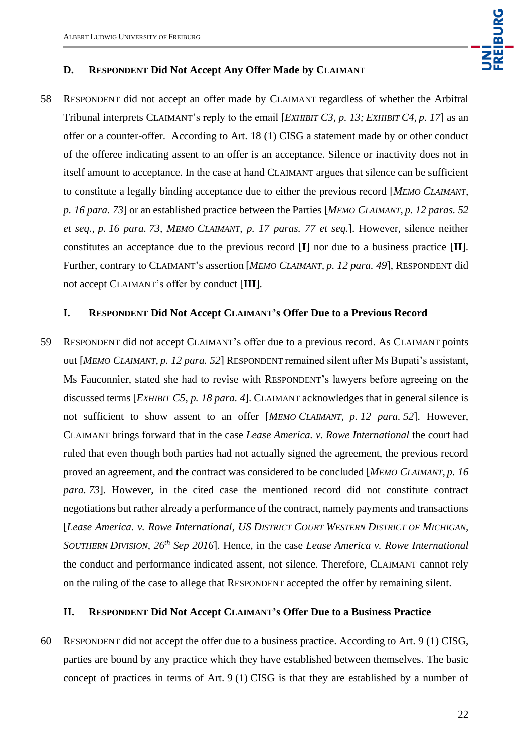### D. RESPONDENT Did Not Accept Any Offer Made by CLAIMANT

58 RESPONDENT did not accept an offer made by CLAIMANT regardless of whether the Arbitral Tribunal interprets CLAIMANT's reply to the email [*EXHIBIT C3, p. 13; EXHIBIT C4, p. 17*] as an offer or a counter-offer. According to Art. 18 (1) CISG a statement made by or other conduct of the offeree indicating assent to an offer is an acceptance. Silence or inactivity does not in itself amount to acceptance. In the case at hand CLAIMANT argues that silence can be sufficient to constitute a legally binding acceptance due to either the previous record [*MEMO CLAIMANT, p. 16 para. 73*] or an established practice between the Parties [*MEMO CLAIMANT, p. 12 paras. 52 et seq., p. 16 para. 73, MEMO CLAIMANT, p. 17 paras. 77 et seq.*]. However, silence neither constitutes an acceptance due to the previous record [**I**] nor due to a business practice [**II**]. Further, contrary to CLAIMANT's assertion [*MEMO CLAIMANT, p. 12 para. 49*], RESPONDENT did not accept CLAIMANT's offer by conduct [**III**].

#### I. RESPONDENT Did Not Accept CLAIMANT's Offer Due to a Previous Record

59 RESPONDENT did not accept CLAIMANT's offer due to a previous record. As CLAIMANT points out [*MEMO CLAIMANT, p. 12 para. 52*] RESPONDENT remained silent after Ms Bupati's assistant, Ms Fauconnier, stated she had to revise with RESPONDENT's lawyers before agreeing on the discussed terms [*EXHIBIT C5, p. 18 para. 4*]. CLAIMANT acknowledges that in general silence is not sufficient to show assent to an offer [*MEMO CLAIMANT, p. 12 para. 52*]. However, CLAIMANT brings forward that in the case *Lease America. v. Rowe International* the court had ruled that even though both parties had not actually signed the agreement, the previous record proved an agreement, and the contract was considered to be concluded [*MEMO CLAIMANT, p. 16 para. 73*]. However, in the cited case the mentioned record did not constitute contract negotiations but rather already a performance of the contract, namely payments and transactions [*Lease America. v. Rowe International, US DISTRICT COURT WESTERN DISTRICT OF MICHIGAN, SOUTHERN DIVISION, 26th Sep 2016*]. Hence, in the case *Lease America v. Rowe International* the conduct and performance indicated assent, not silence. Therefore, CLAIMANT cannot rely on the ruling of the case to allege that RESPONDENT accepted the offer by remaining silent.

#### II. RESPONDENT Did Not Accept CLAIMANT's Offer Due to a Business Practice

60 RESPONDENT did not accept the offer due to a business practice. According to Art. 9 (1) CISG, parties are bound by any practice which they have established between themselves. The basic concept of practices in terms of Art. 9 (1) CISG is that they are established by a number of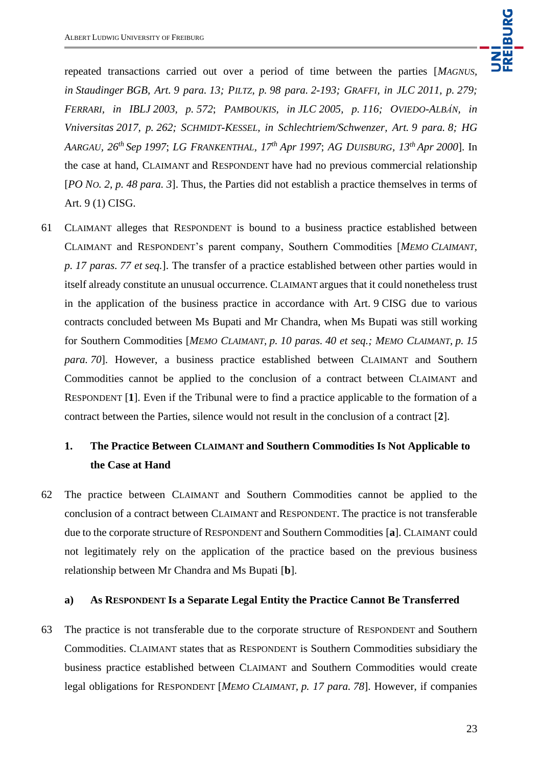repeated transactions carried out over a period of time between the parties [*Magnus, in Staudinger BGB, Art. 9 para. 13; Piltz, p. 98 para. 2-193; Graffi, in JLC 2011, p. 279; Ferrari, in IBLJ 2003, p. 572*; *Pamboukis, in JLC 2005, p. 116; Oviedo-Albán, in Vniversitas 2017, p. 262; Schmidt-Kessel, in Schlechtriem/Schwenzer, Art. 9 para. 8; HG Aargau, 26th Sep 1997*; *LG Frankenthal, 17th Apr 1997*; *AG Duisburg, 13th Apr 2000*]. In the case at hand, Claimant and Respondent have had no previous commercial relationship [*PO No. 2, p. 48 para. 3*]. Thus, the Parties did not establish a practice themselves in terms of Art. 9 (1) CISG.

61 Claimant alleges that Respondent is bound to a business practice established between Claimant and Respondent's parent company, Southern Commodities [*Memo Claimant, p. 17 paras. 77 et seq.*]. The transfer of a practice established between other parties would in itself already constitute an unusual occurrence. Claimant argues that it could nonetheless trust in the application of the business practice in accordance with Art. 9 CISG due to various contracts concluded between Ms Bupati and Mr Chandra, when Ms Bupati was still working for Southern Commodities [*Memo Claimant, p. 10 paras. 40 et seq.; Memo Claimant, p. 15 para. 70*]. However, a business practice established between Claimant and Southern Commodities cannot be applied to the conclusion of a contract between Claimant and Respondent [**1**]. Even if the Tribunal were to find a practice applicable to the formation of a contract between the Parties, silence would not result in the conclusion of a contract [**2**].

### 1. The Practice Between Claimant and Southern Commodities Is Not Applicable to the Case at Hand

62 The practice between Claimant and Southern Commodities cannot be applied to the conclusion of a contract between Claimant and Respondent. The practice is not transferable due to the corporate structure of Respondent and Southern Commodities [**a**]. Claimant could not legitimately rely on the application of the practice based on the previous business relationship between Mr Chandra and Ms Bupati [**b**].

#### a) As Respondent Is a Separate Legal Entity the Practice Cannot Be Transferred

63 The practice is not transferable due to the corporate structure of Respondent and Southern Commodities. Claimant states that as Respondent is Southern Commodities subsidiary the business practice established between Claimant and Southern Commodities would create legal obligations for Respondent [*Memo Claimant, p. 17 para. 78*]. However, if companies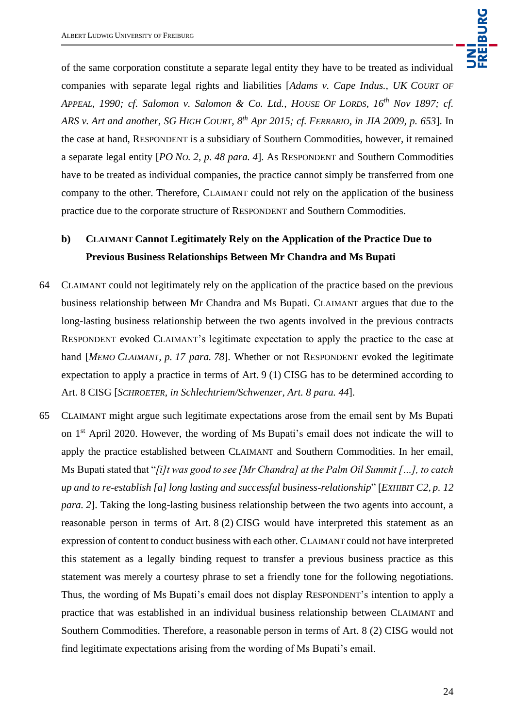of the same corporation constitute a separate legal entity they have to be treated as individual companies with separate legal rights and liabilities [*Adams v. Cape Indus., UK Court of Appeal, 1990; cf. Salomon v. Salomon & Co. Ltd., House Of Lords, 16th Nov 1897; cf. ARS v. Art and another, SG High Court, 8th Apr 2015; cf. Ferrario, in JIA 2009, p. 653*]. In the case at hand, Respondent is a subsidiary of Southern Commodities, however, it remained a separate legal entity [*PO No. 2, p. 48 para. 4*]. As Respondent and Southern Commodities have to be treated as individual companies, the practice cannot simply be transferred from one company to the other. Therefore, Claimant could not rely on the application of the business practice due to the corporate structure of Respondent and Southern Commodities.

### b) Claimant Cannot Legitimately Rely on the Application of the Practice Due to Previous Business Relationships Between Mr Chandra and Ms Bupati

64 Claimant could not legitimately rely on the application of the practice based on the previous business relationship between Mr Chandra and Ms Bupati. Claimant argues that due to the long-lasting business relationship between the two agents involved in the previous contracts Respondent evoked Claimant's legitimate expectation to apply the practice to the case at hand [*Memo Claimant, p. 17 para. 78*]. Whether or not Respondent evoked the legitimate expectation to apply a practice in terms of Art. 9 (1) CISG has to be determined according to Art. 8 CISG [*Schroeter, in Schlechtriem/Schwenzer, Art. 8 para. 44*].

65 Claimant might argue such legitimate expectations arose from the email sent by Ms Bupati on 1st April 2020. However, the wording of Ms Bupati's email does not indicate the will to apply the practice established between Claimant and Southern Commodities. In her email, Ms Bupati stated that "*[i]t was good to see [Mr Chandra] at the Palm Oil Summit […], to catch up and to re-establish [a] long lasting and successful business-relationship*" [*Exhibit C2, p. 12 para. 2*]. Taking the long-lasting business relationship between the two agents into account, a reasonable person in terms of Art. 8 (2) CISG would have interpreted this statement as an expression of content to conduct business with each other. Claimant could not have interpreted this statement as a legally binding request to transfer a previous business practice as this statement was merely a courtesy phrase to set a friendly tone for the following negotiations. Thus, the wording of Ms Bupati's email does not display Respondent's intention to apply a practice that was established in an individual business relationship between Claimant and Southern Commodities. Therefore, a reasonable person in terms of Art. 8 (2) CISG would not find legitimate expectations arising from the wording of Ms Bupati's email.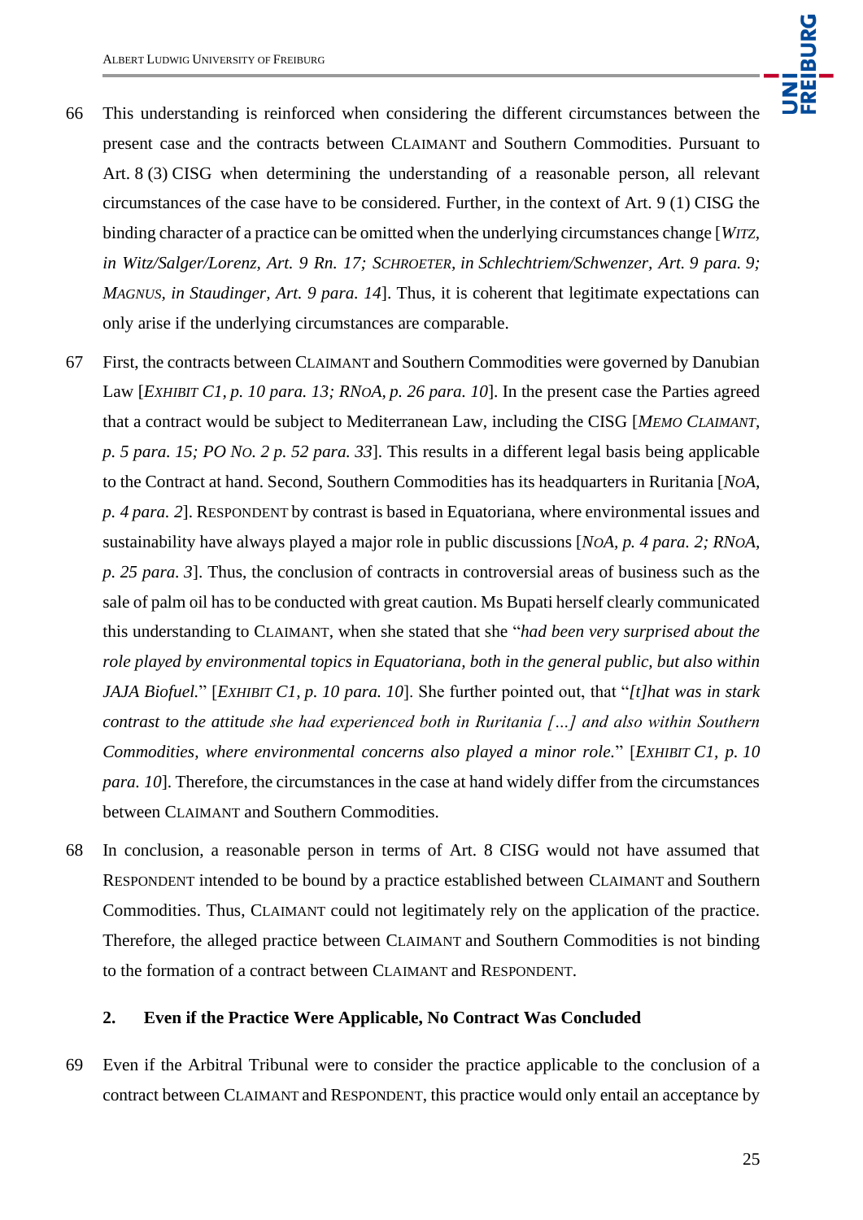66 This understanding is reinforced when considering the different circumstances between the present case and the contracts between CLAIMANT and Southern Commodities. Pursuant to Art. 8 (3) CISG when determining the understanding of a reasonable person, all relevant circumstances of the case have to be considered. Further, in the context of Art. 9 (1) CISG the binding character of a practice can be omitted when the underlying circumstances change [*WITZ, in Witz/Salger/Lorenz, Art. 9 Rn. 17; SCHROETER, in Schlechtriem/Schwenzer, Art. 9 para. 9; MAGNUS, in Staudinger, Art. 9 para. 14*]. Thus, it is coherent that legitimate expectations can only arise if the underlying circumstances are comparable.

67 First, the contracts between CLAIMANT and Southern Commodities were governed by Danubian Law [*EXHIBIT C1, p. 10 para. 13; RNOA, p. 26 para. 10*]. In the present case the Parties agreed that a contract would be subject to Mediterranean Law, including the CISG [*MEMO CLAIMANT, p. 5 para. 15; PO NO. 2 p. 52 para. 33*]. This results in a different legal basis being applicable to the Contract at hand. Second, Southern Commodities has its headquarters in Ruritania [*NOA, p. 4 para. 2*]. RESPONDENT by contrast is based in Equatoriana, where environmental issues and sustainability have always played a major role in public discussions [*NOA, p. 4 para. 2; RNOA, p. 25 para. 3*]. Thus, the conclusion of contracts in controversial areas of business such as the sale of palm oil has to be conducted with great caution. Ms Bupati herself clearly communicated this understanding to CLAIMANT, when she stated that she "*had been very surprised about the role played by environmental topics in Equatoriana, both in the general public, but also within JAJA Biofuel.*" [*EXHIBIT C1, p. 10 para. 10*]. She further pointed out, that "*[t]hat was in stark contrast to the attitude she had experienced both in Ruritania […] and also within Southern Commodities, where environmental concerns also played a minor role.*" [*EXHIBIT C1, p. 10 para. 10*]. Therefore, the circumstances in the case at hand widely differ from the circumstances between CLAIMANT and Southern Commodities.

68 In conclusion, a reasonable person in terms of Art. 8 CISG would not have assumed that RESPONDENT intended to be bound by a practice established between CLAIMANT and Southern Commodities. Thus, CLAIMANT could not legitimately rely on the application of the practice. Therefore, the alleged practice between CLAIMANT and Southern Commodities is not binding to the formation of a contract between CLAIMANT and RESPONDENT.

#### 2. Even if the Practice Were Applicable, No Contract Was Concluded

69 Even if the Arbitral Tribunal were to consider the practice applicable to the conclusion of a contract between CLAIMANT and RESPONDENT, this practice would only entail an acceptance by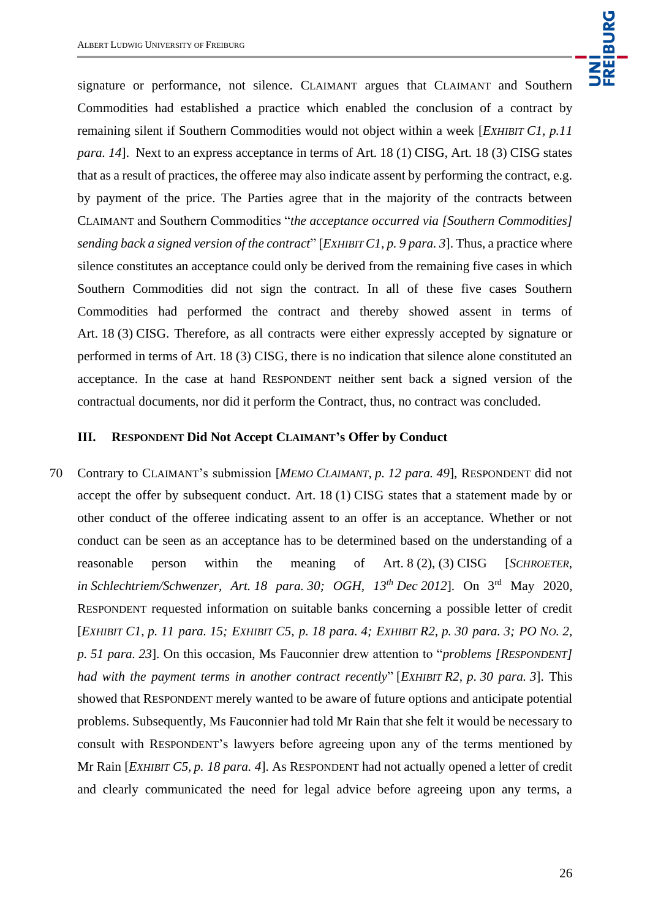signature or performance, not silence. CLAIMANT argues that CLAIMANT and Southern Commodities had established a practice which enabled the conclusion of a contract by remaining silent if Southern Commodities would not object within a week [*Exhibit C1, p.11 para. 14*]. Next to an express acceptance in terms of Art. 18 (1) CISG, Art. 18 (3) CISG states that as a result of practices, the offeree may also indicate assent by performing the contract, e.g. by payment of the price. The Parties agree that in the majority of the contracts between CLAIMANT and Southern Commodities "*the acceptance occurred via [Southern Commodities] sending back a signed version of the contract*" [*Exhibit C1, p. 9 para. 3*]. Thus, a practice where silence constitutes an acceptance could only be derived from the remaining five cases in which Southern Commodities did not sign the contract. In all of these five cases Southern Commodities had performed the contract and thereby showed assent in terms of Art. 18 (3) CISG. Therefore, as all contracts were either expressly accepted by signature or performed in terms of Art. 18 (3) CISG, there is no indication that silence alone constituted an acceptance. In the case at hand RESPONDENT neither sent back a signed version of the contractual documents, nor did it perform the Contract, thus, no contract was concluded.

### III. RESPONDENT Did Not Accept CLAIMANT's Offer by Conduct

70 Contrary to CLAIMANT's submission [*Memo Claimant, p. 12 para. 49*], RESPONDENT did not accept the offer by subsequent conduct. Art. 18 (1) CISG states that a statement made by or other conduct of the offeree indicating assent to an offer is an acceptance. Whether or not conduct can be seen as an acceptance has to be determined based on the understanding of a reasonable person within the meaning of Art. 8 (2), (3) CISG [*Schroeter, in Schlechtriem/Schwenzer, Art. 18 para. 30; OGH, 13th Dec 2012*]. On 3rd May 2020, RESPONDENT requested information on suitable banks concerning a possible letter of credit [*Exhibit C1, p. 11 para. 15; Exhibit C5, p. 18 para. 4; Exhibit R2, p. 30 para. 3; PO No. 2, p. 51 para. 23*]. On this occasion, Ms Fauconnier drew attention to "*problems [RESPONDENT] had with the payment terms in another contract recently*" [*Exhibit R2, p. 30 para. 3*]. This showed that RESPONDENT merely wanted to be aware of future options and anticipate potential problems. Subsequently, Ms Fauconnier had told Mr Rain that she felt it would be necessary to consult with RESPONDENT's lawyers before agreeing upon any of the terms mentioned by Mr Rain [*Exhibit C5, p. 18 para. 4*]. As RESPONDENT had not actually opened a letter of credit and clearly communicated the need for legal advice before agreeing upon any terms, a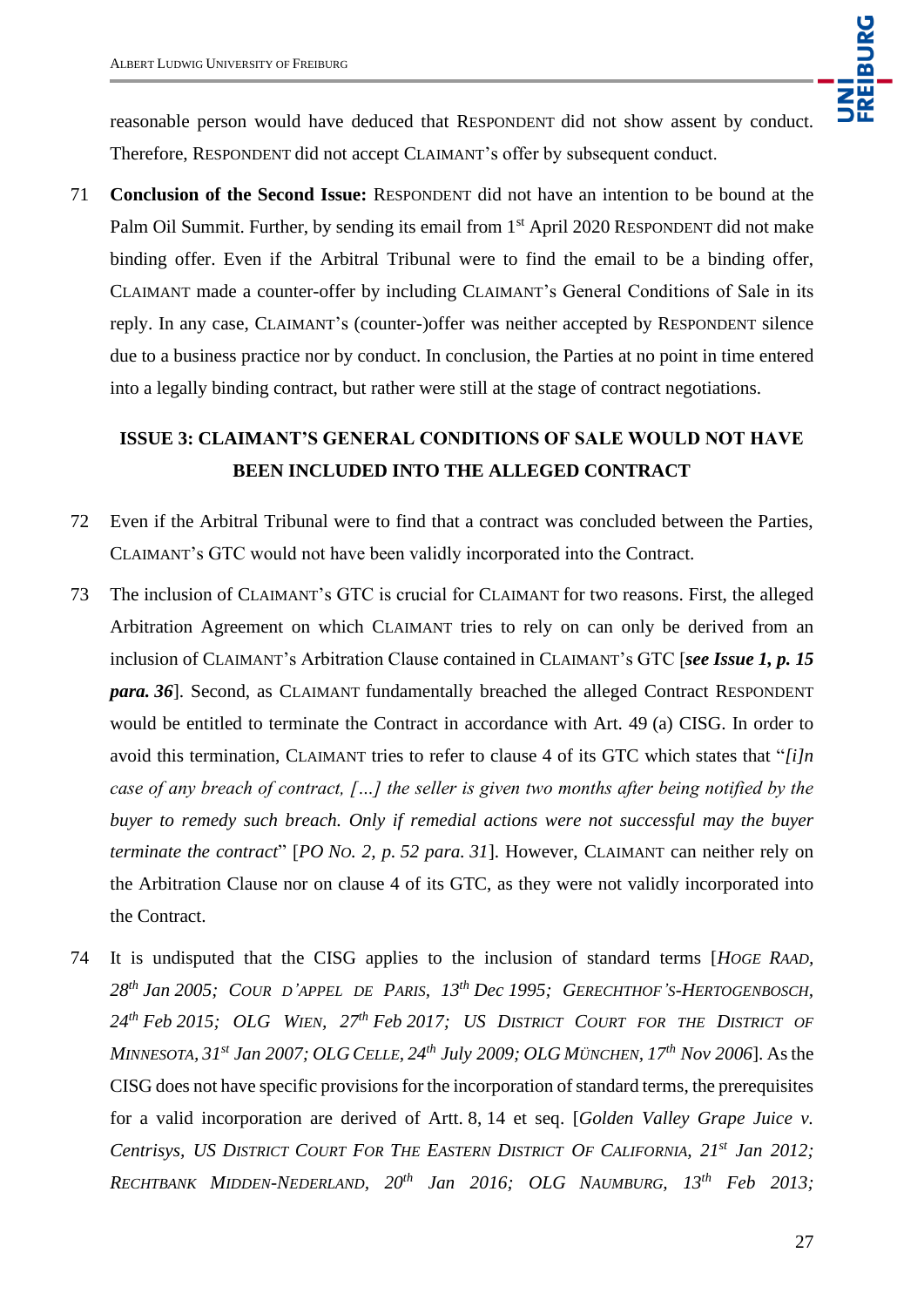reasonable person would have deduced that RESPONDENT did not show assent by conduct. Therefore, RESPONDENT did not accept CLAIMANT's offer by subsequent conduct.

71 **Conclusion of the Second Issue:** RESPONDENT did not have an intention to be bound at the Palm Oil Summit. Further, by sending its email from 1st April 2020 RESPONDENT did not make binding offer. Even if the Arbitral Tribunal were to find the email to be a binding offer, CLAIMANT made a counter-offer by including CLAIMANT's General Conditions of Sale in its reply. In any case, CLAIMANT's (counter-)offer was neither accepted by RESPONDENT silence due to a business practice nor by conduct. In conclusion, the Parties at no point in time entered into a legally binding contract, but rather were still at the stage of contract negotiations.

## ISSUE 3: CLAIMANT'S GENERAL CONDITIONS OF SALE WOULD NOT HAVE BEEN INCLUDED INTO THE ALLEGED CONTRACT

72 Even if the Arbitral Tribunal were to find that a contract was concluded between the Parties, CLAIMANT's GTC would not have been validly incorporated into the Contract.

73 The inclusion of CLAIMANT's GTC is crucial for CLAIMANT for two reasons. First, the alleged Arbitration Agreement on which CLAIMANT tries to rely on can only be derived from an inclusion of CLAIMANT's Arbitration Clause contained in CLAIMANT's GTC [***see Issue 1, p. 15 para. 36***]. Second, as CLAIMANT fundamentally breached the alleged Contract RESPONDENT would be entitled to terminate the Contract in accordance with Art. 49 (a) CISG. In order to avoid this termination, CLAIMANT tries to refer to clause 4 of its GTC which states that "*[i]n case of any breach of contract, […] the seller is given two months after being notified by the buyer to remedy such breach. Only if remedial actions were not successful may the buyer terminate the contract*" [*PO NO. 2, p. 52 para. 31*]. However, CLAIMANT can neither rely on the Arbitration Clause nor on clause 4 of its GTC, as they were not validly incorporated into the Contract.

74 It is undisputed that the CISG applies to the inclusion of standard terms [*HOGE RAAD, 28th Jan 2005; COUR D'APPEL DE PARIS, 13th Dec 1995; GERECHTHOF'S-HERTOGENBOSCH, 24th Feb 2015; OLG WIEN, 27th Feb 2017; US DISTRICT COURT FOR THE DISTRICT OF MINNESOTA, 31st Jan 2007; OLG CELLE, 24th July 2009; OLG MÜNCHEN, 17th Nov 2006*]. As the CISG does not have specific provisions for the incorporation of standard terms, the prerequisites for a valid incorporation are derived of Artt. 8, 14 et seq. [*Golden Valley Grape Juice v. Centrisys, US DISTRICT COURT FOR THE EASTERN DISTRICT OF CALIFORNIA, 21st Jan 2012; RECHTBANK MIDDEN-NEDERLAND, 20th Jan 2016; OLG NAUMBURG, 13th Feb 2013;*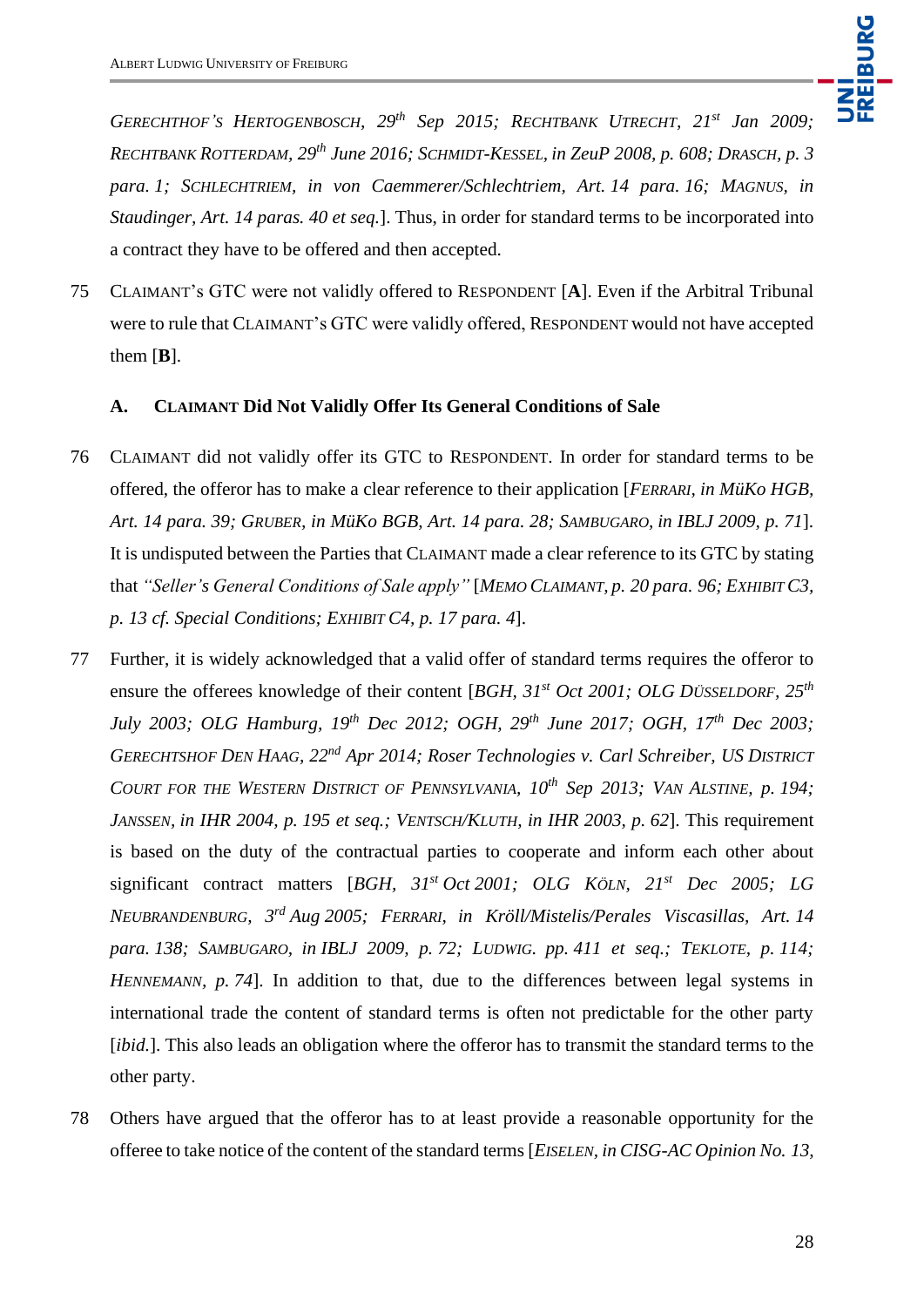*Gerechthof's Hertogenbosch, 29th Sep 2015; Rechtbank Utrecht, 21st Jan 2009; Rechtbank Rotterdam, 29th June 2016; Schmidt-Kessel, in ZeuP 2008, p. 608; Drasch, p. 3 para. 1; Schlechtriem, in von Caemmerer/Schlechtriem, Art. 14 para. 16; Magnus, in Staudinger, Art. 14 paras. 40 et seq.*]. Thus, in order for standard terms to be incorporated into a contract they have to be offered and then accepted.

75 CLAIMANT's GTC were not validly offered to RESPONDENT [**A**]. Even if the Arbitral Tribunal were to rule that CLAIMANT's GTC were validly offered, RESPONDENT would not have accepted them [**B**].

### A. CLAIMANT Did Not Validly Offer Its General Conditions of Sale

76 CLAIMANT did not validly offer its GTC to RESPONDENT. In order for standard terms to be offered, the offeror has to make a clear reference to their application [*Ferrari, in MüKo HGB, Art. 14 para. 39; Gruber, in MüKo BGB, Art. 14 para. 28; Sambugaro, in IBLJ 2009, p. 71*]. It is undisputed between the Parties that CLAIMANT made a clear reference to its GTC by stating that *"Seller's General Conditions of Sale apply"* [*Memo Claimant, p. 20 para. 96; Exhibit C3, p. 13 cf. Special Conditions; Exhibit C4, p. 17 para. 4*].

77 Further, it is widely acknowledged that a valid offer of standard terms requires the offeror to ensure the offerees knowledge of their content [*BGH, 31st Oct 2001; OLG Düsseldorf, 25th July 2003; OLG Hamburg, 19th Dec 2012; OGH, 29th June 2017; OGH, 17th Dec 2003; Gerechtshof Den Haag, 22nd Apr 2014; Roser Technologies v. Carl Schreiber, US District Court for the Western District of Pennsylvania, 10th Sep 2013; Van Alstine, p. 194; Janssen, in IHR 2004, p. 195 et seq.; Ventsch/Kluth, in IHR 2003, p. 62*]. This requirement is based on the duty of the contractual parties to cooperate and inform each other about significant contract matters [*BGH, 31st Oct 2001; OLG Köln, 21st Dec 2005; LG Neubrandenburg, 3rd Aug 2005; Ferrari, in Kröll/Mistelis/Perales Viscasillas, Art. 14 para. 138; Sambugaro, in IBLJ 2009, p. 72; Ludwig. pp. 411 et seq.; Teklote, p. 114; Hennemann, p. 74*]. In addition to that, due to the differences between legal systems in international trade the content of standard terms is often not predictable for the other party [*ibid.*]. This also leads an obligation where the offeror has to transmit the standard terms to the other party.

78 Others have argued that the offeror has to at least provide a reasonable opportunity for the offeree to take notice of the content of the standard terms [*Eiselen, in CISG-AC Opinion No. 13,*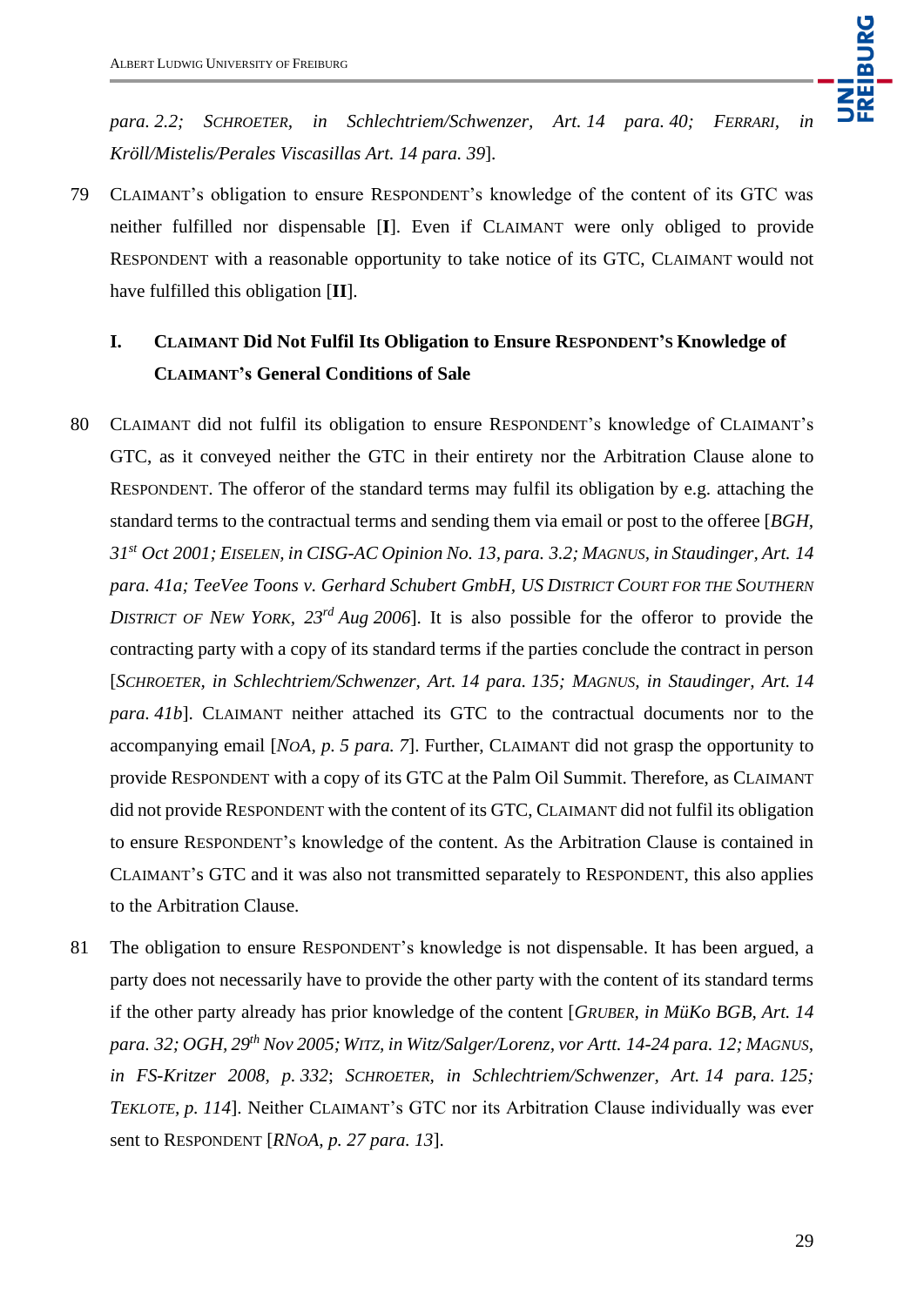*para. 2.2;* SCHROETER*, in Schlechtriem/Schwenzer, Art. 14 para. 40;* FERRARI*, in Kröll/Mistelis/Perales Viscasillas Art. 14 para. 39*].

79 CLAIMANT's obligation to ensure RESPONDENT's knowledge of the content of its GTC was neither fulfilled nor dispensable [**I**]. Even if CLAIMANT were only obliged to provide RESPONDENT with a reasonable opportunity to take notice of its GTC, CLAIMANT would not have fulfilled this obligation [**II**].

### I. CLAIMANT Did Not Fulfil Its Obligation to Ensure RESPONDENT's Knowledge of CLAIMANT's General Conditions of Sale

80 CLAIMANT did not fulfil its obligation to ensure RESPONDENT's knowledge of CLAIMANT's GTC, as it conveyed neither the GTC in their entirety nor the Arbitration Clause alone to RESPONDENT. The offeror of the standard terms may fulfil its obligation by e.g. attaching the standard terms to the contractual terms and sending them via email or post to the offeree [*BGH, 31st Oct 2001;* EISELEN*, in CISG-AC Opinion No. 13, para. 3.2;* MAGNUS*, in Staudinger, Art. 14 para. 41a; TeeVee Toons v. Gerhard Schubert GmbH, US* DISTRICT COURT FOR THE SOUTHERN DISTRICT OF NEW YORK*, 23rd Aug 2006*]. It is also possible for the offeror to provide the contracting party with a copy of its standard terms if the parties conclude the contract in person [SCHROETER*, in Schlechtriem/Schwenzer, Art. 14 para. 135;* MAGNUS*, in Staudinger, Art. 14 para. 41b*]. CLAIMANT neither attached its GTC to the contractual documents nor to the accompanying email [*NOA, p. 5 para. 7*]. Further, CLAIMANT did not grasp the opportunity to provide RESPONDENT with a copy of its GTC at the Palm Oil Summit. Therefore, as CLAIMANT did not provide RESPONDENT with the content of its GTC, CLAIMANT did not fulfil its obligation to ensure RESPONDENT's knowledge of the content. As the Arbitration Clause is contained in CLAIMANT's GTC and it was also not transmitted separately to RESPONDENT, this also applies to the Arbitration Clause.

81 The obligation to ensure RESPONDENT's knowledge is not dispensable. It has been argued, a party does not necessarily have to provide the other party with the content of its standard terms if the other party already has prior knowledge of the content [GRUBER*, in MüKo BGB, Art. 14 para. 32; OGH, 29th Nov 2005;* WITZ*, in Witz/Salger/Lorenz, vor Artt. 14-24 para. 12;* MAGNUS*, in FS-Kritzer 2008, p. 332*; SCHROETER*, in Schlechtriem/Schwenzer, Art. 14 para. 125;* TEKLOTE*, p. 114*]. Neither CLAIMANT's GTC nor its Arbitration Clause individually was ever sent to RESPONDENT [*RNOA, p. 27 para. 13*].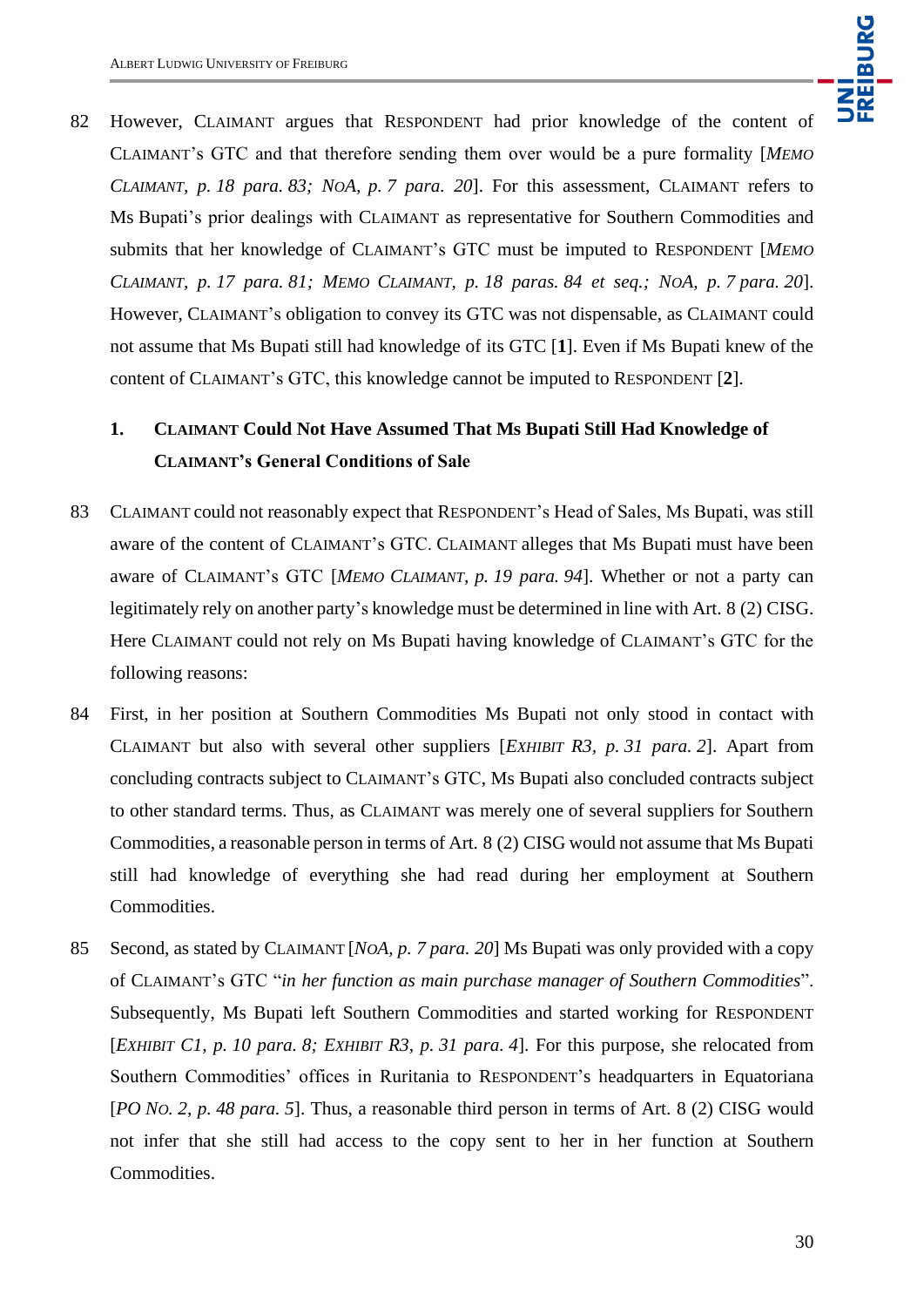82 However, CLAIMANT argues that RESPONDENT had prior knowledge of the content of CLAIMANT's GTC and that therefore sending them over would be a pure formality [*MEMO CLAIMANT, p. 18 para. 83; NOA, p. 7 para. 20*]. For this assessment, CLAIMANT refers to Ms Bupati's prior dealings with CLAIMANT as representative for Southern Commodities and submits that her knowledge of CLAIMANT's GTC must be imputed to RESPONDENT [*MEMO CLAIMANT, p. 17 para. 81; MEMO CLAIMANT, p. 18 paras. 84 et seq.; NOA, p. 7 para. 20*]. However, CLAIMANT's obligation to convey its GTC was not dispensable, as CLAIMANT could not assume that Ms Bupati still had knowledge of its GTC [**1**]. Even if Ms Bupati knew of the content of CLAIMANT's GTC, this knowledge cannot be imputed to RESPONDENT [**2**].

### 1. CLAIMANT Could Not Have Assumed That Ms Bupati Still Had Knowledge of CLAIMANT's General Conditions of Sale

83 CLAIMANT could not reasonably expect that RESPONDENT's Head of Sales, Ms Bupati, was still aware of the content of CLAIMANT's GTC. CLAIMANT alleges that Ms Bupati must have been aware of CLAIMANT's GTC [*MEMO CLAIMANT, p. 19 para. 94*]. Whether or not a party can legitimately rely on another party's knowledge must be determined in line with Art. 8 (2) CISG. Here CLAIMANT could not rely on Ms Bupati having knowledge of CLAIMANT's GTC for the following reasons:

84 First, in her position at Southern Commodities Ms Bupati not only stood in contact with CLAIMANT but also with several other suppliers [*EXHIBIT R3, p. 31 para. 2*]. Apart from concluding contracts subject to CLAIMANT's GTC, Ms Bupati also concluded contracts subject to other standard terms. Thus, as CLAIMANT was merely one of several suppliers for Southern Commodities, a reasonable person in terms of Art. 8 (2) CISG would not assume that Ms Bupati still had knowledge of everything she had read during her employment at Southern Commodities.

85 Second, as stated by CLAIMANT [*NOA, p. 7 para. 20*] Ms Bupati was only provided with a copy of CLAIMANT's GTC "*in her function as main purchase manager of Southern Commodities*". Subsequently, Ms Bupati left Southern Commodities and started working for RESPONDENT [*EXHIBIT C1, p. 10 para. 8; EXHIBIT R3, p. 31 para. 4*]. For this purpose, she relocated from Southern Commodities' offices in Ruritania to RESPONDENT's headquarters in Equatoriana [*PO NO. 2, p. 48 para. 5*]. Thus, a reasonable third person in terms of Art. 8 (2) CISG would not infer that she still had access to the copy sent to her in her function at Southern Commodities.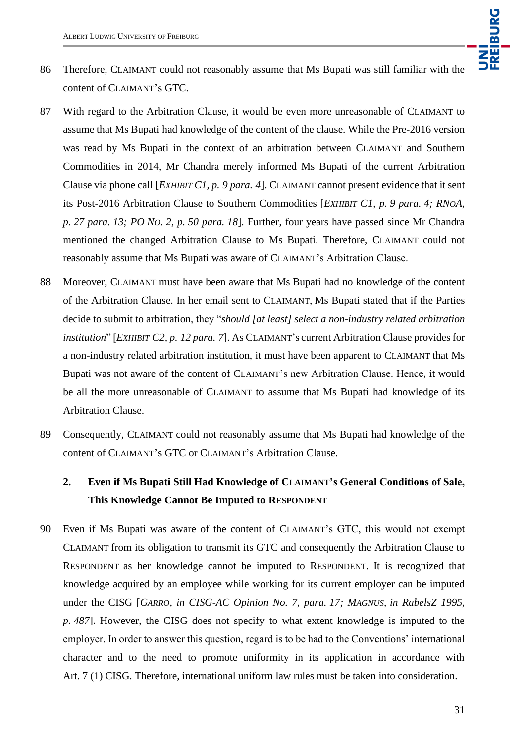86 Therefore, CLAIMANT could not reasonably assume that Ms Bupati was still familiar with the content of CLAIMANT's GTC.

87 With regard to the Arbitration Clause, it would be even more unreasonable of CLAIMANT to assume that Ms Bupati had knowledge of the content of the clause. While the Pre-2016 version was read by Ms Bupati in the context of an arbitration between CLAIMANT and Southern Commodities in 2014, Mr Chandra merely informed Ms Bupati of the current Arbitration Clause via phone call [*EXHIBIT C1, p. 9 para. 4*]. CLAIMANT cannot present evidence that it sent its Post-2016 Arbitration Clause to Southern Commodities [*EXHIBIT C1, p. 9 para. 4; RNOA, p. 27 para. 13; PO NO. 2, p. 50 para. 18*]. Further, four years have passed since Mr Chandra mentioned the changed Arbitration Clause to Ms Bupati. Therefore, CLAIMANT could not reasonably assume that Ms Bupati was aware of CLAIMANT's Arbitration Clause.

88 Moreover, CLAIMANT must have been aware that Ms Bupati had no knowledge of the content of the Arbitration Clause. In her email sent to CLAIMANT, Ms Bupati stated that if the Parties decide to submit to arbitration, they "*should [at least] select a non-industry related arbitration institution*" [*EXHIBIT C2, p. 12 para. 7*]. As CLAIMANT's current Arbitration Clause provides for a non-industry related arbitration institution, it must have been apparent to CLAIMANT that Ms Bupati was not aware of the content of CLAIMANT's new Arbitration Clause. Hence, it would be all the more unreasonable of CLAIMANT to assume that Ms Bupati had knowledge of its Arbitration Clause.

89 Consequently, CLAIMANT could not reasonably assume that Ms Bupati had knowledge of the content of CLAIMANT's GTC or CLAIMANT's Arbitration Clause.

### 2. Even if Ms Bupati Still Had Knowledge of CLAIMANT's General Conditions of Sale, This Knowledge Cannot Be Imputed to RESPONDENT

90 Even if Ms Bupati was aware of the content of CLAIMANT's GTC, this would not exempt CLAIMANT from its obligation to transmit its GTC and consequently the Arbitration Clause to RESPONDENT as her knowledge cannot be imputed to RESPONDENT. It is recognized that knowledge acquired by an employee while working for its current employer can be imputed under the CISG [*GARRO, in CISG-AC Opinion No. 7, para. 17; MAGNUS, in RabelsZ 1995, p. 487*]. However, the CISG does not specify to what extent knowledge is imputed to the employer. In order to answer this question, regard is to be had to the Conventions' international character and to the need to promote uniformity in its application in accordance with Art. 7 (1) CISG. Therefore, international uniform law rules must be taken into consideration.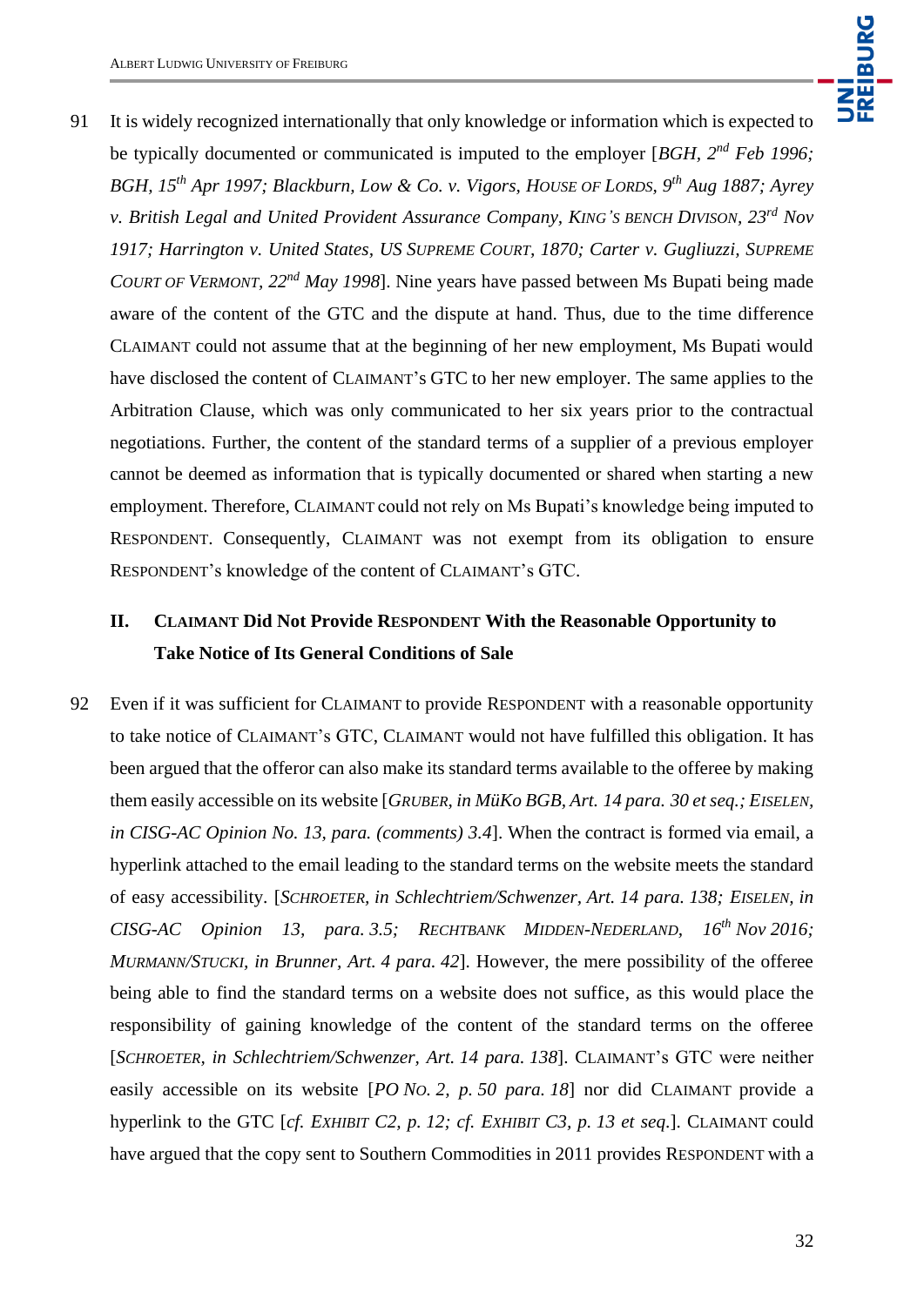91 It is widely recognized internationally that only knowledge or information which is expected to be typically documented or communicated is imputed to the employer [*BGH, 2nd Feb 1996; BGH, 15th Apr 1997; Blackburn, Low & Co. v. Vigors, House of Lords, 9th Aug 1887; Ayrey v. British Legal and United Provident Assurance Company, King's Bench Divison, 23rd Nov 1917; Harrington v. United States, US Supreme Court, 1870; Carter v. Gugliuzzi, Supreme Court of Vermont, 22nd May 1998*]. Nine years have passed between Ms Bupati being made aware of the content of the GTC and the dispute at hand. Thus, due to the time difference CLAIMANT could not assume that at the beginning of her new employment, Ms Bupati would have disclosed the content of CLAIMANT's GTC to her new employer. The same applies to the Arbitration Clause, which was only communicated to her six years prior to the contractual negotiations. Further, the content of the standard terms of a supplier of a previous employer cannot be deemed as information that is typically documented or shared when starting a new employment. Therefore, CLAIMANT could not rely on Ms Bupati's knowledge being imputed to RESPONDENT. Consequently, CLAIMANT was not exempt from its obligation to ensure RESPONDENT's knowledge of the content of CLAIMANT's GTC.

## II. CLAIMANT Did Not Provide RESPONDENT With the Reasonable Opportunity to Take Notice of Its General Conditions of Sale

92 Even if it was sufficient for CLAIMANT to provide RESPONDENT with a reasonable opportunity to take notice of CLAIMANT's GTC, CLAIMANT would not have fulfilled this obligation. It has been argued that the offeror can also make its standard terms available to the offeree by making them easily accessible on its website [*Gruber, in MüKo BGB, Art. 14 para. 30 et seq.; Eiselen, in CISG-AC Opinion No. 13, para. (comments) 3.4*]. When the contract is formed via email, a hyperlink attached to the email leading to the standard terms on the website meets the standard of easy accessibility. [*Schroeter, in Schlechtriem/Schwenzer, Art. 14 para. 138; Eiselen, in CISG-AC Opinion 13, para. 3.5; Rechtbank Midden-Nederland, 16th Nov 2016; Murmann/Stucki, in Brunner, Art. 4 para. 42*]. However, the mere possibility of the offeree being able to find the standard terms on a website does not suffice, as this would place the responsibility of gaining knowledge of the content of the standard terms on the offeree [*Schroeter, in Schlechtriem/Schwenzer, Art. 14 para. 138*]. CLAIMANT's GTC were neither easily accessible on its website [*PO No. 2, p. 50 para. 18*] nor did CLAIMANT provide a hyperlink to the GTC [*cf. Exhibit C2, p. 12; cf. Exhibit C3, p. 13 et seq.*]. CLAIMANT could have argued that the copy sent to Southern Commodities in 2011 provides RESPONDENT with a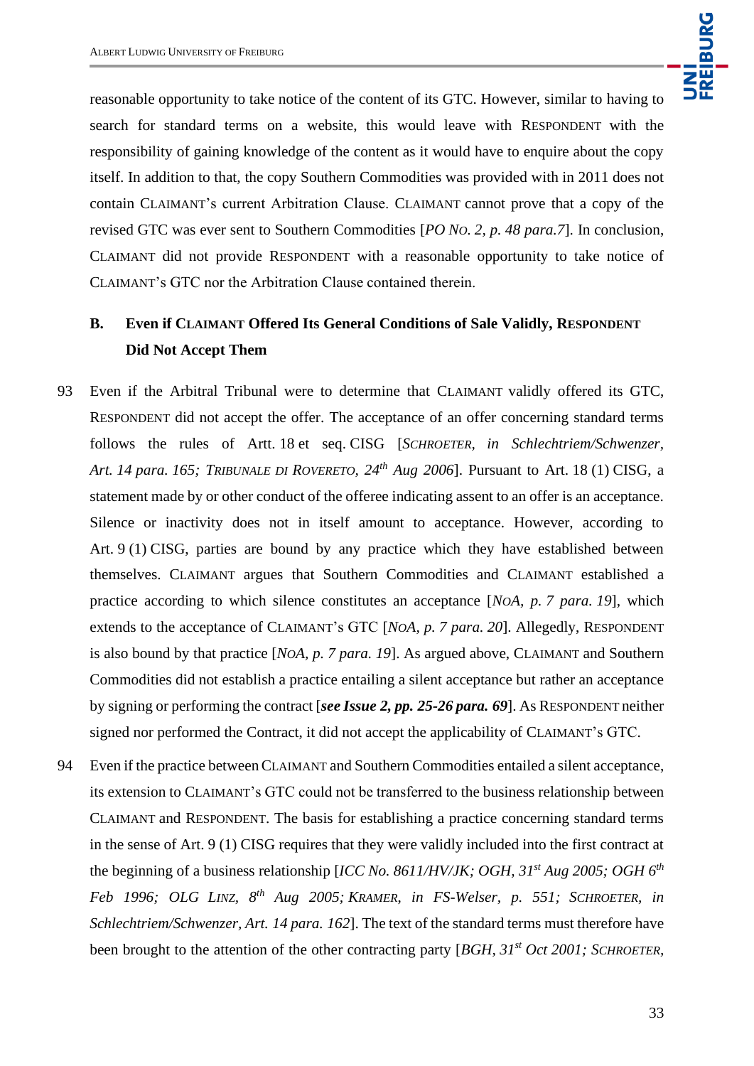reasonable opportunity to take notice of the content of its GTC. However, similar to having to search for standard terms on a website, this would leave with RESPONDENT with the responsibility of gaining knowledge of the content as it would have to enquire about the copy itself. In addition to that, the copy Southern Commodities was provided with in 2011 does not contain CLAIMANT's current Arbitration Clause. CLAIMANT cannot prove that a copy of the revised GTC was ever sent to Southern Commodities [*PO No. 2, p. 48 para.7*]. In conclusion, CLAIMANT did not provide RESPONDENT with a reasonable opportunity to take notice of CLAIMANT's GTC nor the Arbitration Clause contained therein.

### B. Even if CLAIMANT Offered Its General Conditions of Sale Validly, RESPONDENT Did Not Accept Them

93 Even if the Arbitral Tribunal were to determine that CLAIMANT validly offered its GTC, RESPONDENT did not accept the offer. The acceptance of an offer concerning standard terms follows the rules of Artt. 18 et seq. CISG [*SCHROETER, in Schlechtriem/Schwenzer, Art. 14 para. 165; TRIBUNALE DI ROVERETO, 24th Aug 2006*]. Pursuant to Art. 18 (1) CISG, a statement made by or other conduct of the offeree indicating assent to an offer is an acceptance. Silence or inactivity does not in itself amount to acceptance. However, according to Art. 9 (1) CISG, parties are bound by any practice which they have established between themselves. CLAIMANT argues that Southern Commodities and CLAIMANT established a practice according to which silence constitutes an acceptance [*NoA, p. 7 para. 19*], which extends to the acceptance of CLAIMANT's GTC [*NoA, p. 7 para. 20*]. Allegedly, RESPONDENT is also bound by that practice [*NoA, p. 7 para. 19*]. As argued above, CLAIMANT and Southern Commodities did not establish a practice entailing a silent acceptance but rather an acceptance by signing or performing the contract [***see Issue 2, pp. 25-26 para. 69***]. As RESPONDENT neither signed nor performed the Contract, it did not accept the applicability of CLAIMANT's GTC.

94 Even if the practice between CLAIMANT and Southern Commodities entailed a silent acceptance, its extension to CLAIMANT's GTC could not be transferred to the business relationship between CLAIMANT and RESPONDENT. The basis for establishing a practice concerning standard terms in the sense of Art. 9 (1) CISG requires that they were validly included into the first contract at the beginning of a business relationship [*ICC No. 8611/HV/JK; OGH, 31st Aug 2005; OGH 6th Feb 1996; OLG LINZ, 8th Aug 2005; KRAMER, in FS-Welser, p. 551; SCHROETER, in Schlechtriem/Schwenzer, Art. 14 para. 162*]. The text of the standard terms must therefore have been brought to the attention of the other contracting party [*BGH, 31st Oct 2001; SCHROETER,*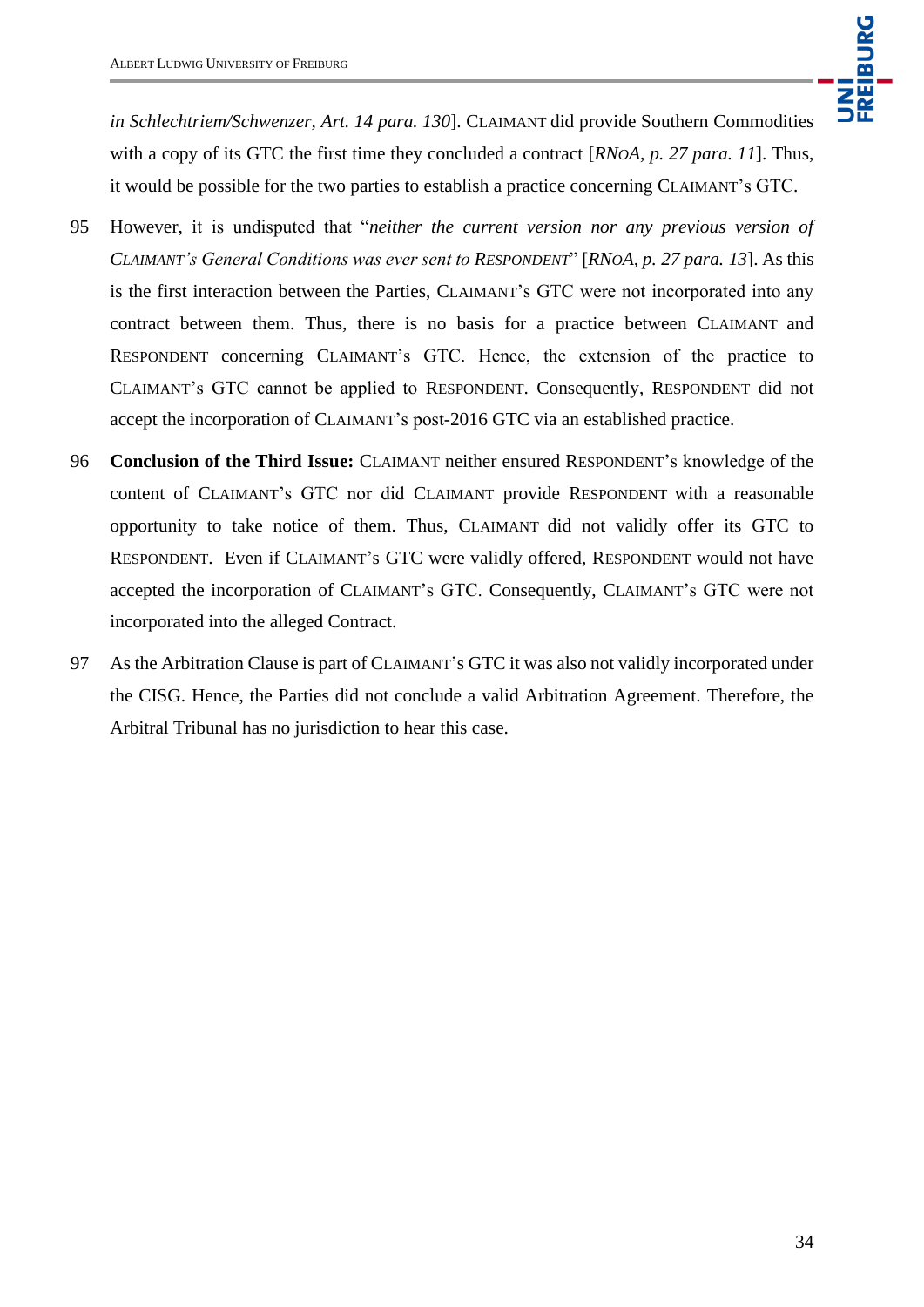*in Schlechtriem/Schwenzer, Art. 14 para. 130*]. CLAIMANT did provide Southern Commodities with a copy of its GTC the first time they concluded a contract [*RNoA, p. 27 para. 11*]. Thus, it would be possible for the two parties to establish a practice concerning CLAIMANT's GTC.

95 However, it is undisputed that "*neither the current version nor any previous version of CLAIMANT's General Conditions was ever sent to RESPONDENT*" [*RNoA, p. 27 para. 13*]. As this is the first interaction between the Parties, CLAIMANT's GTC were not incorporated into any contract between them. Thus, there is no basis for a practice between CLAIMANT and RESPONDENT concerning CLAIMANT's GTC. Hence, the extension of the practice to CLAIMANT's GTC cannot be applied to RESPONDENT. Consequently, RESPONDENT did not accept the incorporation of CLAIMANT's post-2016 GTC via an established practice.

96 **Conclusion of the Third Issue:** CLAIMANT neither ensured RESPONDENT's knowledge of the content of CLAIMANT's GTC nor did CLAIMANT provide RESPONDENT with a reasonable opportunity to take notice of them. Thus, CLAIMANT did not validly offer its GTC to RESPONDENT. Even if CLAIMANT's GTC were validly offered, RESPONDENT would not have accepted the incorporation of CLAIMANT's GTC. Consequently, CLAIMANT's GTC were not incorporated into the alleged Contract.

97 As the Arbitration Clause is part of CLAIMANT's GTC it was also not validly incorporated under the CISG. Hence, the Parties did not conclude a valid Arbitration Agreement. Therefore, the Arbitral Tribunal has no jurisdiction to hear this case.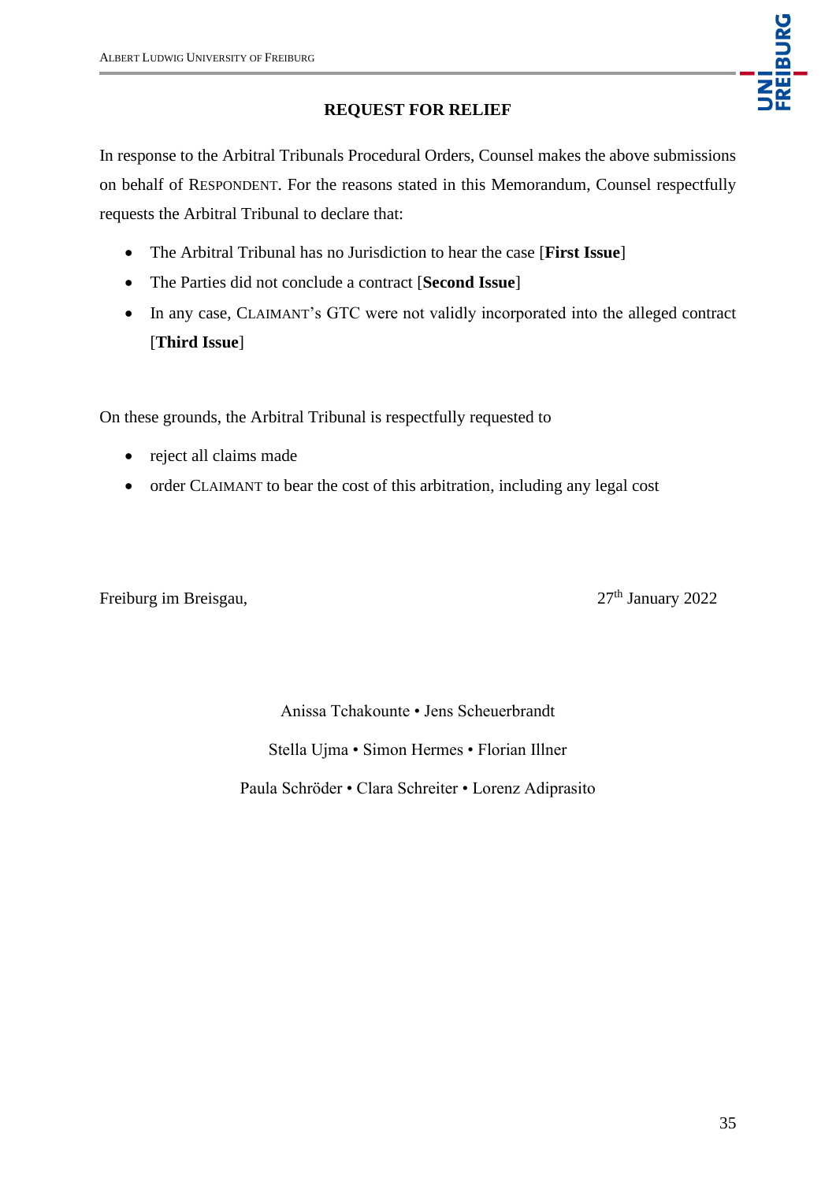## REQUEST FOR RELIEF

In response to the Arbitral Tribunals Procedural Orders, Counsel makes the above submissions on behalf of RESPONDENT. For the reasons stated in this Memorandum, Counsel respectfully requests the Arbitral Tribunal to declare that:

- The Arbitral Tribunal has no Jurisdiction to hear the case [**First Issue**]
- The Parties did not conclude a contract [**Second Issue**]
- In any case, CLAIMANT's GTC were not validly incorporated into the alleged contract [**Third Issue**]

On these grounds, the Arbitral Tribunal is respectfully requested to

- reject all claims made
- order CLAIMANT to bear the cost of this arbitration, including any legal cost

Freiburg im Breisgau, 27th January 2022

Anissa Tchakounte • Jens Scheuerbrandt

Stella Ujma • Simon Hermes • Florian Illner

Paula Schröder • Clara Schreiter • Lorenz Adiprasito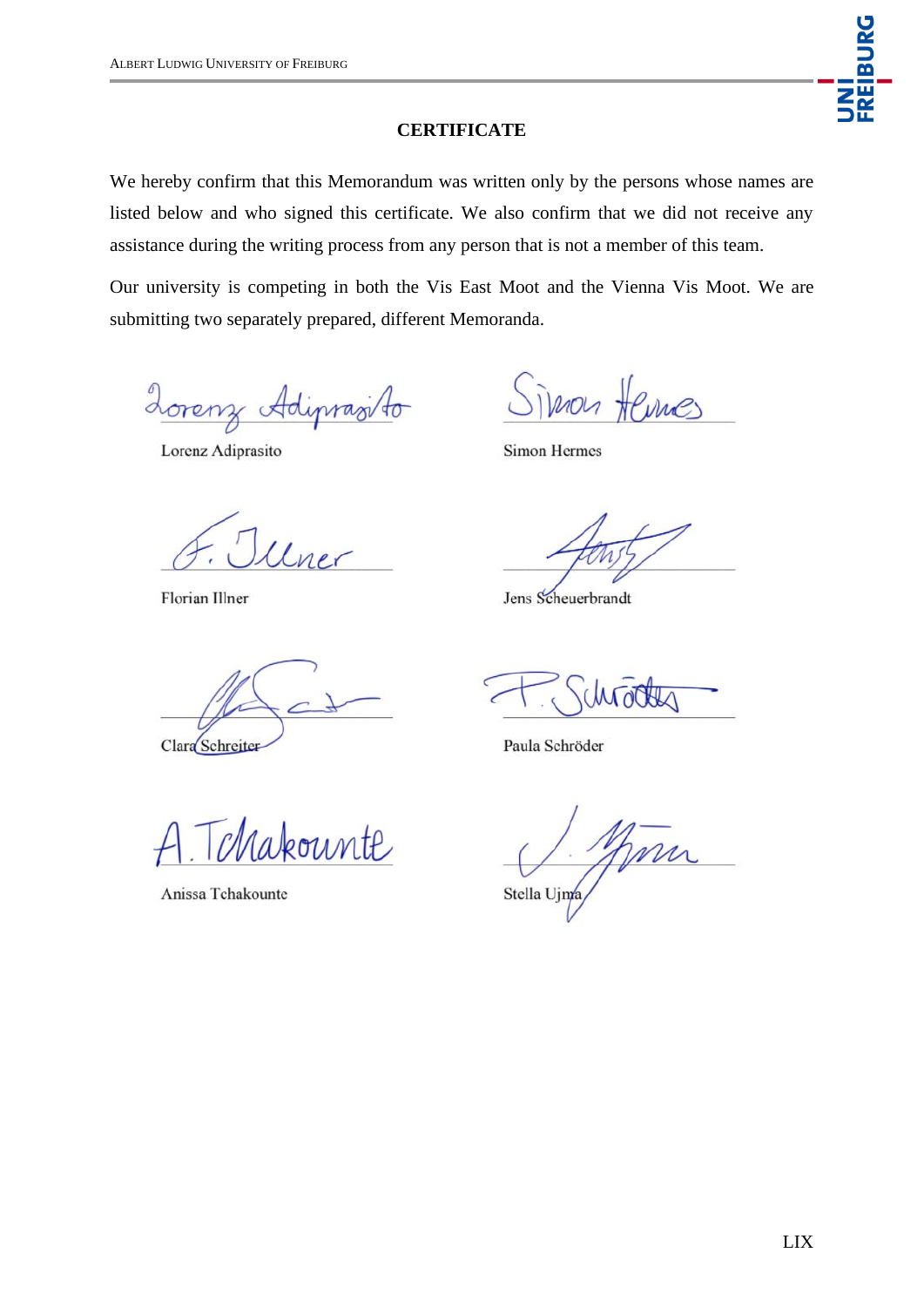## CERTIFICATE

We hereby confirm that this Memorandum was written only by the persons whose names are listed below and who signed this certificate. We also confirm that we did not receive any assistance during the writing process from any person that is not a member of this team.

Our university is competing in both the Vis East Moot and the Vienna Vis Moot. We are submitting two separately prepared, different Memoranda.

| | |
|---|---|
| Lorenz Adiprasito | Simon Hermes |
| Florian Illner | Jens Scheuerbrandt |
| Clara Schreiter | Paula Schröder |
| Anissa Tchakounte | Stella Ujma |